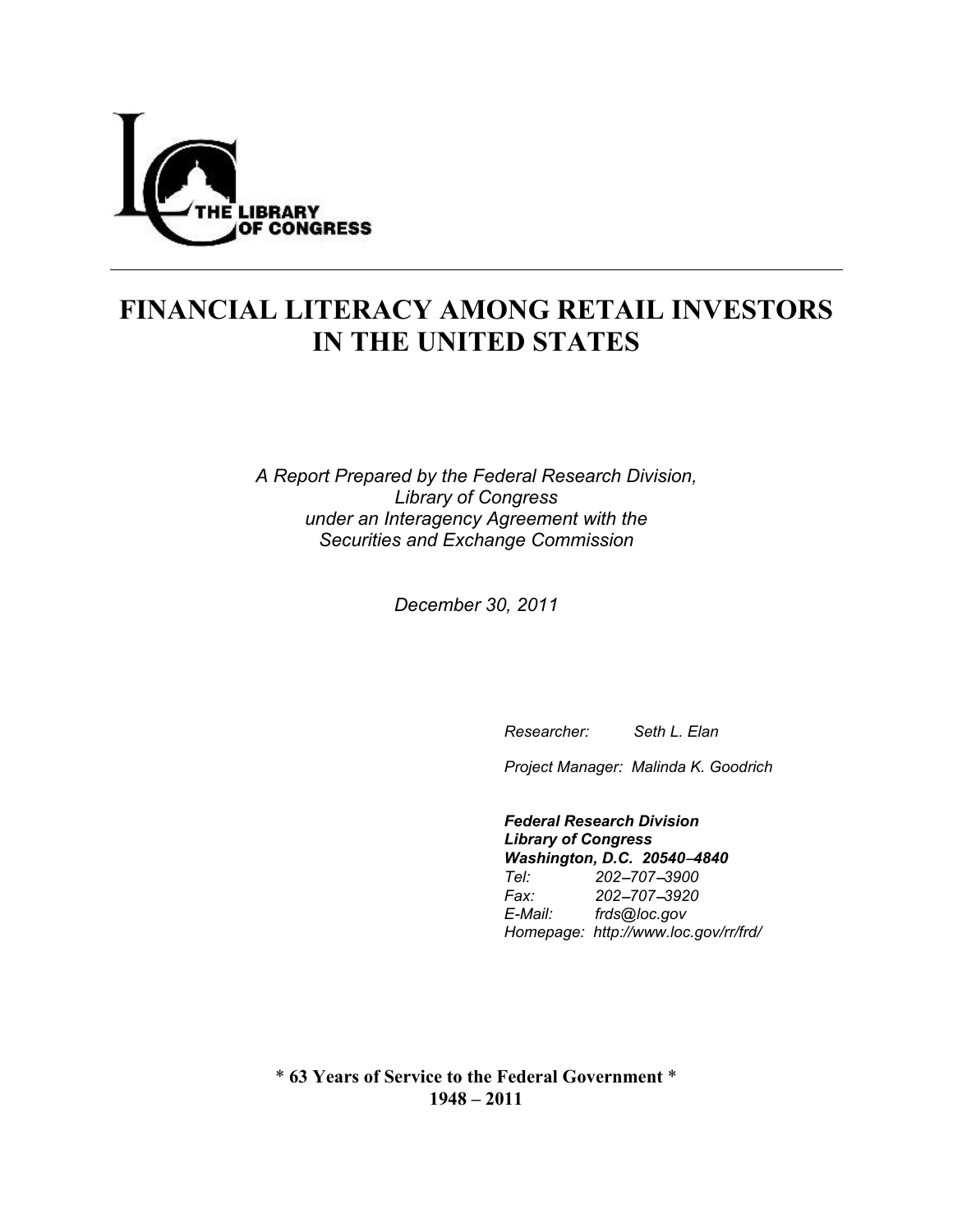THE LIBRARY OF CONGRESS

# FINANCIAL LITERACY AMONG RETAIL INVESTORS IN THE UNITED STATES

*A Report Prepared by the Federal Research Division,*
*Library of Congress*
*under an Interagency Agreement with the*
*Securities and Exchange Commission*

*December 30, 2011*

*Researcher: Seth L. Elan*

*Project Manager: Malinda K. Goodrich*

***Federal Research Division***
***Library of Congress***
***Washington, D.C. 20540–4840***
*Tel: 202–707–3900*
*Fax: 202–707–3920*
*E-Mail: frds@loc.gov*
*Homepage: http://www.loc.gov/rr/frd/*

**\* 63 Years of Service to the Federal Government \***
**1948 – 2011**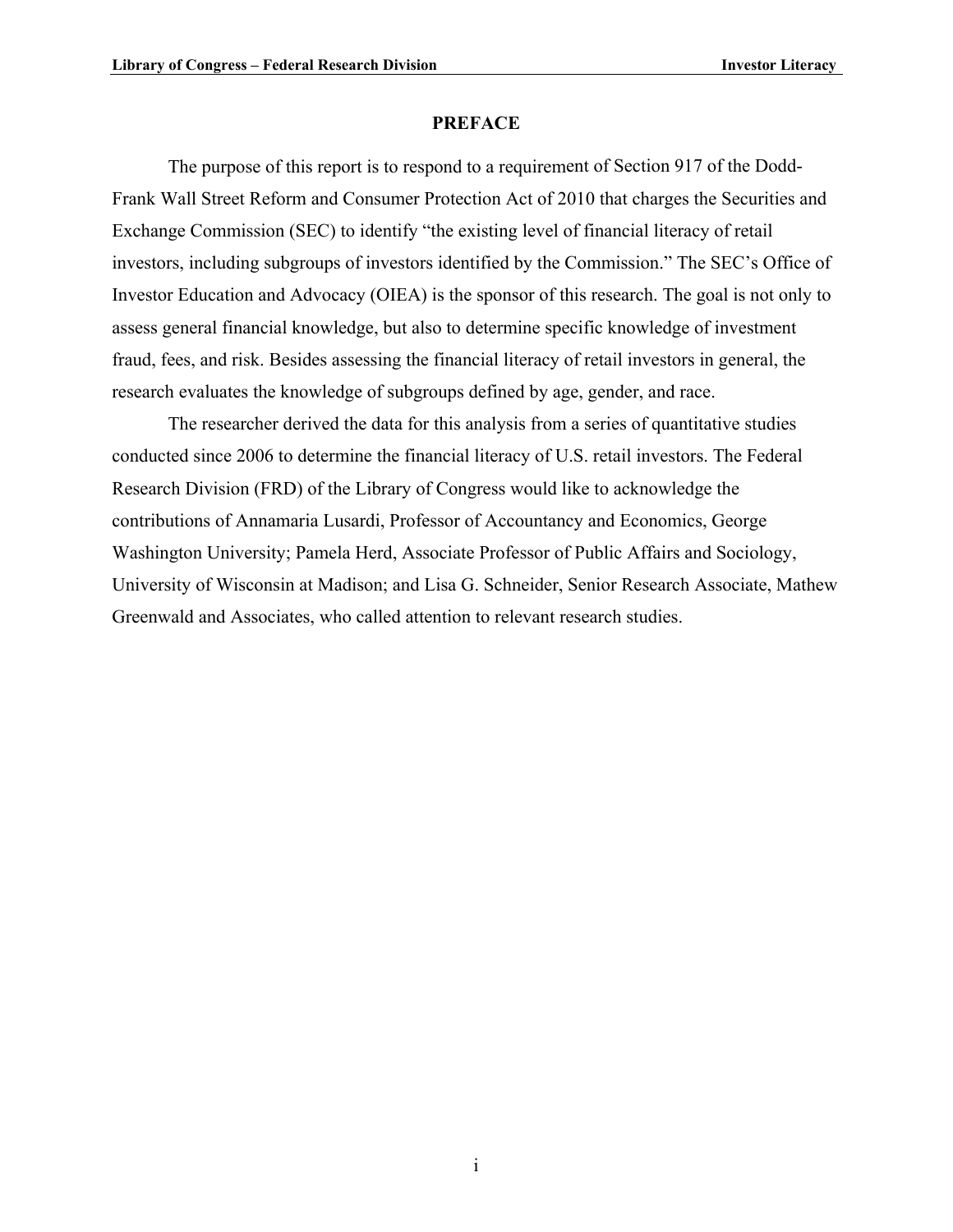# PREFACE

The purpose of this report is to respond to a requirement of Section 917 of the Dodd-Frank Wall Street Reform and Consumer Protection Act of 2010 that charges the Securities and Exchange Commission (SEC) to identify "the existing level of financial literacy of retail investors, including subgroups of investors identified by the Commission." The SEC's Office of Investor Education and Advocacy (OIEA) is the sponsor of this research. The goal is not only to assess general financial knowledge, but also to determine specific knowledge of investment fraud, fees, and risk. Besides assessing the financial literacy of retail investors in general, the research evaluates the knowledge of subgroups defined by age, gender, and race.

The researcher derived the data for this analysis from a series of quantitative studies conducted since 2006 to determine the financial literacy of U.S. retail investors. The Federal Research Division (FRD) of the Library of Congress would like to acknowledge the contributions of Annamaria Lusardi, Professor of Accountancy and Economics, George Washington University; Pamela Herd, Associate Professor of Public Affairs and Sociology, University of Wisconsin at Madison; and Lisa G. Schneider, Senior Research Associate, Mathew Greenwald and Associates, who called attention to relevant research studies.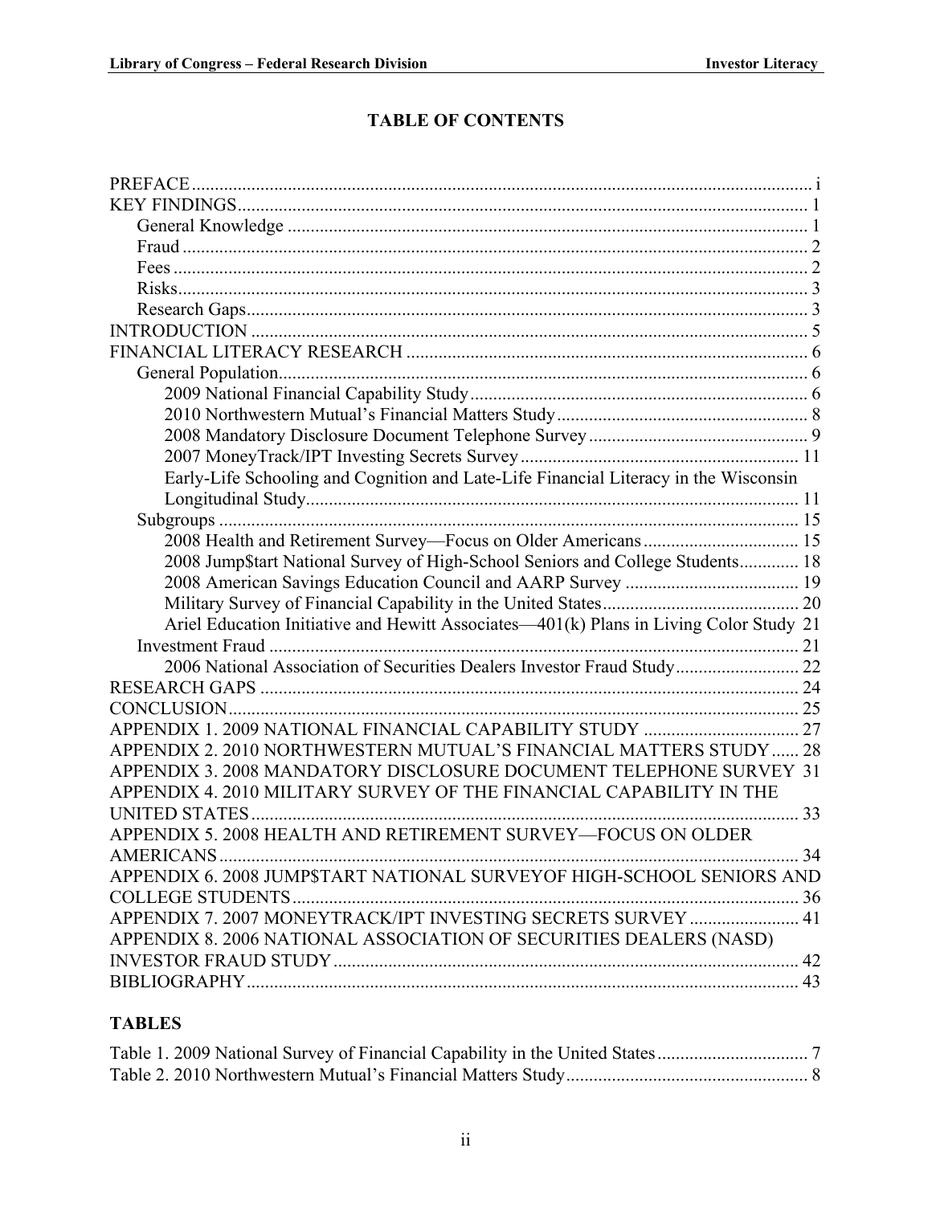# TABLE OF CONTENTS

PREFACE ....... i
KEY FINDINGS ....... 1
- General Knowledge ....... 1
- Fraud ....... 2
- Fees ....... 2
- Risks ....... 3
- Research Gaps ....... 3

INTRODUCTION ....... 5
FINANCIAL LITERACY RESEARCH ....... 6
- General Population ....... 6
  - 2009 National Financial Capability Study ....... 6
  - 2010 Northwestern Mutual's Financial Matters Study ....... 8
  - 2008 Mandatory Disclosure Document Telephone Survey ....... 9
  - 2007 MoneyTrack/IPT Investing Secrets Survey ....... 11
  - Early-Life Schooling and Cognition and Late-Life Financial Literacy in the Wisconsin Longitudinal Study ....... 11
- Subgroups ....... 15
  - 2008 Health and Retirement Survey—Focus on Older Americans ....... 15
  - 2008 Jump$tart National Survey of High-School Seniors and College Students ....... 18
  - 2008 American Savings Education Council and AARP Survey ....... 19
  - Military Survey of Financial Capability in the United States ....... 20
  - Ariel Education Initiative and Hewitt Associates—401(k) Plans in Living Color Study ....... 21
- Investment Fraud ....... 21
  - 2006 National Association of Securities Dealers Investor Fraud Study ....... 22

RESEARCH GAPS ....... 24
CONCLUSION ....... 25
APPENDIX 1. 2009 NATIONAL FINANCIAL CAPABILITY STUDY ....... 27
APPENDIX 2. 2010 NORTHWESTERN MUTUAL'S FINANCIAL MATTERS STUDY ....... 28
APPENDIX 3. 2008 MANDATORY DISCLOSURE DOCUMENT TELEPHONE SURVEY ....... 31
APPENDIX 4. 2010 MILITARY SURVEY OF THE FINANCIAL CAPABILITY IN THE UNITED STATES ....... 33
APPENDIX 5. 2008 HEALTH AND RETIREMENT SURVEY—FOCUS ON OLDER AMERICANS ....... 34
APPENDIX 6. 2008 JUMP$TART NATIONAL SURVEYOF HIGH-SCHOOL SENIORS AND COLLEGE STUDENTS ....... 36
APPENDIX 7. 2007 MONEYTRACK/IPT INVESTING SECRETS SURVEY ....... 41
APPENDIX 8. 2006 NATIONAL ASSOCIATION OF SECURITIES DEALERS (NASD) INVESTOR FRAUD STUDY ....... 42
BIBLIOGRAPHY ....... 43

## TABLES

Table 1. 2009 National Survey of Financial Capability in the United States ....... 7
Table 2. 2010 Northwestern Mutual's Financial Matters Study ....... 8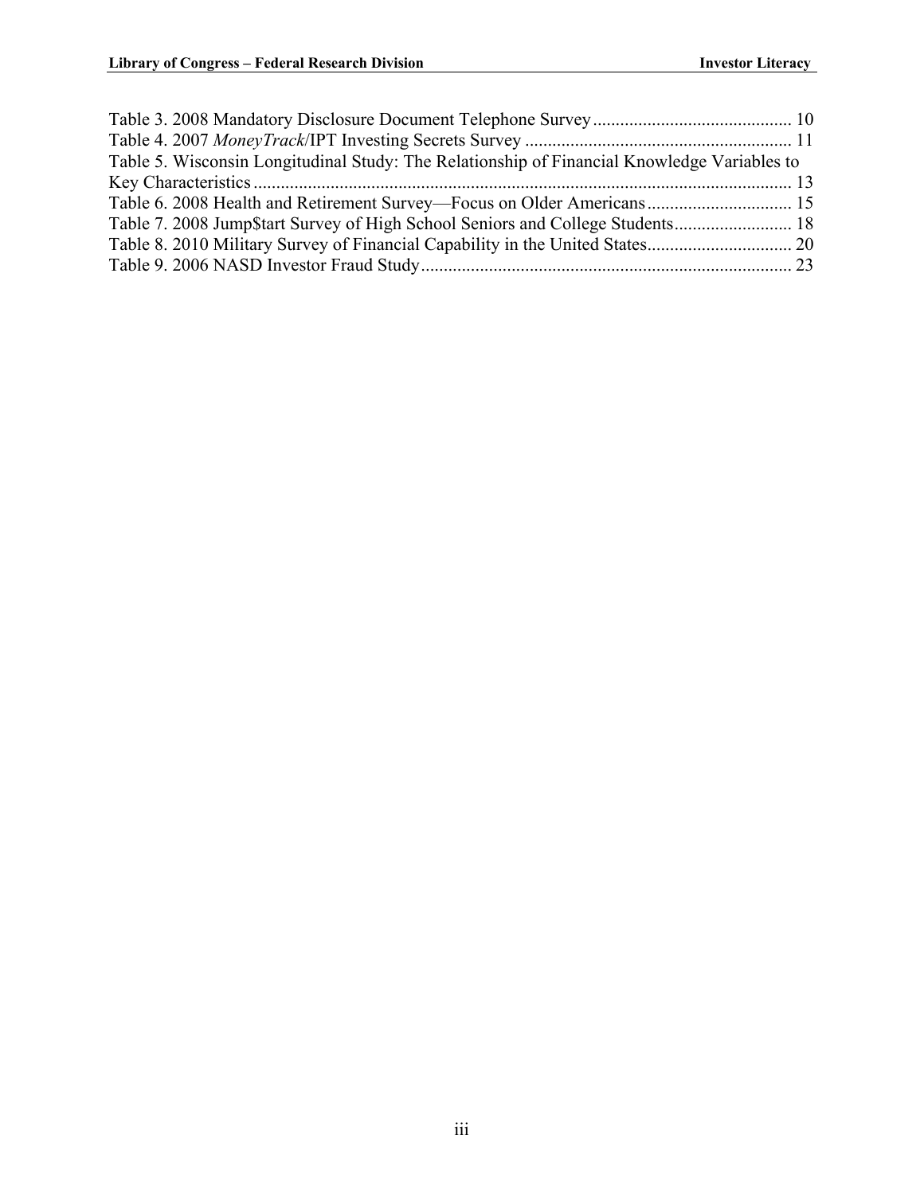Table 3. 2008 Mandatory Disclosure Document Telephone Survey ........................................... 10
Table 4. 2007 *MoneyTrack*/IPT Investing Secrets Survey .......................................................... 11
Table 5. Wisconsin Longitudinal Study: The Relationship of Financial Knowledge Variables to Key Characteristics ...................................................................................................................... 13
Table 6. 2008 Health and Retirement Survey—Focus on Older Americans ................................ 15
Table 7. 2008 Jump$tart Survey of High School Seniors and College Students .......................... 18
Table 8. 2010 Military Survey of Financial Capability in the United States ................................ 20
Table 9. 2006 NASD Investor Fraud Study ................................................................................. 23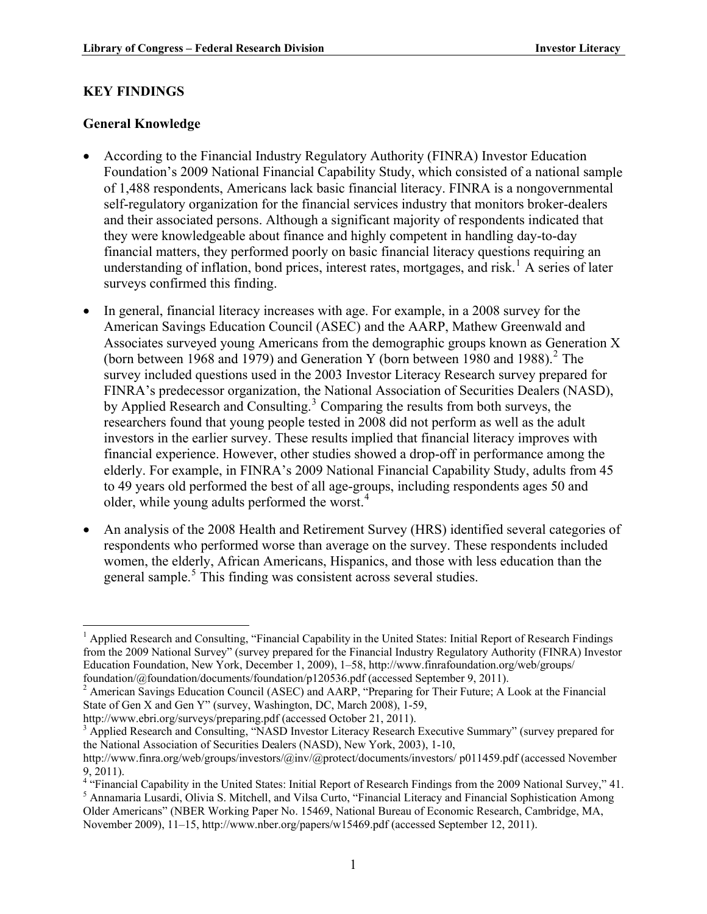## KEY FINDINGS

### General Knowledge

- According to the Financial Industry Regulatory Authority (FINRA) Investor Education Foundation's 2009 National Financial Capability Study, which consisted of a national sample of 1,488 respondents, Americans lack basic financial literacy. FINRA is a nongovernmental self-regulatory organization for the financial services industry that monitors broker-dealers and their associated persons. Although a significant majority of respondents indicated that they were knowledgeable about finance and highly competent in handling day-to-day financial matters, they performed poorly on basic financial literacy questions requiring an understanding of inflation, bond prices, interest rates, mortgages, and risk.[1] A series of later surveys confirmed this finding.
- In general, financial literacy increases with age. For example, in a 2008 survey for the American Savings Education Council (ASEC) and the AARP, Mathew Greenwald and Associates surveyed young Americans from the demographic groups known as Generation X (born between 1968 and 1979) and Generation Y (born between 1980 and 1988).[2] The survey included questions used in the 2003 Investor Literacy Research survey prepared for FINRA's predecessor organization, the National Association of Securities Dealers (NASD), by Applied Research and Consulting.[3] Comparing the results from both surveys, the researchers found that young people tested in 2008 did not perform as well as the adult investors in the earlier survey. These results implied that financial literacy improves with financial experience. However, other studies showed a drop-off in performance among the elderly. For example, in FINRA's 2009 National Financial Capability Study, adults from 45 to 49 years old performed the best of all age-groups, including respondents ages 50 and older, while young adults performed the worst.[4]
- An analysis of the 2008 Health and Retirement Survey (HRS) identified several categories of respondents who performed worse than average on the survey. These respondents included women, the elderly, African Americans, Hispanics, and those with less education than the general sample.[5] This finding was consistent across several studies.

---

[1] Applied Research and Consulting, "Financial Capability in the United States: Initial Report of Research Findings from the 2009 National Survey" (survey prepared for the Financial Industry Regulatory Authority (FINRA) Investor Education Foundation, New York, December 1, 2009), 1–58, http://www.finrafoundation.org/web/groups/foundation/@foundation/documents/foundation/p120536.pdf (accessed September 9, 2011).

[2] American Savings Education Council (ASEC) and AARP, "Preparing for Their Future; A Look at the Financial State of Gen X and Gen Y" (survey, Washington, DC, March 2008), 1-59, http://www.ebri.org/surveys/preparing.pdf (accessed October 21, 2011).

[3] Applied Research and Consulting, "NASD Investor Literacy Research Executive Summary" (survey prepared for the National Association of Securities Dealers (NASD), New York, 2003), 1-10, http://www.finra.org/web/groups/investors/@inv/@protect/documents/investors/ p011459.pdf (accessed November 9, 2011).

[4] "Financial Capability in the United States: Initial Report of Research Findings from the 2009 National Survey," 41.

[5] Annamaria Lusardi, Olivia S. Mitchell, and Vilsa Curto, "Financial Literacy and Financial Sophistication Among Older Americans" (NBER Working Paper No. 15469, National Bureau of Economic Research, Cambridge, MA, November 2009), 11–15, http://www.nber.org/papers/w15469.pdf (accessed September 12, 2011).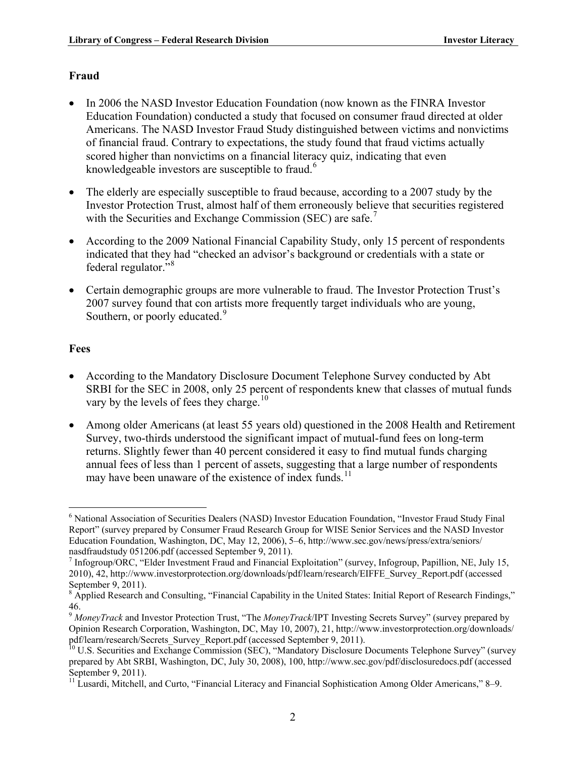**Fraud**

- In 2006 the NASD Investor Education Foundation (now known as the FINRA Investor Education Foundation) conducted a study that focused on consumer fraud directed at older Americans. The NASD Investor Fraud Study distinguished between victims and nonvictims of financial fraud. Contrary to expectations, the study found that fraud victims actually scored higher than nonvictims on a financial literacy quiz, indicating that even knowledgeable investors are susceptible to fraud.[6]

- The elderly are especially susceptible to fraud because, according to a 2007 study by the Investor Protection Trust, almost half of them erroneously believe that securities registered with the Securities and Exchange Commission (SEC) are safe.[7]

- According to the 2009 National Financial Capability Study, only 15 percent of respondents indicated that they had "checked an advisor's background or credentials with a state or federal regulator."[8]

- Certain demographic groups are more vulnerable to fraud. The Investor Protection Trust's 2007 survey found that con artists more frequently target individuals who are young, Southern, or poorly educated.[9]

**Fees**

- According to the Mandatory Disclosure Document Telephone Survey conducted by Abt SRBI for the SEC in 2008, only 25 percent of respondents knew that classes of mutual funds vary by the levels of fees they charge.[10]

- Among older Americans (at least 55 years old) questioned in the 2008 Health and Retirement Survey, two-thirds understood the significant impact of mutual-fund fees on long-term returns. Slightly fewer than 40 percent considered it easy to find mutual funds charging annual fees of less than 1 percent of assets, suggesting that a large number of respondents may have been unaware of the existence of index funds.[11]

---

[6] National Association of Securities Dealers (NASD) Investor Education Foundation, "Investor Fraud Study Final Report" (survey prepared by Consumer Fraud Research Group for WISE Senior Services and the NASD Investor Education Foundation, Washington, DC, May 12, 2006), 5–6, http://www.sec.gov/news/press/extra/seniors/nasdfraudstudy 051206.pdf (accessed September 9, 2011).

[7] Infogroup/ORC, "Elder Investment Fraud and Financial Exploitation" (survey, Infogroup, Papillion, NE, July 15, 2010), 42, http://www.investorprotection.org/downloads/pdf/learn/research/EIFFE_Survey_Report.pdf (accessed September 9, 2011).

[8] Applied Research and Consulting, "Financial Capability in the United States: Initial Report of Research Findings," 46.

[9] *MoneyTrack* and Investor Protection Trust, "The *MoneyTrack*/IPT Investing Secrets Survey" (survey prepared by Opinion Research Corporation, Washington, DC, May 10, 2007), 21, http://www.investorprotection.org/downloads/pdf/learn/research/Secrets_Survey_Report.pdf (accessed September 9, 2011).

[10] U.S. Securities and Exchange Commission (SEC), "Mandatory Disclosure Documents Telephone Survey" (survey prepared by Abt SRBI, Washington, DC, July 30, 2008), 100, http://www.sec.gov/pdf/disclosuredocs.pdf (accessed September 9, 2011).

[11] Lusardi, Mitchell, and Curto, "Financial Literacy and Financial Sophistication Among Older Americans," 8–9.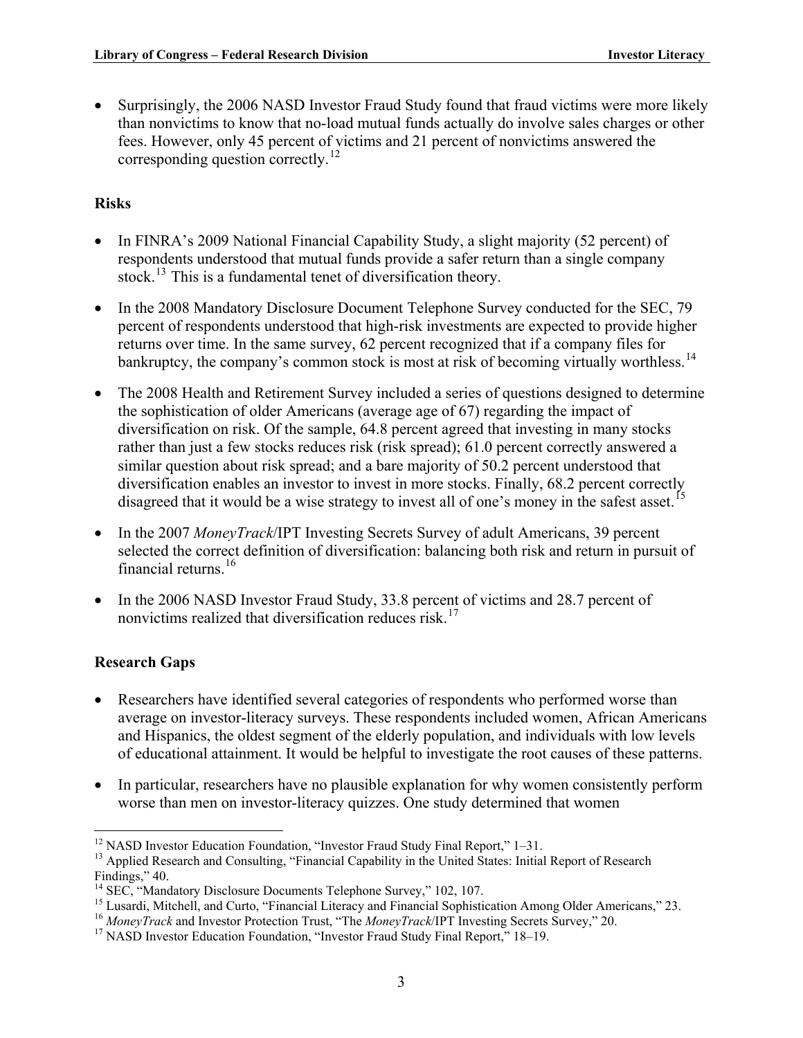- Surprisingly, the 2006 NASD Investor Fraud Study found that fraud victims were more likely than nonvictims to know that no-load mutual funds actually do involve sales charges or other fees. However, only 45 percent of victims and 21 percent of nonvictims answered the corresponding question correctly.[12]

### Risks

- In FINRA's 2009 National Financial Capability Study, a slight majority (52 percent) of respondents understood that mutual funds provide a safer return than a single company stock.[13] This is a fundamental tenet of diversification theory.
- In the 2008 Mandatory Disclosure Document Telephone Survey conducted for the SEC, 79 percent of respondents understood that high-risk investments are expected to provide higher returns over time. In the same survey, 62 percent recognized that if a company files for bankruptcy, the company's common stock is most at risk of becoming virtually worthless.[14]
- The 2008 Health and Retirement Survey included a series of questions designed to determine the sophistication of older Americans (average age of 67) regarding the impact of diversification on risk. Of the sample, 64.8 percent agreed that investing in many stocks rather than just a few stocks reduces risk (risk spread); 61.0 percent correctly answered a similar question about risk spread; and a bare majority of 50.2 percent understood that diversification enables an investor to invest in more stocks. Finally, 68.2 percent correctly disagreed that it would be a wise strategy to invest all of one's money in the safest asset.[15]
- In the 2007 *MoneyTrack*/IPT Investing Secrets Survey of adult Americans, 39 percent selected the correct definition of diversification: balancing both risk and return in pursuit of financial returns.[16]
- In the 2006 NASD Investor Fraud Study, 33.8 percent of victims and 28.7 percent of nonvictims realized that diversification reduces risk.[17]

### Research Gaps

- Researchers have identified several categories of respondents who performed worse than average on investor-literacy surveys. These respondents included women, African Americans and Hispanics, the oldest segment of the elderly population, and individuals with low levels of educational attainment. It would be helpful to investigate the root causes of these patterns.
- In particular, researchers have no plausible explanation for why women consistently perform worse than men on investor-literacy quizzes. One study determined that women

---

[12] NASD Investor Education Foundation, "Investor Fraud Study Final Report," 1–31.

[13] Applied Research and Consulting, "Financial Capability in the United States: Initial Report of Research Findings," 40.

[14] SEC, "Mandatory Disclosure Documents Telephone Survey," 102, 107.

[15] Lusardi, Mitchell, and Curto, "Financial Literacy and Financial Sophistication Among Older Americans," 23.

[16] *MoneyTrack* and Investor Protection Trust, "The *MoneyTrack*/IPT Investing Secrets Survey," 20.

[17] NASD Investor Education Foundation, "Investor Fraud Study Final Report," 18–19.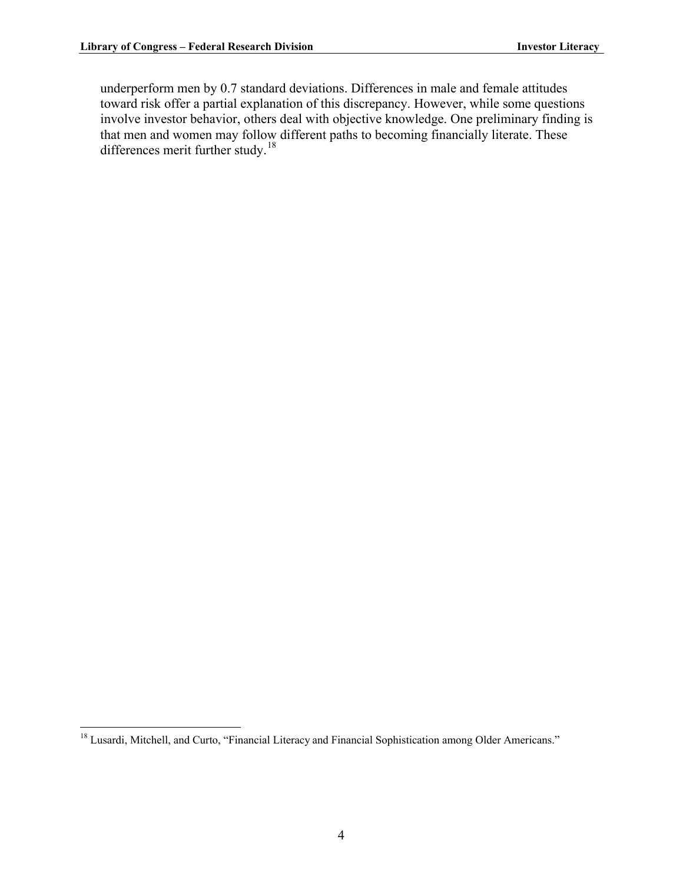underperform men by 0.7 standard deviations. Differences in male and female attitudes toward risk offer a partial explanation of this discrepancy. However, while some questions involve investor behavior, others deal with objective knowledge. One preliminary finding is that men and women may follow different paths to becoming financially literate. These differences merit further study.[18]

[18] Lusardi, Mitchell, and Curto, "Financial Literacy and Financial Sophistication among Older Americans."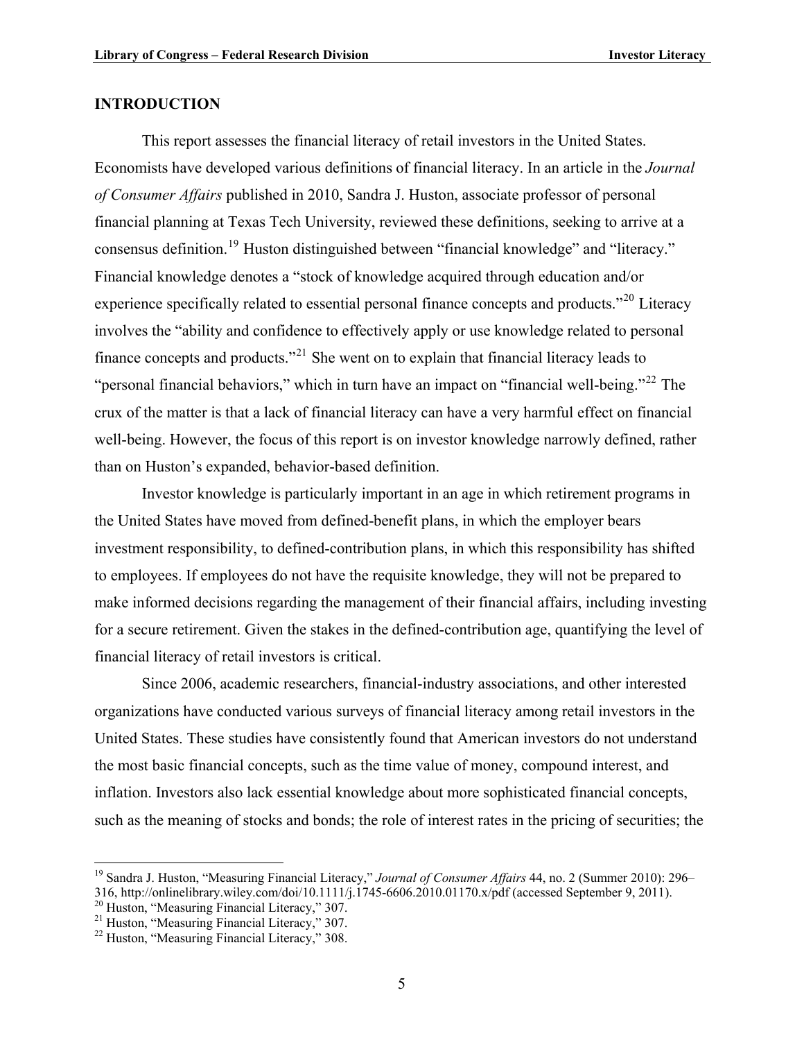## INTRODUCTION

This report assesses the financial literacy of retail investors in the United States. Economists have developed various definitions of financial literacy. In an article in the *Journal of Consumer Affairs* published in 2010, Sandra J. Huston, associate professor of personal financial planning at Texas Tech University, reviewed these definitions, seeking to arrive at a consensus definition.[19] Huston distinguished between "financial knowledge" and "literacy." Financial knowledge denotes a "stock of knowledge acquired through education and/or experience specifically related to essential personal finance concepts and products."[20] Literacy involves the "ability and confidence to effectively apply or use knowledge related to personal finance concepts and products."[21] She went on to explain that financial literacy leads to "personal financial behaviors," which in turn have an impact on "financial well-being."[22] The crux of the matter is that a lack of financial literacy can have a very harmful effect on financial well-being. However, the focus of this report is on investor knowledge narrowly defined, rather than on Huston's expanded, behavior-based definition.

Investor knowledge is particularly important in an age in which retirement programs in the United States have moved from defined-benefit plans, in which the employer bears investment responsibility, to defined-contribution plans, in which this responsibility has shifted to employees. If employees do not have the requisite knowledge, they will not be prepared to make informed decisions regarding the management of their financial affairs, including investing for a secure retirement. Given the stakes in the defined-contribution age, quantifying the level of financial literacy of retail investors is critical.

Since 2006, academic researchers, financial-industry associations, and other interested organizations have conducted various surveys of financial literacy among retail investors in the United States. These studies have consistently found that American investors do not understand the most basic financial concepts, such as the time value of money, compound interest, and inflation. Investors also lack essential knowledge about more sophisticated financial concepts, such as the meaning of stocks and bonds; the role of interest rates in the pricing of securities; the

---

[19] Sandra J. Huston, "Measuring Financial Literacy," *Journal of Consumer Affairs* 44, no. 2 (Summer 2010): 296–316, http://onlinelibrary.wiley.com/doi/10.1111/j.1745-6606.2010.01170.x/pdf (accessed September 9, 2011).

[20] Huston, "Measuring Financial Literacy," 307.

[21] Huston, "Measuring Financial Literacy," 307.

[22] Huston, "Measuring Financial Literacy," 308.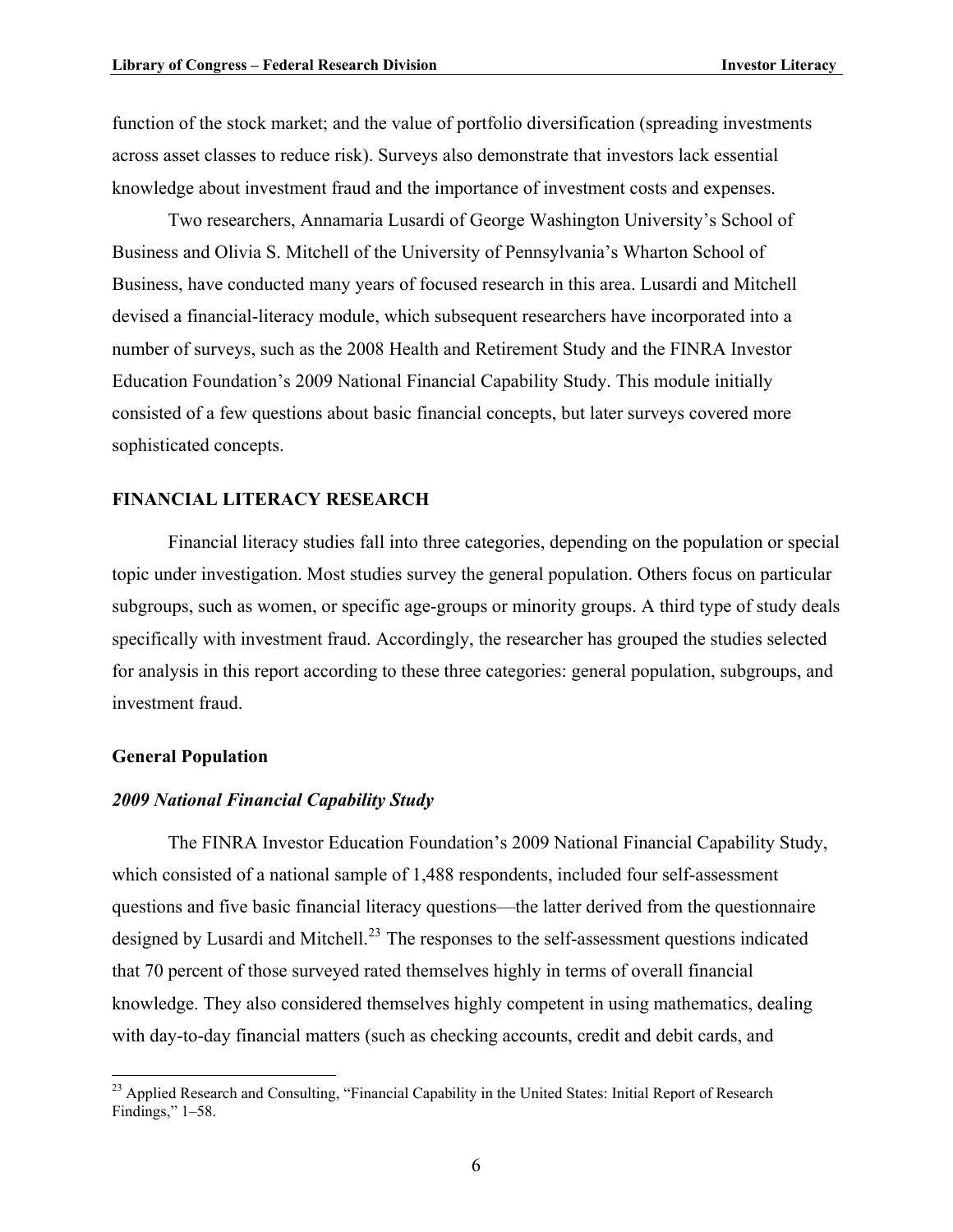function of the stock market; and the value of portfolio diversification (spreading investments across asset classes to reduce risk). Surveys also demonstrate that investors lack essential knowledge about investment fraud and the importance of investment costs and expenses.

Two researchers, Annamaria Lusardi of George Washington University's School of Business and Olivia S. Mitchell of the University of Pennsylvania's Wharton School of Business, have conducted many years of focused research in this area. Lusardi and Mitchell devised a financial-literacy module, which subsequent researchers have incorporated into a number of surveys, such as the 2008 Health and Retirement Study and the FINRA Investor Education Foundation's 2009 National Financial Capability Study. This module initially consisted of a few questions about basic financial concepts, but later surveys covered more sophisticated concepts.

## FINANCIAL LITERACY RESEARCH

Financial literacy studies fall into three categories, depending on the population or special topic under investigation. Most studies survey the general population. Others focus on particular subgroups, such as women, or specific age-groups or minority groups. A third type of study deals specifically with investment fraud. Accordingly, the researcher has grouped the studies selected for analysis in this report according to these three categories: general population, subgroups, and investment fraud.

### General Population

#### *2009 National Financial Capability Study*

The FINRA Investor Education Foundation's 2009 National Financial Capability Study, which consisted of a national sample of 1,488 respondents, included four self-assessment questions and five basic financial literacy questions—the latter derived from the questionnaire designed by Lusardi and Mitchell.[23] The responses to the self-assessment questions indicated that 70 percent of those surveyed rated themselves highly in terms of overall financial knowledge. They also considered themselves highly competent in using mathematics, dealing with day-to-day financial matters (such as checking accounts, credit and debit cards, and

[23] Applied Research and Consulting, "Financial Capability in the United States: Initial Report of Research Findings," 1–58.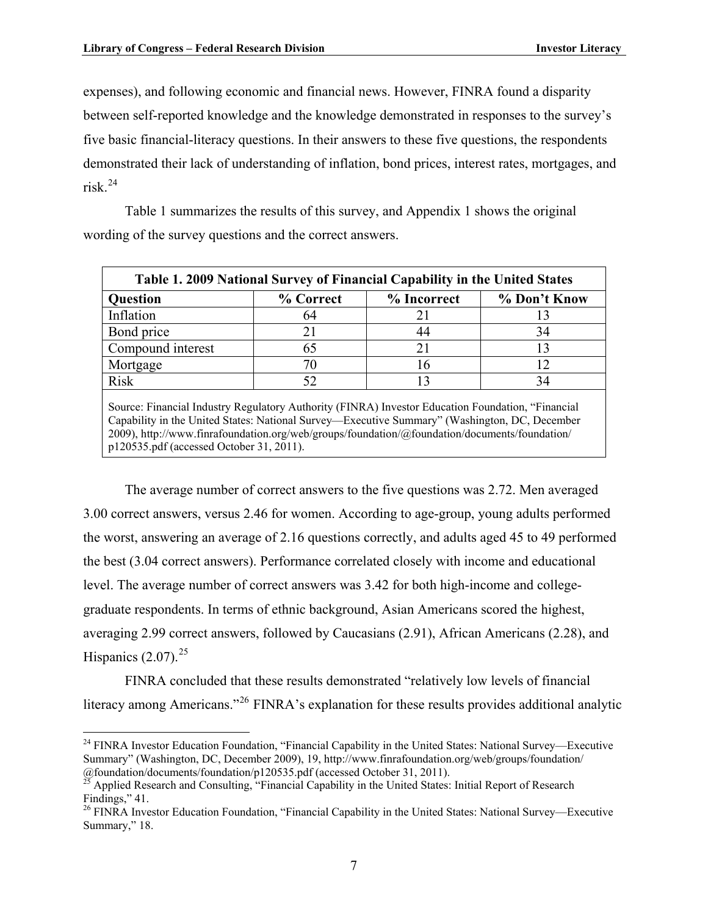expenses), and following economic and financial news. However, FINRA found a disparity between self-reported knowledge and the knowledge demonstrated in responses to the survey's five basic financial-literacy questions. In their answers to these five questions, the respondents demonstrated their lack of understanding of inflation, bond prices, interest rates, mortgages, and risk.[24]

Table 1 summarizes the results of this survey, and Appendix 1 shows the original wording of the survey questions and the correct answers.

**Table 1. 2009 National Survey of Financial Capability in the United States**

| Question | % Correct | % Incorrect | % Don't Know |
|---|---|---|---|
| Inflation | 64 | 21 | 13 |
| Bond price | 21 | 44 | 34 |
| Compound interest | 65 | 21 | 13 |
| Mortgage | 70 | 16 | 12 |
| Risk | 52 | 13 | 34 |

Source: Financial Industry Regulatory Authority (FINRA) Investor Education Foundation, "Financial Capability in the United States: National Survey—Executive Summary" (Washington, DC, December 2009), http://www.finrafoundation.org/web/groups/foundation/@foundation/documents/foundation/p120535.pdf (accessed October 31, 2011).

The average number of correct answers to the five questions was 2.72. Men averaged 3.00 correct answers, versus 2.46 for women. According to age-group, young adults performed the worst, answering an average of 2.16 questions correctly, and adults aged 45 to 49 performed the best (3.04 correct answers). Performance correlated closely with income and educational level. The average number of correct answers was 3.42 for both high-income and college-graduate respondents. In terms of ethnic background, Asian Americans scored the highest, averaging 2.99 correct answers, followed by Caucasians (2.91), African Americans (2.28), and Hispanics (2.07).[25]

FINRA concluded that these results demonstrated "relatively low levels of financial literacy among Americans."[26] FINRA's explanation for these results provides additional analytic

---

[24] FINRA Investor Education Foundation, "Financial Capability in the United States: National Survey—Executive Summary" (Washington, DC, December 2009), 19, http://www.finrafoundation.org/web/groups/foundation/@foundation/documents/foundation/p120535.pdf (accessed October 31, 2011).

[25] Applied Research and Consulting, "Financial Capability in the United States: Initial Report of Research Findings," 41.

[26] FINRA Investor Education Foundation, "Financial Capability in the United States: National Survey—Executive Summary," 18.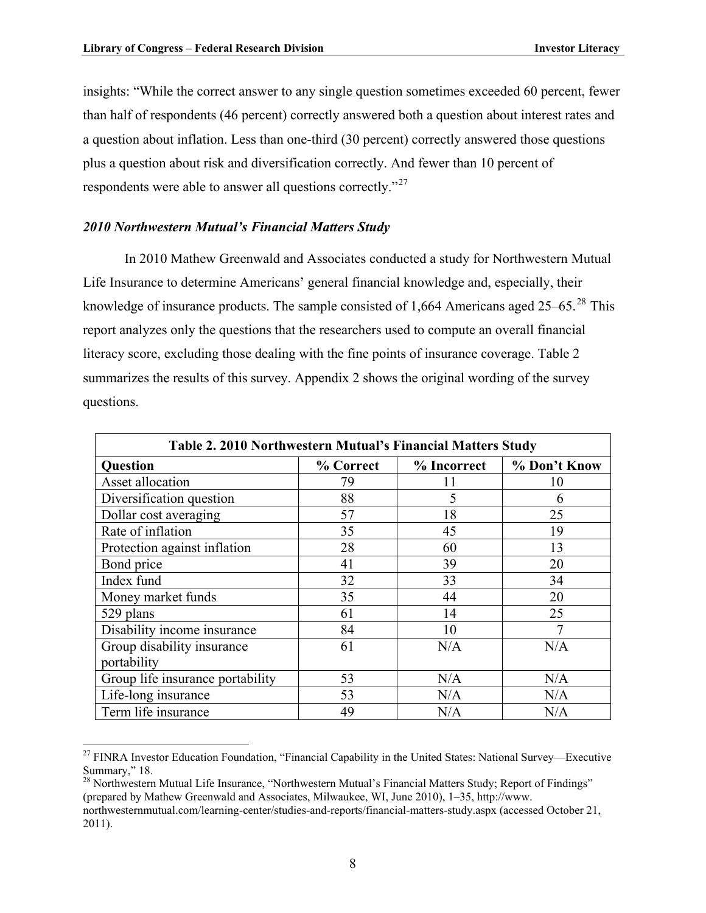insights: "While the correct answer to any single question sometimes exceeded 60 percent, fewer than half of respondents (46 percent) correctly answered both a question about interest rates and a question about inflation. Less than one-third (30 percent) correctly answered those questions plus a question about risk and diversification correctly. And fewer than 10 percent of respondents were able to answer all questions correctly."[27]

### *2010 Northwestern Mutual's Financial Matters Study*

In 2010 Mathew Greenwald and Associates conducted a study for Northwestern Mutual Life Insurance to determine Americans' general financial knowledge and, especially, their knowledge of insurance products. The sample consisted of 1,664 Americans aged 25–65.[28] This report analyzes only the questions that the researchers used to compute an overall financial literacy score, excluding those dealing with the fine points of insurance coverage. Table 2 summarizes the results of this survey. Appendix 2 shows the original wording of the survey questions.

**Table 2. 2010 Northwestern Mutual's Financial Matters Study**

| Question | % Correct | % Incorrect | % Don't Know |
|---|---|---|---|
| Asset allocation | 79 | 11 | 10 |
| Diversification question | 88 | 5 | 6 |
| Dollar cost averaging | 57 | 18 | 25 |
| Rate of inflation | 35 | 45 | 19 |
| Protection against inflation | 28 | 60 | 13 |
| Bond price | 41 | 39 | 20 |
| Index fund | 32 | 33 | 34 |
| Money market funds | 35 | 44 | 20 |
| 529 plans | 61 | 14 | 25 |
| Disability income insurance | 84 | 10 | 7 |
| Group disability insurance portability | 61 | N/A | N/A |
| Group life insurance portability | 53 | N/A | N/A |
| Life-long insurance | 53 | N/A | N/A |
| Term life insurance | 49 | N/A | N/A |

[27] FINRA Investor Education Foundation, "Financial Capability in the United States: National Survey—Executive Summary," 18.

[28] Northwestern Mutual Life Insurance, "Northwestern Mutual's Financial Matters Study; Report of Findings" (prepared by Mathew Greenwald and Associates, Milwaukee, WI, June 2010), 1–35, http://www.northwesternmutual.com/learning-center/studies-and-reports/financial-matters-study.aspx (accessed October 21, 2011).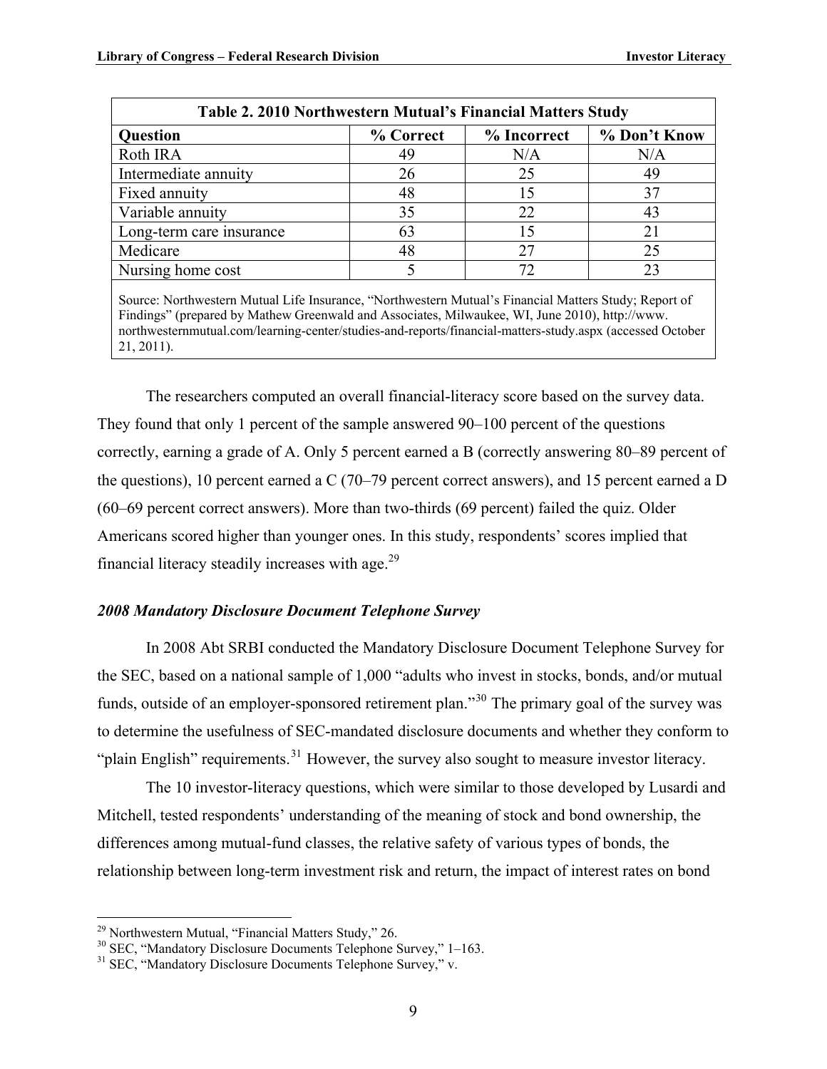**Table 2. 2010 Northwestern Mutual's Financial Matters Study**

| Question | % Correct | % Incorrect | % Don't Know |
|---|---|---|---|
| Roth IRA | 49 | N/A | N/A |
| Intermediate annuity | 26 | 25 | 49 |
| Fixed annuity | 48 | 15 | 37 |
| Variable annuity | 35 | 22 | 43 |
| Long-term care insurance | 63 | 15 | 21 |
| Medicare | 48 | 27 | 25 |
| Nursing home cost | 5 | 72 | 23 |

Source: Northwestern Mutual Life Insurance, "Northwestern Mutual's Financial Matters Study; Report of Findings" (prepared by Mathew Greenwald and Associates, Milwaukee, WI, June 2010), http://www.northwesternmutual.com/learning-center/studies-and-reports/financial-matters-study.aspx (accessed October 21, 2011).

The researchers computed an overall financial-literacy score based on the survey data. They found that only 1 percent of the sample answered 90–100 percent of the questions correctly, earning a grade of A. Only 5 percent earned a B (correctly answering 80–89 percent of the questions), 10 percent earned a C (70–79 percent correct answers), and 15 percent earned a D (60–69 percent correct answers). More than two-thirds (69 percent) failed the quiz. Older Americans scored higher than younger ones. In this study, respondents' scores implied that financial literacy steadily increases with age.[29]

### *2008 Mandatory Disclosure Document Telephone Survey*

In 2008 Abt SRBI conducted the Mandatory Disclosure Document Telephone Survey for the SEC, based on a national sample of 1,000 "adults who invest in stocks, bonds, and/or mutual funds, outside of an employer-sponsored retirement plan."[30] The primary goal of the survey was to determine the usefulness of SEC-mandated disclosure documents and whether they conform to "plain English" requirements.[31] However, the survey also sought to measure investor literacy.

The 10 investor-literacy questions, which were similar to those developed by Lusardi and Mitchell, tested respondents' understanding of the meaning of stock and bond ownership, the differences among mutual-fund classes, the relative safety of various types of bonds, the relationship between long-term investment risk and return, the impact of interest rates on bond

[29] Northwestern Mutual, "Financial Matters Study," 26.

[30] SEC, "Mandatory Disclosure Documents Telephone Survey," 1–163.

[31] SEC, "Mandatory Disclosure Documents Telephone Survey," v.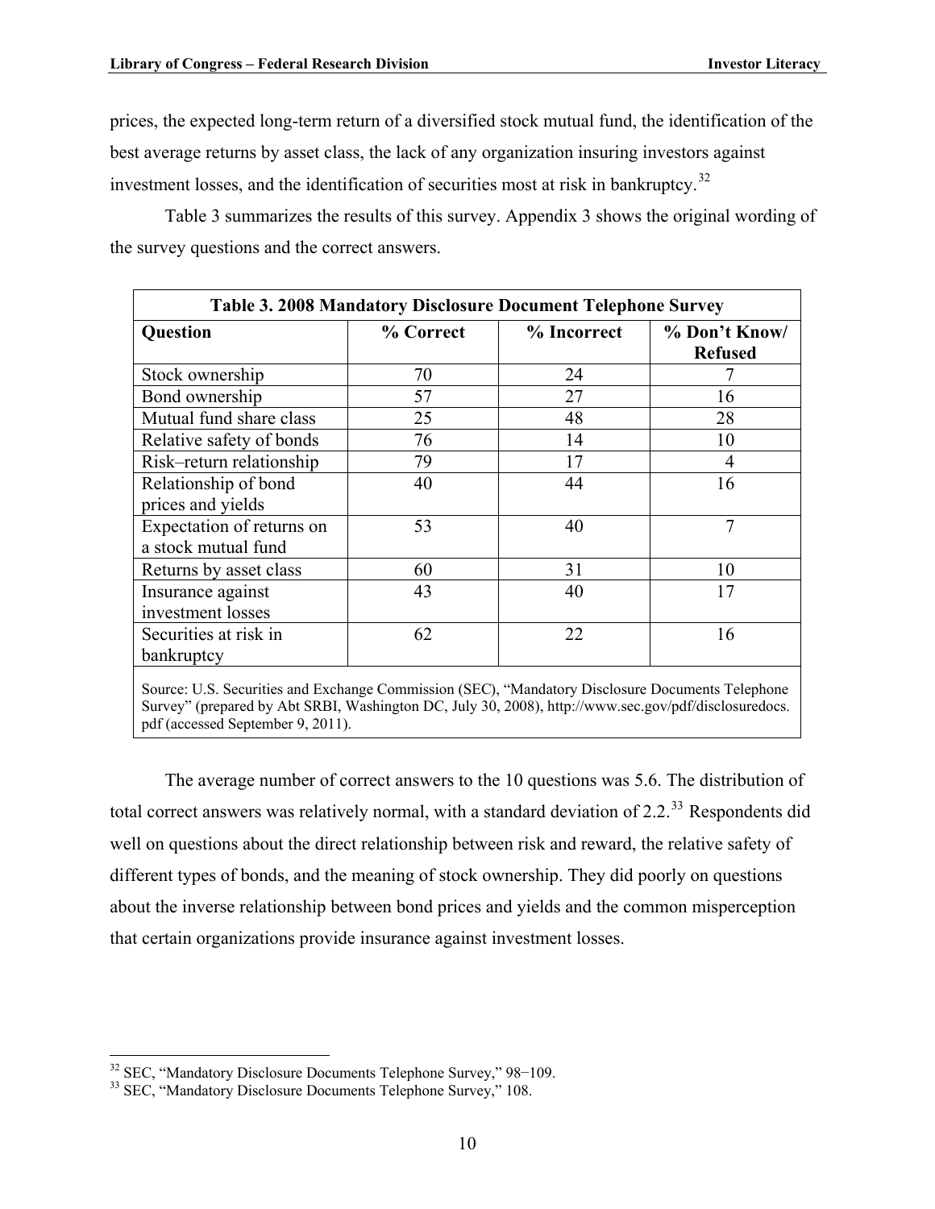prices, the expected long-term return of a diversified stock mutual fund, the identification of the best average returns by asset class, the lack of any organization insuring investors against investment losses, and the identification of securities most at risk in bankruptcy.[32]

Table 3 summarizes the results of this survey. Appendix 3 shows the original wording of the survey questions and the correct answers.

**Table 3. 2008 Mandatory Disclosure Document Telephone Survey**

| Question | % Correct | % Incorrect | % Don't Know/ Refused |
|---|---|---|---|
| Stock ownership | 70 | 24 | 7 |
| Bond ownership | 57 | 27 | 16 |
| Mutual fund share class | 25 | 48 | 28 |
| Relative safety of bonds | 76 | 14 | 10 |
| Risk–return relationship | 79 | 17 | 4 |
| Relationship of bond prices and yields | 40 | 44 | 16 |
| Expectation of returns on a stock mutual fund | 53 | 40 | 7 |
| Returns by asset class | 60 | 31 | 10 |
| Insurance against investment losses | 43 | 40 | 17 |
| Securities at risk in bankruptcy | 62 | 22 | 16 |

Source: U.S. Securities and Exchange Commission (SEC), "Mandatory Disclosure Documents Telephone Survey" (prepared by Abt SRBI, Washington DC, July 30, 2008), http://www.sec.gov/pdf/disclosuredocs.pdf (accessed September 9, 2011).

The average number of correct answers to the 10 questions was 5.6. The distribution of total correct answers was relatively normal, with a standard deviation of 2.2.[33] Respondents did well on questions about the direct relationship between risk and reward, the relative safety of different types of bonds, and the meaning of stock ownership. They did poorly on questions about the inverse relationship between bond prices and yields and the common misperception that certain organizations provide insurance against investment losses.

---

[32] SEC, "Mandatory Disclosure Documents Telephone Survey," 98−109.

[33] SEC, "Mandatory Disclosure Documents Telephone Survey," 108.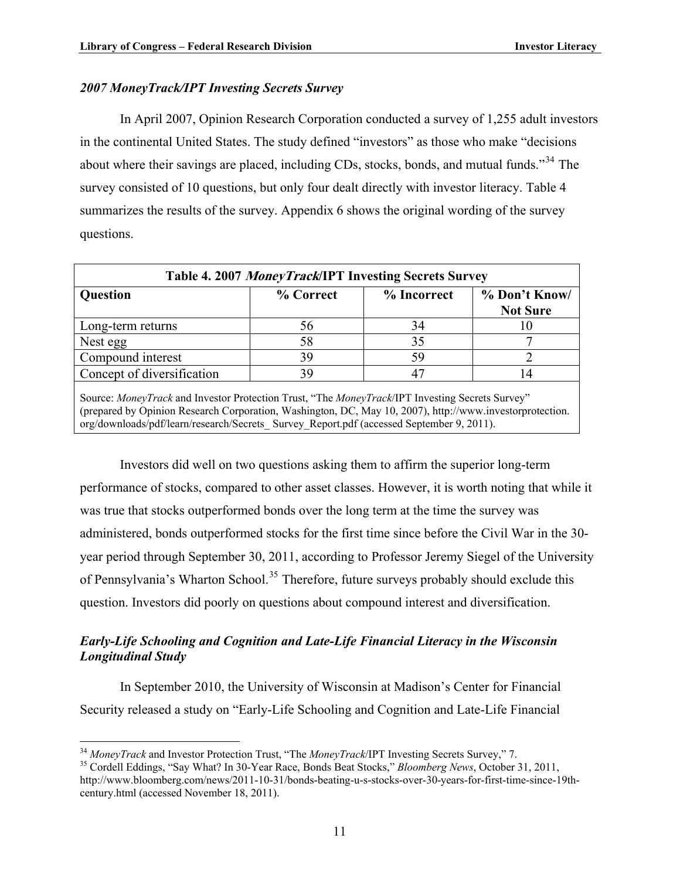### *2007 MoneyTrack/IPT Investing Secrets Survey*

In April 2007, Opinion Research Corporation conducted a survey of 1,255 adult investors in the continental United States. The study defined "investors" as those who make "decisions about where their savings are placed, including CDs, stocks, bonds, and mutual funds."[34] The survey consisted of 10 questions, but only four dealt directly with investor literacy. Table 4 summarizes the results of the survey. Appendix 6 shows the original wording of the survey questions.

**Table 4. 2007 *MoneyTrack*/IPT Investing Secrets Survey**

| Question | % Correct | % Incorrect | % Don't Know/ Not Sure |
|---|---|---|---|
| Long-term returns | 56 | 34 | 10 |
| Nest egg | 58 | 35 | 7 |
| Compound interest | 39 | 59 | 2 |
| Concept of diversification | 39 | 47 | 14 |

Source: *MoneyTrack* and Investor Protection Trust, "The *MoneyTrack*/IPT Investing Secrets Survey" (prepared by Opinion Research Corporation, Washington, DC, May 10, 2007), http://www.investorprotection.org/downloads/pdf/learn/research/Secrets_ Survey_Report.pdf (accessed September 9, 2011).

Investors did well on two questions asking them to affirm the superior long-term performance of stocks, compared to other asset classes. However, it is worth noting that while it was true that stocks outperformed bonds over the long term at the time the survey was administered, bonds outperformed stocks for the first time since before the Civil War in the 30-year period through September 30, 2011, according to Professor Jeremy Siegel of the University of Pennsylvania's Wharton School.[35] Therefore, future surveys probably should exclude this question. Investors did poorly on questions about compound interest and diversification.

### *Early-Life Schooling and Cognition and Late-Life Financial Literacy in the Wisconsin Longitudinal Study*

In September 2010, the University of Wisconsin at Madison's Center for Financial Security released a study on "Early-Life Schooling and Cognition and Late-Life Financial

---

[34] *MoneyTrack* and Investor Protection Trust, "The *MoneyTrack*/IPT Investing Secrets Survey," 7.

[35] Cordell Eddings, "Say What? In 30-Year Race, Bonds Beat Stocks," *Bloomberg News*, October 31, 2011, http://www.bloomberg.com/news/2011-10-31/bonds-beating-u-s-stocks-over-30-years-for-first-time-since-19th-century.html (accessed November 18, 2011).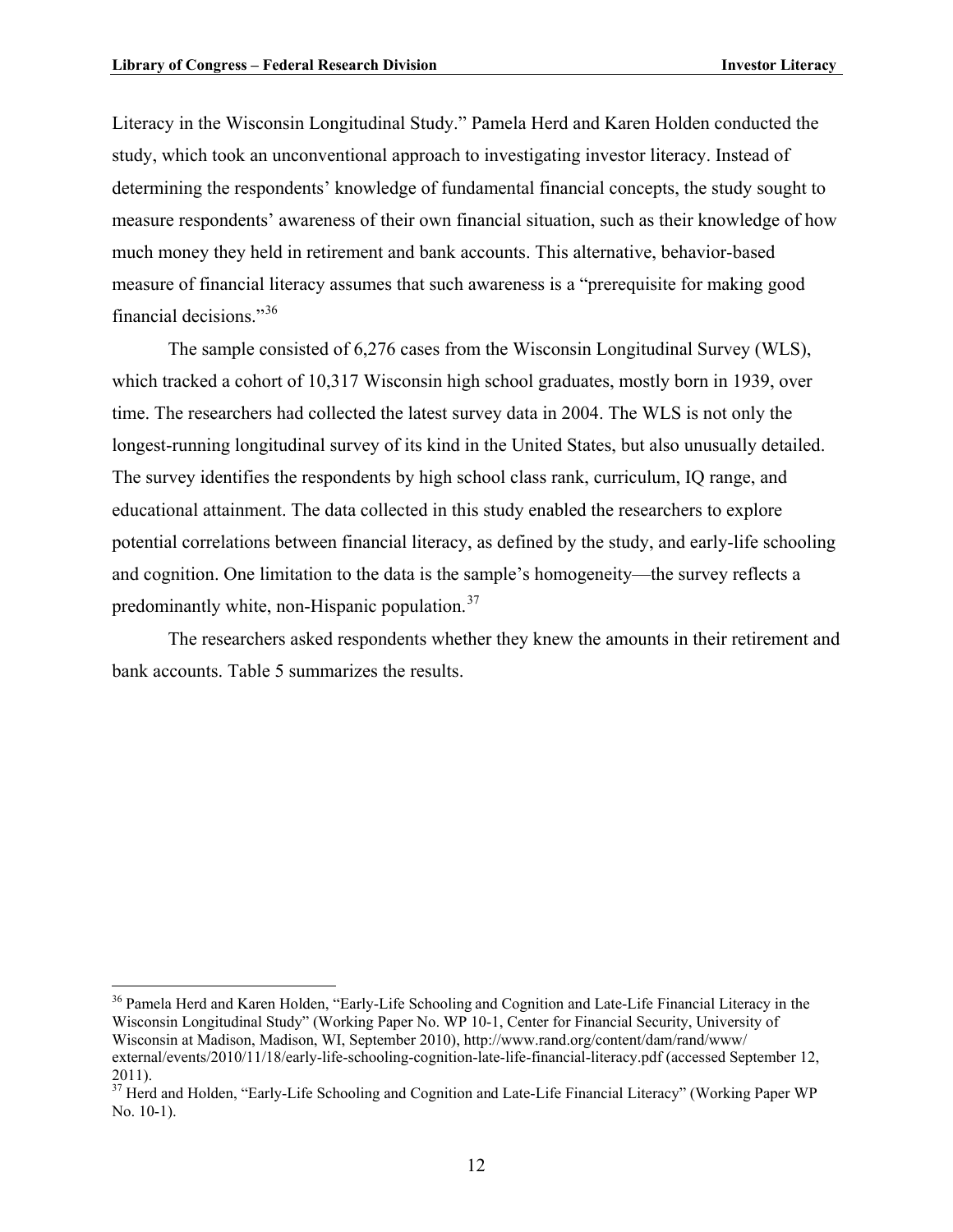Literacy in the Wisconsin Longitudinal Study." Pamela Herd and Karen Holden conducted the study, which took an unconventional approach to investigating investor literacy. Instead of determining the respondents' knowledge of fundamental financial concepts, the study sought to measure respondents' awareness of their own financial situation, such as their knowledge of how much money they held in retirement and bank accounts. This alternative, behavior-based measure of financial literacy assumes that such awareness is a "prerequisite for making good financial decisions."[36]

The sample consisted of 6,276 cases from the Wisconsin Longitudinal Survey (WLS), which tracked a cohort of 10,317 Wisconsin high school graduates, mostly born in 1939, over time. The researchers had collected the latest survey data in 2004. The WLS is not only the longest-running longitudinal survey of its kind in the United States, but also unusually detailed. The survey identifies the respondents by high school class rank, curriculum, IQ range, and educational attainment. The data collected in this study enabled the researchers to explore potential correlations between financial literacy, as defined by the study, and early-life schooling and cognition. One limitation to the data is the sample's homogeneity—the survey reflects a predominantly white, non-Hispanic population.[37]

The researchers asked respondents whether they knew the amounts in their retirement and bank accounts. Table 5 summarizes the results.

---

[36] Pamela Herd and Karen Holden, "Early-Life Schooling and Cognition and Late-Life Financial Literacy in the Wisconsin Longitudinal Study" (Working Paper No. WP 10-1, Center for Financial Security, University of Wisconsin at Madison, Madison, WI, September 2010), http://www.rand.org/content/dam/rand/www/external/events/2010/11/18/early-life-schooling-cognition-late-life-financial-literacy.pdf (accessed September 12, 2011).

[37] Herd and Holden, "Early-Life Schooling and Cognition and Late-Life Financial Literacy" (Working Paper WP No. 10-1).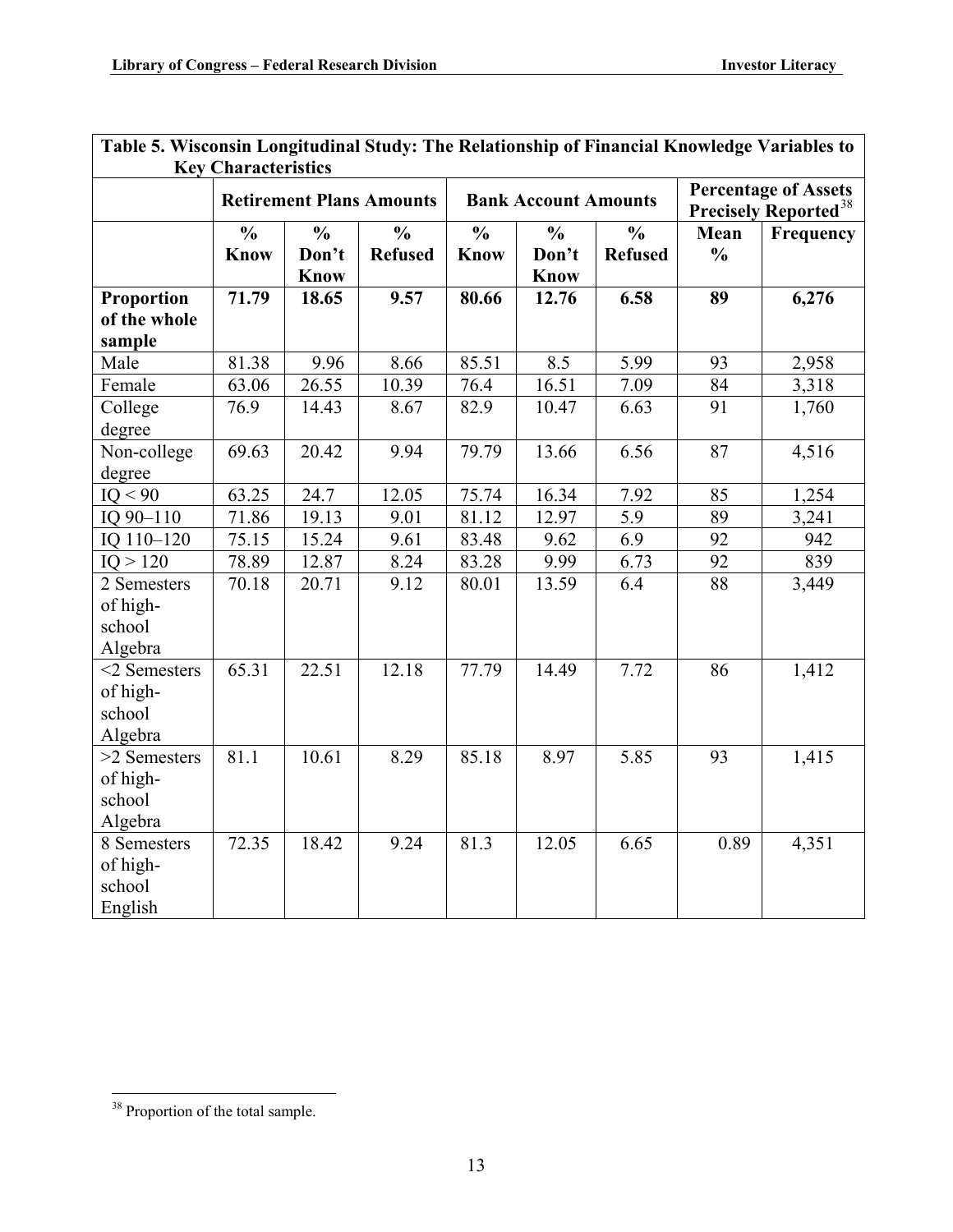**Table 5. Wisconsin Longitudinal Study: The Relationship of Financial Knowledge Variables to Key Characteristics**

| | Retirement Plans Amounts | | | Bank Account Amounts | | | Percentage of Assets Precisely Reported[38] | |
|---|---|---|---|---|---|---|---|---|
| | % Know | % Don't Know | % Refused | % Know | % Don't Know | % Refused | Mean % | Frequency |
| **Proportion of the whole sample** | **71.79** | **18.65** | **9.57** | **80.66** | **12.76** | **6.58** | **89** | **6,276** |
| Male | 81.38 | 9.96 | 8.66 | 85.51 | 8.5 | 5.99 | 93 | 2,958 |
| Female | 63.06 | 26.55 | 10.39 | 76.4 | 16.51 | 7.09 | 84 | 3,318 |
| College degree | 76.9 | 14.43 | 8.67 | 82.9 | 10.47 | 6.63 | 91 | 1,760 |
| Non-college degree | 69.63 | 20.42 | 9.94 | 79.79 | 13.66 | 6.56 | 87 | 4,516 |
| IQ < 90 | 63.25 | 24.7 | 12.05 | 75.74 | 16.34 | 7.92 | 85 | 1,254 |
| IQ 90–110 | 71.86 | 19.13 | 9.01 | 81.12 | 12.97 | 5.9 | 89 | 3,241 |
| IQ 110–120 | 75.15 | 15.24 | 9.61 | 83.48 | 9.62 | 6.9 | 92 | 942 |
| IQ > 120 | 78.89 | 12.87 | 8.24 | 83.28 | 9.99 | 6.73 | 92 | 839 |
| 2 Semesters of high-school Algebra | 70.18 | 20.71 | 9.12 | 80.01 | 13.59 | 6.4 | 88 | 3,449 |
| <2 Semesters of high-school Algebra | 65.31 | 22.51 | 12.18 | 77.79 | 14.49 | 7.72 | 86 | 1,412 |
| >2 Semesters of high-school Algebra | 81.1 | 10.61 | 8.29 | 85.18 | 8.97 | 5.85 | 93 | 1,415 |
| 8 Semesters of high-school English | 72.35 | 18.42 | 9.24 | 81.3 | 12.05 | 6.65 | 0.89 | 4,351 |

[38] Proportion of the total sample.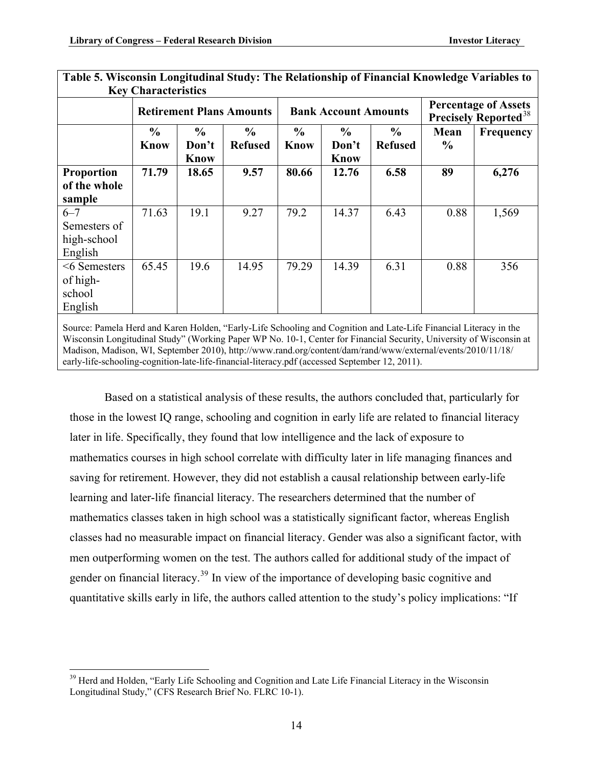| **Table 5. Wisconsin Longitudinal Study: The Relationship of Financial Knowledge Variables to Key Characteristics** | | | | | | | | |
|---|---|---|---|---|---|---|---|---|
| | **Retirement Plans Amounts** | | | **Bank Account Amounts** | | | **Percentage of Assets Precisely Reported**[38] | |
| | **% Know** | **% Don't Know** | **% Refused** | **% Know** | **% Don't Know** | **% Refused** | **Mean %** | **Frequency** |
| **Proportion of the whole sample** | **71.79** | **18.65** | **9.57** | **80.66** | **12.76** | **6.58** | **89** | **6,276** |
| 6–7 Semesters of high-school English | 71.63 | 19.1 | 9.27 | 79.2 | 14.37 | 6.43 | 0.88 | 1,569 |
| <6 Semesters of high-school English | 65.45 | 19.6 | 14.95 | 79.29 | 14.39 | 6.31 | 0.88 | 356 |

Source: Pamela Herd and Karen Holden, "Early-Life Schooling and Cognition and Late-Life Financial Literacy in the Wisconsin Longitudinal Study" (Working Paper WP No. 10-1, Center for Financial Security, University of Wisconsin at Madison, Madison, WI, September 2010), http://www.rand.org/content/dam/rand/www/external/events/2010/11/18/early-life-schooling-cognition-late-life-financial-literacy.pdf (accessed September 12, 2011).

Based on a statistical analysis of these results, the authors concluded that, particularly for those in the lowest IQ range, schooling and cognition in early life are related to financial literacy later in life. Specifically, they found that low intelligence and the lack of exposure to mathematics courses in high school correlate with difficulty later in life managing finances and saving for retirement. However, they did not establish a causal relationship between early-life learning and later-life financial literacy. The researchers determined that the number of mathematics classes taken in high school was a statistically significant factor, whereas English classes had no measurable impact on financial literacy. Gender was also a significant factor, with men outperforming women on the test. The authors called for additional study of the impact of gender on financial literacy.[39] In view of the importance of developing basic cognitive and quantitative skills early in life, the authors called attention to the study's policy implications: "If

[39] Herd and Holden, "Early Life Schooling and Cognition and Late Life Financial Literacy in the Wisconsin Longitudinal Study," (CFS Research Brief No. FLRC 10-1).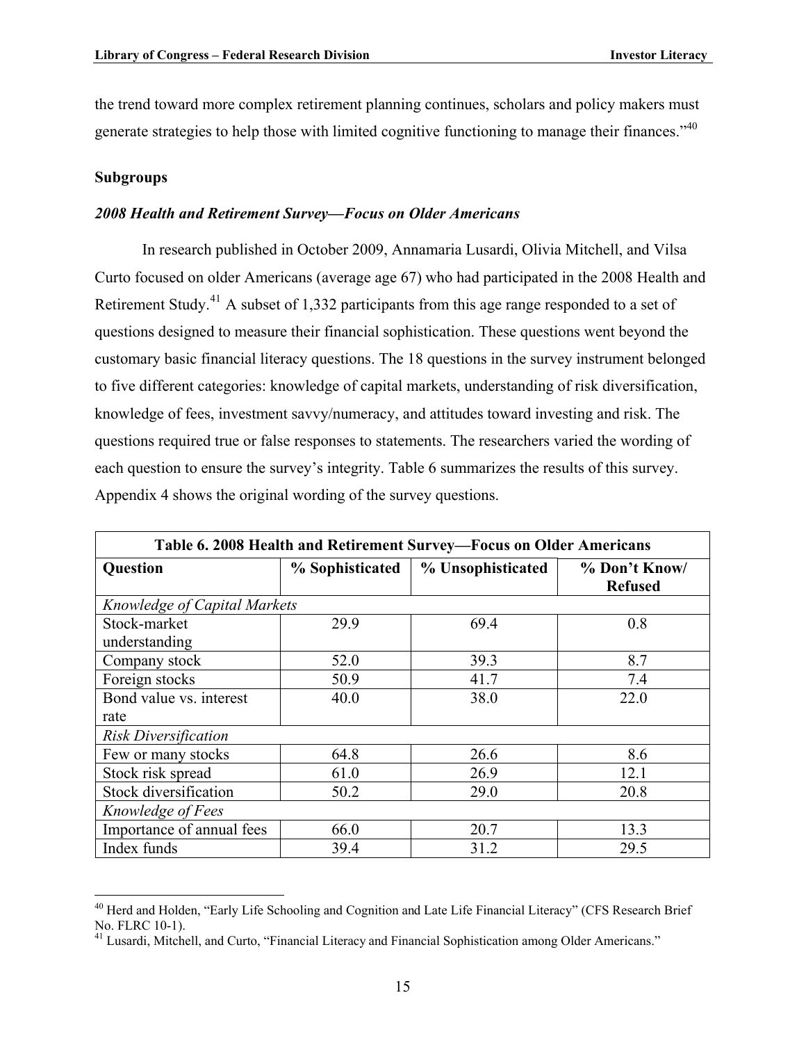the trend toward more complex retirement planning continues, scholars and policy makers must generate strategies to help those with limited cognitive functioning to manage their finances."[40]

**Subgroups**

***2008 Health and Retirement Survey—Focus on Older Americans***

In research published in October 2009, Annamaria Lusardi, Olivia Mitchell, and Vilsa Curto focused on older Americans (average age 67) who had participated in the 2008 Health and Retirement Study.[41] A subset of 1,332 participants from this age range responded to a set of questions designed to measure their financial sophistication. These questions went beyond the customary basic financial literacy questions. The 18 questions in the survey instrument belonged to five different categories: knowledge of capital markets, understanding of risk diversification, knowledge of fees, investment savvy/numeracy, and attitudes toward investing and risk. The questions required true or false responses to statements. The researchers varied the wording of each question to ensure the survey's integrity. Table 6 summarizes the results of this survey. Appendix 4 shows the original wording of the survey questions.

**Table 6. 2008 Health and Retirement Survey—Focus on Older Americans**

| Question | % Sophisticated | % Unsophisticated | % Don't Know/ Refused |
|---|---|---|---|
| *Knowledge of Capital Markets* | | | |
| Stock-market understanding | 29.9 | 69.4 | 0.8 |
| Company stock | 52.0 | 39.3 | 8.7 |
| Foreign stocks | 50.9 | 41.7 | 7.4 |
| Bond value vs. interest rate | 40.0 | 38.0 | 22.0 |
| *Risk Diversification* | | | |
| Few or many stocks | 64.8 | 26.6 | 8.6 |
| Stock risk spread | 61.0 | 26.9 | 12.1 |
| Stock diversification | 50.2 | 29.0 | 20.8 |
| *Knowledge of Fees* | | | |
| Importance of annual fees | 66.0 | 20.7 | 13.3 |
| Index funds | 39.4 | 31.2 | 29.5 |

[40] Herd and Holden, "Early Life Schooling and Cognition and Late Life Financial Literacy" (CFS Research Brief No. FLRC 10-1).

[41] Lusardi, Mitchell, and Curto, "Financial Literacy and Financial Sophistication among Older Americans."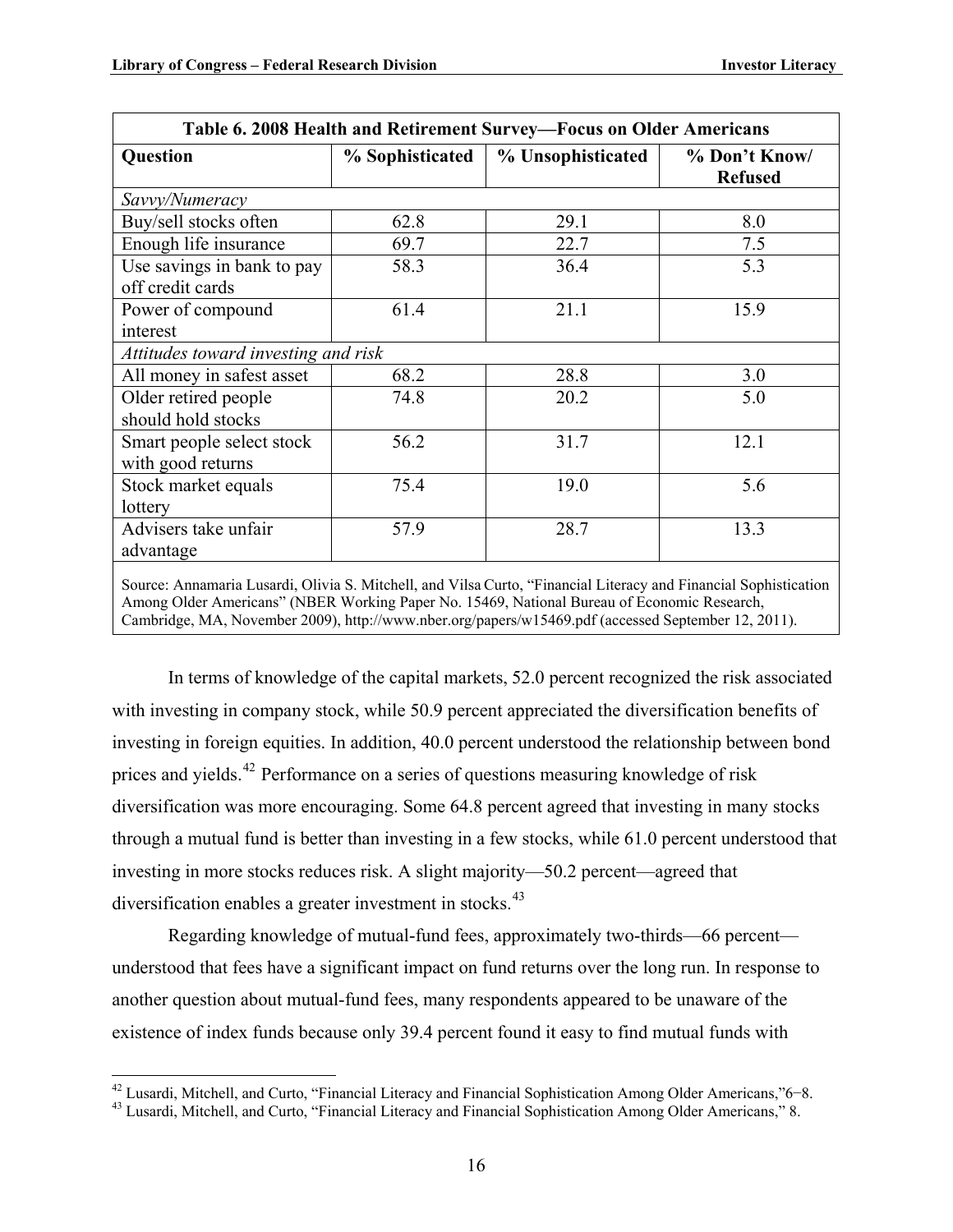| Table 6. 2008 Health and Retirement Survey—Focus on Older Americans | | | |
|---|---|---|---|
| **Question** | **% Sophisticated** | **% Unsophisticated** | **% Don't Know/ Refused** |
| *Savvy/Numeracy* | | | |
| Buy/sell stocks often | 62.8 | 29.1 | 8.0 |
| Enough life insurance | 69.7 | 22.7 | 7.5 |
| Use savings in bank to pay off credit cards | 58.3 | 36.4 | 5.3 |
| Power of compound interest | 61.4 | 21.1 | 15.9 |
| *Attitudes toward investing and risk* | | | |
| All money in safest asset | 68.2 | 28.8 | 3.0 |
| Older retired people should hold stocks | 74.8 | 20.2 | 5.0 |
| Smart people select stock with good returns | 56.2 | 31.7 | 12.1 |
| Stock market equals lottery | 75.4 | 19.0 | 5.6 |
| Advisers take unfair advantage | 57.9 | 28.7 | 13.3 |

Source: Annamaria Lusardi, Olivia S. Mitchell, and Vilsa Curto, "Financial Literacy and Financial Sophistication Among Older Americans" (NBER Working Paper No. 15469, National Bureau of Economic Research, Cambridge, MA, November 2009), http://www.nber.org/papers/w15469.pdf (accessed September 12, 2011).

In terms of knowledge of the capital markets, 52.0 percent recognized the risk associated with investing in company stock, while 50.9 percent appreciated the diversification benefits of investing in foreign equities. In addition, 40.0 percent understood the relationship between bond prices and yields.[42] Performance on a series of questions measuring knowledge of risk diversification was more encouraging. Some 64.8 percent agreed that investing in many stocks through a mutual fund is better than investing in a few stocks, while 61.0 percent understood that investing in more stocks reduces risk. A slight majority—50.2 percent—agreed that diversification enables a greater investment in stocks.[43]

Regarding knowledge of mutual-fund fees, approximately two-thirds—66 percent—understood that fees have a significant impact on fund returns over the long run. In response to another question about mutual-fund fees, many respondents appeared to be unaware of the existence of index funds because only 39.4 percent found it easy to find mutual funds with

[42] Lusardi, Mitchell, and Curto, "Financial Literacy and Financial Sophistication Among Older Americans,"6−8.

[43] Lusardi, Mitchell, and Curto, "Financial Literacy and Financial Sophistication Among Older Americans," 8.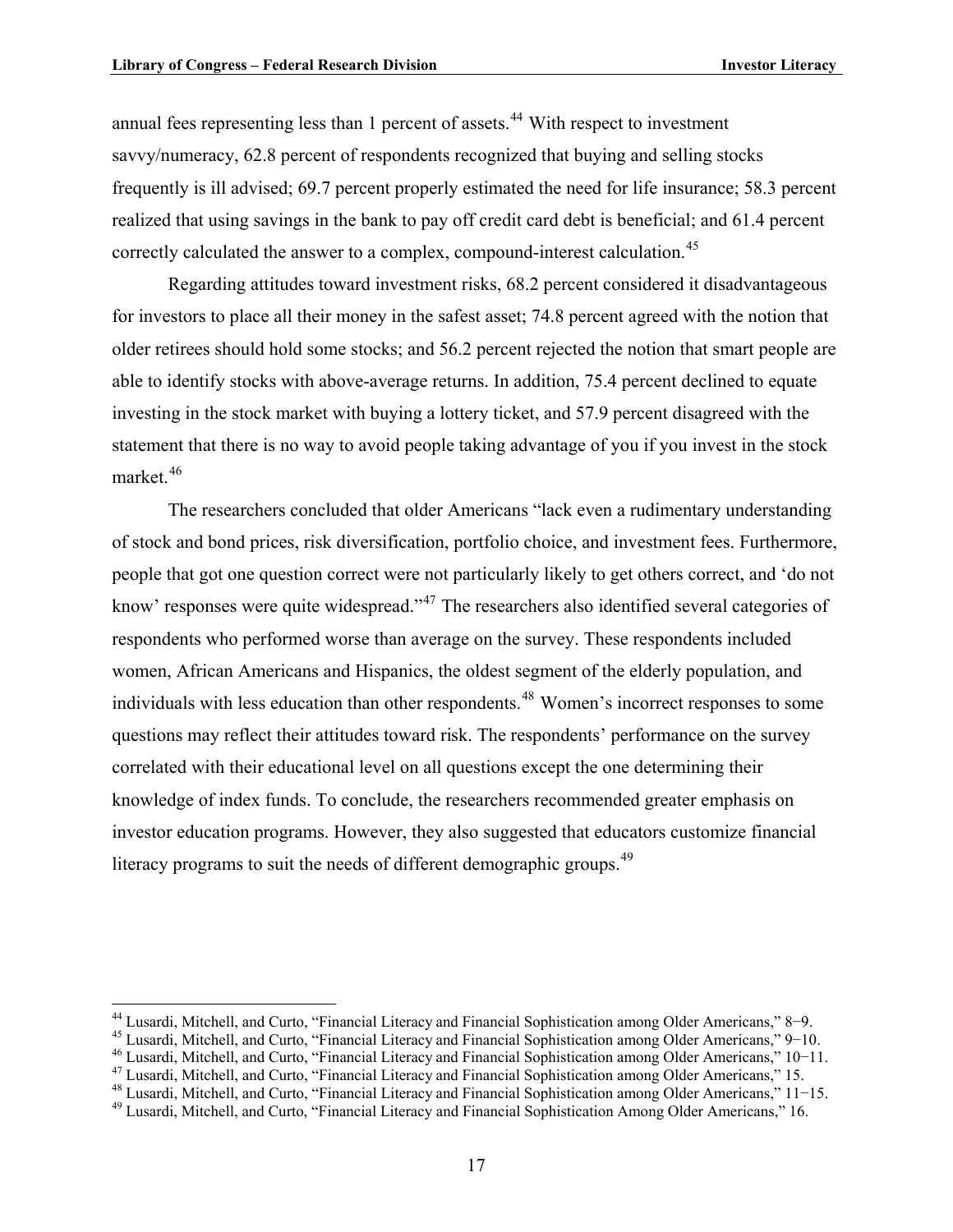annual fees representing less than 1 percent of assets.[44] With respect to investment savvy/numeracy, 62.8 percent of respondents recognized that buying and selling stocks frequently is ill advised; 69.7 percent properly estimated the need for life insurance; 58.3 percent realized that using savings in the bank to pay off credit card debt is beneficial; and 61.4 percent correctly calculated the answer to a complex, compound-interest calculation.[45]

Regarding attitudes toward investment risks, 68.2 percent considered it disadvantageous for investors to place all their money in the safest asset; 74.8 percent agreed with the notion that older retirees should hold some stocks; and 56.2 percent rejected the notion that smart people are able to identify stocks with above-average returns. In addition, 75.4 percent declined to equate investing in the stock market with buying a lottery ticket, and 57.9 percent disagreed with the statement that there is no way to avoid people taking advantage of you if you invest in the stock market.[46]

The researchers concluded that older Americans "lack even a rudimentary understanding of stock and bond prices, risk diversification, portfolio choice, and investment fees. Furthermore, people that got one question correct were not particularly likely to get others correct, and 'do not know' responses were quite widespread."[47] The researchers also identified several categories of respondents who performed worse than average on the survey. These respondents included women, African Americans and Hispanics, the oldest segment of the elderly population, and individuals with less education than other respondents.[48] Women's incorrect responses to some questions may reflect their attitudes toward risk. The respondents' performance on the survey correlated with their educational level on all questions except the one determining their knowledge of index funds. To conclude, the researchers recommended greater emphasis on investor education programs. However, they also suggested that educators customize financial literacy programs to suit the needs of different demographic groups.[49]

---

[44] Lusardi, Mitchell, and Curto, "Financial Literacy and Financial Sophistication among Older Americans," 8−9.

[45] Lusardi, Mitchell, and Curto, "Financial Literacy and Financial Sophistication among Older Americans," 9−10.

[46] Lusardi, Mitchell, and Curto, "Financial Literacy and Financial Sophistication among Older Americans," 10−11.

[47] Lusardi, Mitchell, and Curto, "Financial Literacy and Financial Sophistication among Older Americans," 15.

[48] Lusardi, Mitchell, and Curto, "Financial Literacy and Financial Sophistication among Older Americans," 11−15.

[49] Lusardi, Mitchell, and Curto, "Financial Literacy and Financial Sophistication Among Older Americans," 16.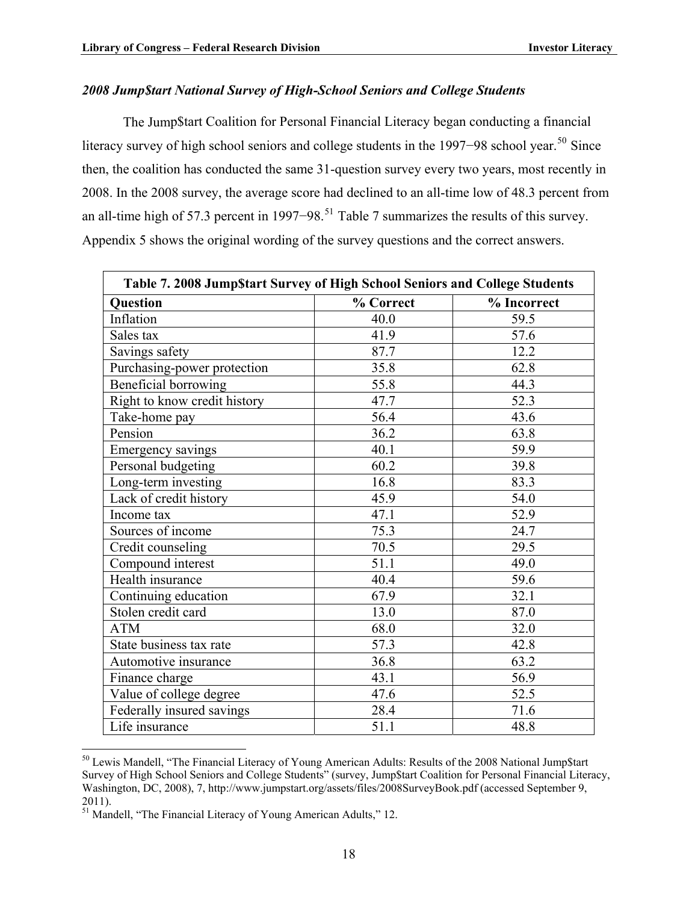*2008 Jump$tart National Survey of High-School Seniors and College Students*

The Jump$tart Coalition for Personal Financial Literacy began conducting a financial literacy survey of high school seniors and college students in the 1997−98 school year.[50] Since then, the coalition has conducted the same 31-question survey every two years, most recently in 2008. In the 2008 survey, the average score had declined to an all-time low of 48.3 percent from an all-time high of 57.3 percent in 1997−98.[51] Table 7 summarizes the results of this survey. Appendix 5 shows the original wording of the survey questions and the correct answers.

**Table 7. 2008 Jump$tart Survey of High School Seniors and College Students**

| Question | % Correct | % Incorrect |
|---|---|---|
| Inflation | 40.0 | 59.5 |
| Sales tax | 41.9 | 57.6 |
| Savings safety | 87.7 | 12.2 |
| Purchasing-power protection | 35.8 | 62.8 |
| Beneficial borrowing | 55.8 | 44.3 |
| Right to know credit history | 47.7 | 52.3 |
| Take-home pay | 56.4 | 43.6 |
| Pension | 36.2 | 63.8 |
| Emergency savings | 40.1 | 59.9 |
| Personal budgeting | 60.2 | 39.8 |
| Long-term investing | 16.8 | 83.3 |
| Lack of credit history | 45.9 | 54.0 |
| Income tax | 47.1 | 52.9 |
| Sources of income | 75.3 | 24.7 |
| Credit counseling | 70.5 | 29.5 |
| Compound interest | 51.1 | 49.0 |
| Health insurance | 40.4 | 59.6 |
| Continuing education | 67.9 | 32.1 |
| Stolen credit card | 13.0 | 87.0 |
| ATM | 68.0 | 32.0 |
| State business tax rate | 57.3 | 42.8 |
| Automotive insurance | 36.8 | 63.2 |
| Finance charge | 43.1 | 56.9 |
| Value of college degree | 47.6 | 52.5 |
| Federally insured savings | 28.4 | 71.6 |
| Life insurance | 51.1 | 48.8 |

[50] Lewis Mandell, "The Financial Literacy of Young American Adults: Results of the 2008 National Jump$tart Survey of High School Seniors and College Students" (survey, Jump$tart Coalition for Personal Financial Literacy, Washington, DC, 2008), 7, http://www.jumpstart.org/assets/files/2008SurveyBook.pdf (accessed September 9, 2011).

[51] Mandell, "The Financial Literacy of Young American Adults," 12.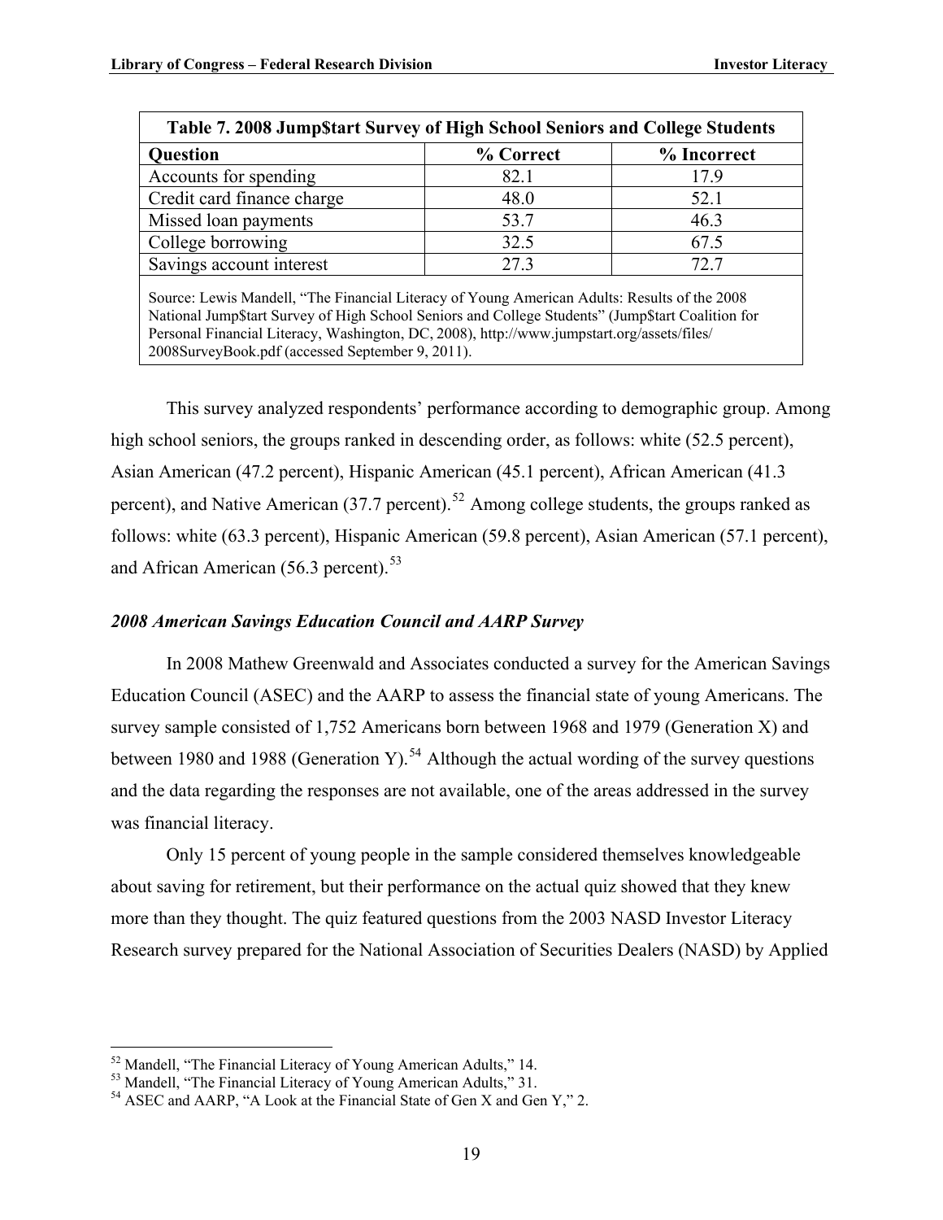| Table 7. 2008 Jump$tart Survey of High School Seniors and College Students | | |
|---|---|---|
| **Question** | **% Correct** | **% Incorrect** |
| Accounts for spending | 82.1 | 17.9 |
| Credit card finance charge | 48.0 | 52.1 |
| Missed loan payments | 53.7 | 46.3 |
| College borrowing | 32.5 | 67.5 |
| Savings account interest | 27.3 | 72.7 |

Source: Lewis Mandell, "The Financial Literacy of Young American Adults: Results of the 2008 National Jump$tart Survey of High School Seniors and College Students" (Jump$tart Coalition for Personal Financial Literacy, Washington, DC, 2008), http://www.jumpstart.org/assets/files/2008SurveyBook.pdf (accessed September 9, 2011).

This survey analyzed respondents' performance according to demographic group. Among high school seniors, the groups ranked in descending order, as follows: white (52.5 percent), Asian American (47.2 percent), Hispanic American (45.1 percent), African American (41.3 percent), and Native American (37.7 percent).[52] Among college students, the groups ranked as follows: white (63.3 percent), Hispanic American (59.8 percent), Asian American (57.1 percent), and African American (56.3 percent).[53]

### *2008 American Savings Education Council and AARP Survey*

In 2008 Mathew Greenwald and Associates conducted a survey for the American Savings Education Council (ASEC) and the AARP to assess the financial state of young Americans. The survey sample consisted of 1,752 Americans born between 1968 and 1979 (Generation X) and between 1980 and 1988 (Generation Y).[54] Although the actual wording of the survey questions and the data regarding the responses are not available, one of the areas addressed in the survey was financial literacy.

Only 15 percent of young people in the sample considered themselves knowledgeable about saving for retirement, but their performance on the actual quiz showed that they knew more than they thought. The quiz featured questions from the 2003 NASD Investor Literacy Research survey prepared for the National Association of Securities Dealers (NASD) by Applied

---

[52] Mandell, "The Financial Literacy of Young American Adults," 14.

[53] Mandell, "The Financial Literacy of Young American Adults," 31.

[54] ASEC and AARP, "A Look at the Financial State of Gen X and Gen Y," 2.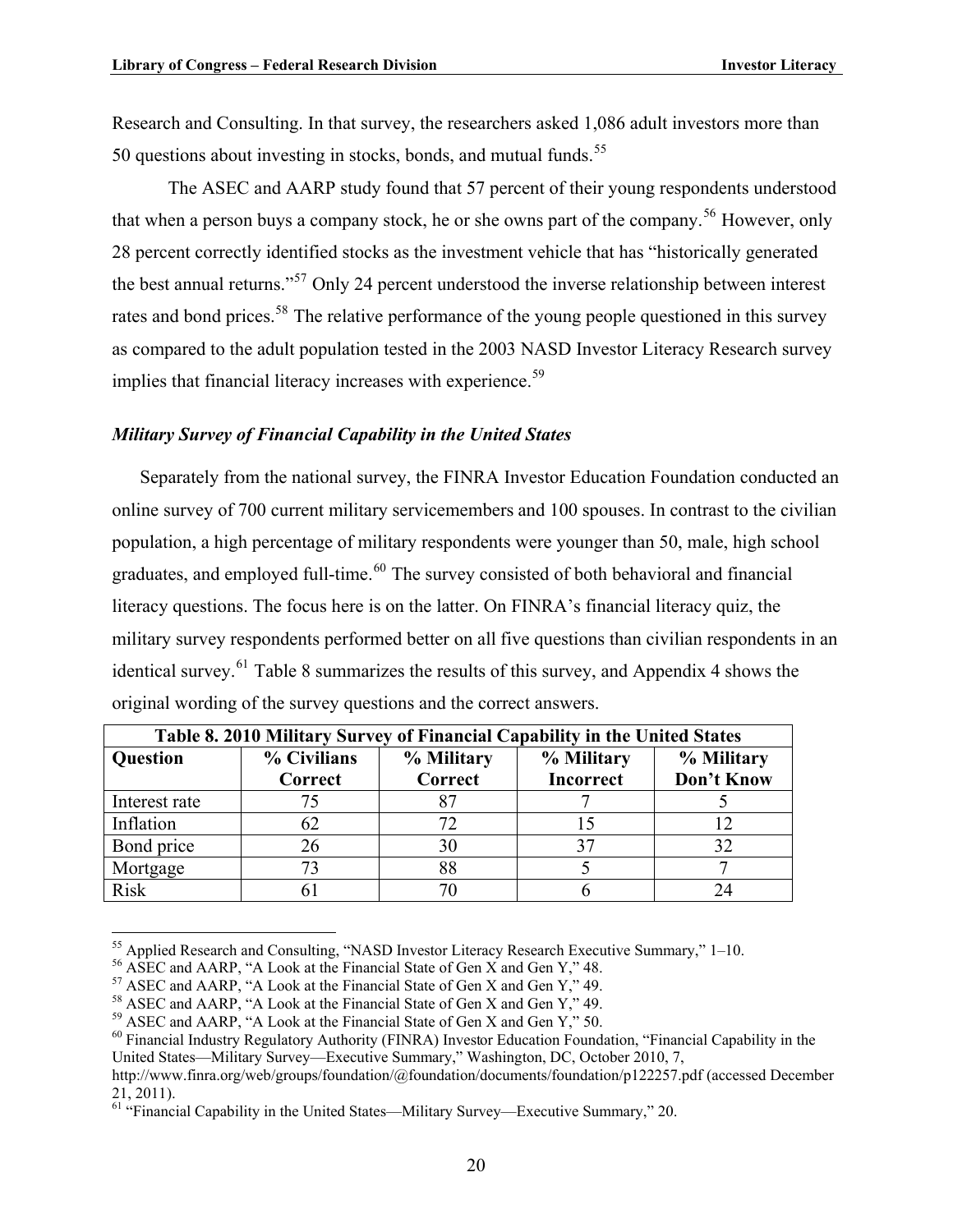Research and Consulting. In that survey, the researchers asked 1,086 adult investors more than 50 questions about investing in stocks, bonds, and mutual funds.[55]

The ASEC and AARP study found that 57 percent of their young respondents understood that when a person buys a company stock, he or she owns part of the company.[56] However, only 28 percent correctly identified stocks as the investment vehicle that has "historically generated the best annual returns."[57] Only 24 percent understood the inverse relationship between interest rates and bond prices.[58] The relative performance of the young people questioned in this survey as compared to the adult population tested in the 2003 NASD Investor Literacy Research survey implies that financial literacy increases with experience.[59]

### *Military Survey of Financial Capability in the United States*

Separately from the national survey, the FINRA Investor Education Foundation conducted an online survey of 700 current military servicemembers and 100 spouses. In contrast to the civilian population, a high percentage of military respondents were younger than 50, male, high school graduates, and employed full-time.[60] The survey consisted of both behavioral and financial literacy questions. The focus here is on the latter. On FINRA's financial literacy quiz, the military survey respondents performed better on all five questions than civilian respondents in an identical survey.[61] Table 8 summarizes the results of this survey, and Appendix 4 shows the original wording of the survey questions and the correct answers.

**Table 8. 2010 Military Survey of Financial Capability in the United States**

| Question | % Civilians Correct | % Military Correct | % Military Incorrect | % Military Don't Know |
|---|---|---|---|---|
| Interest rate | 75 | 87 | 7 | 5 |
| Inflation | 62 | 72 | 15 | 12 |
| Bond price | 26 | 30 | 37 | 32 |
| Mortgage | 73 | 88 | 5 | 7 |
| Risk | 61 | 70 | 6 | 24 |

---

[55] Applied Research and Consulting, "NASD Investor Literacy Research Executive Summary," 1–10.

[56] ASEC and AARP, "A Look at the Financial State of Gen X and Gen Y," 48.

[57] ASEC and AARP, "A Look at the Financial State of Gen X and Gen Y," 49.

[58] ASEC and AARP, "A Look at the Financial State of Gen X and Gen Y," 49.

[59] ASEC and AARP, "A Look at the Financial State of Gen X and Gen Y," 50.

[60] Financial Industry Regulatory Authority (FINRA) Investor Education Foundation, "Financial Capability in the United States—Military Survey—Executive Summary," Washington, DC, October 2010, 7, http://www.finra.org/web/groups/foundation/@foundation/documents/foundation/p122257.pdf (accessed December 21, 2011).

[61] "Financial Capability in the United States—Military Survey—Executive Summary," 20.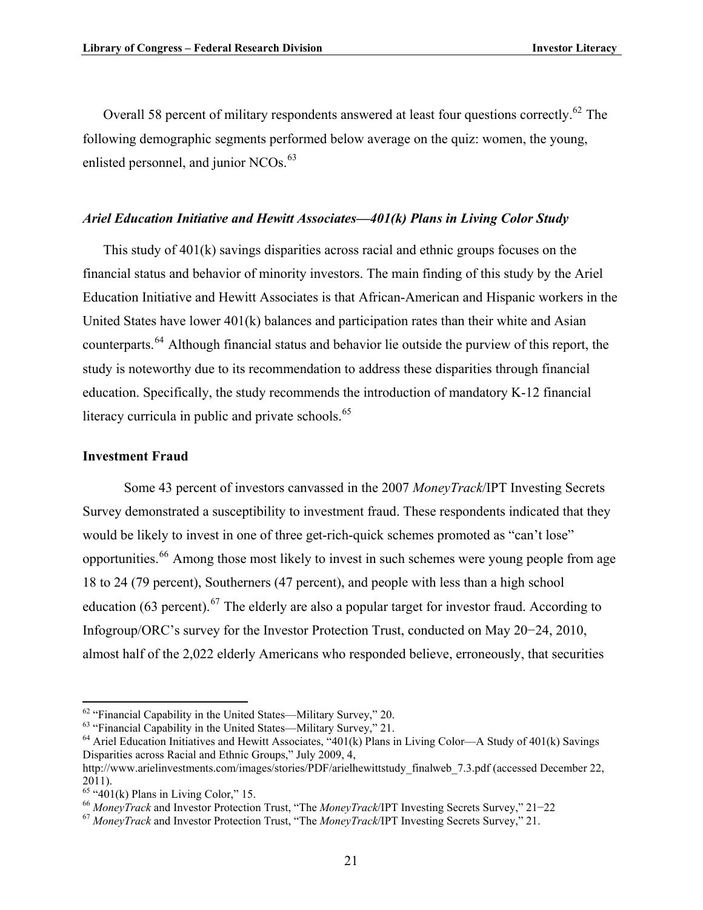Overall 58 percent of military respondents answered at least four questions correctly.[62] The following demographic segments performed below average on the quiz: women, the young, enlisted personnel, and junior NCOs.[63]

### *Ariel Education Initiative and Hewitt Associates—401(k) Plans in Living Color Study*

This study of 401(k) savings disparities across racial and ethnic groups focuses on the financial status and behavior of minority investors. The main finding of this study by the Ariel Education Initiative and Hewitt Associates is that African-American and Hispanic workers in the United States have lower 401(k) balances and participation rates than their white and Asian counterparts.[64] Although financial status and behavior lie outside the purview of this report, the study is noteworthy due to its recommendation to address these disparities through financial education. Specifically, the study recommends the introduction of mandatory K-12 financial literacy curricula in public and private schools.[65]

## Investment Fraud

Some 43 percent of investors canvassed in the 2007 *MoneyTrack*/IPT Investing Secrets Survey demonstrated a susceptibility to investment fraud. These respondents indicated that they would be likely to invest in one of three get-rich-quick schemes promoted as "can't lose" opportunities.[66] Among those most likely to invest in such schemes were young people from age 18 to 24 (79 percent), Southerners (47 percent), and people with less than a high school education (63 percent).[67] The elderly are also a popular target for investor fraud. According to Infogroup/ORC's survey for the Investor Protection Trust, conducted on May 20−24, 2010, almost half of the 2,022 elderly Americans who responded believe, erroneously, that securities

---

[62] "Financial Capability in the United States—Military Survey," 20.

[63] "Financial Capability in the United States—Military Survey," 21.

[64] Ariel Education Initiatives and Hewitt Associates, "401(k) Plans in Living Color—A Study of 401(k) Savings Disparities across Racial and Ethnic Groups," July 2009, 4, http://www.arielinvestments.com/images/stories/PDF/arielhewittstudy_finalweb_7.3.pdf (accessed December 22, 2011).

[65] "401(k) Plans in Living Color," 15.

[66] *MoneyTrack* and Investor Protection Trust, "The *MoneyTrack*/IPT Investing Secrets Survey," 21−22

[67] *MoneyTrack* and Investor Protection Trust, "The *MoneyTrack*/IPT Investing Secrets Survey," 21.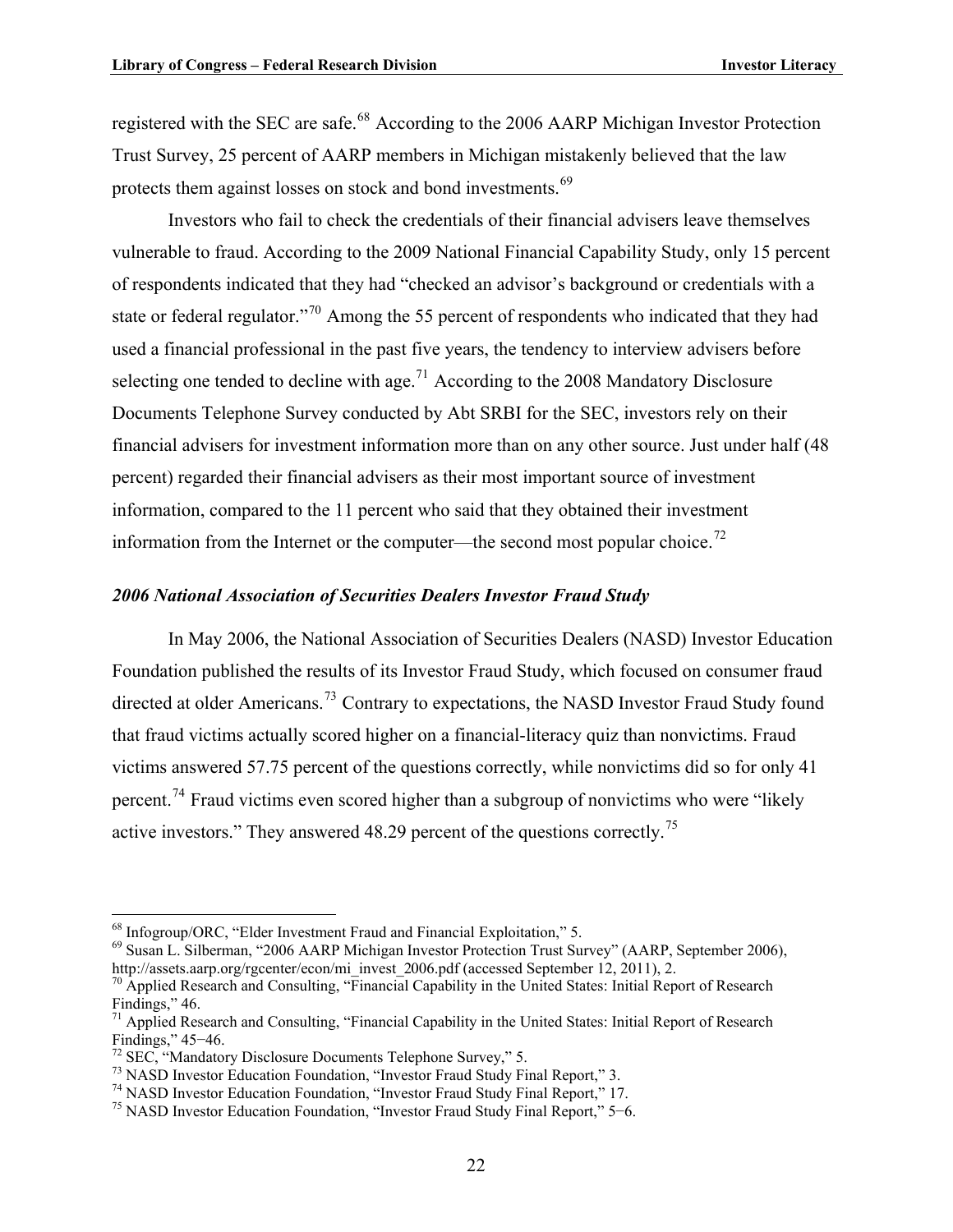registered with the SEC are safe.[68] According to the 2006 AARP Michigan Investor Protection Trust Survey, 25 percent of AARP members in Michigan mistakenly believed that the law protects them against losses on stock and bond investments.[69]

Investors who fail to check the credentials of their financial advisers leave themselves vulnerable to fraud. According to the 2009 National Financial Capability Study, only 15 percent of respondents indicated that they had "checked an advisor's background or credentials with a state or federal regulator."[70] Among the 55 percent of respondents who indicated that they had used a financial professional in the past five years, the tendency to interview advisers before selecting one tended to decline with age.[71] According to the 2008 Mandatory Disclosure Documents Telephone Survey conducted by Abt SRBI for the SEC, investors rely on their financial advisers for investment information more than on any other source. Just under half (48 percent) regarded their financial advisers as their most important source of investment information, compared to the 11 percent who said that they obtained their investment information from the Internet or the computer—the second most popular choice.[72]

### *2006 National Association of Securities Dealers Investor Fraud Study*

In May 2006, the National Association of Securities Dealers (NASD) Investor Education Foundation published the results of its Investor Fraud Study, which focused on consumer fraud directed at older Americans.[73] Contrary to expectations, the NASD Investor Fraud Study found that fraud victims actually scored higher on a financial-literacy quiz than nonvictims. Fraud victims answered 57.75 percent of the questions correctly, while nonvictims did so for only 41 percent.[74] Fraud victims even scored higher than a subgroup of nonvictims who were "likely active investors." They answered 48.29 percent of the questions correctly.[75]

---

[68] Infogroup/ORC, "Elder Investment Fraud and Financial Exploitation," 5.

[69] Susan L. Silberman, "2006 AARP Michigan Investor Protection Trust Survey" (AARP, September 2006), http://assets.aarp.org/rgcenter/econ/mi_invest_2006.pdf (accessed September 12, 2011), 2.

[70] Applied Research and Consulting, "Financial Capability in the United States: Initial Report of Research Findings," 46.

[71] Applied Research and Consulting, "Financial Capability in the United States: Initial Report of Research Findings," 45−46.

[72] SEC, "Mandatory Disclosure Documents Telephone Survey," 5.

[73] NASD Investor Education Foundation, "Investor Fraud Study Final Report," 3.

[74] NASD Investor Education Foundation, "Investor Fraud Study Final Report," 17.

[75] NASD Investor Education Foundation, "Investor Fraud Study Final Report," 5−6.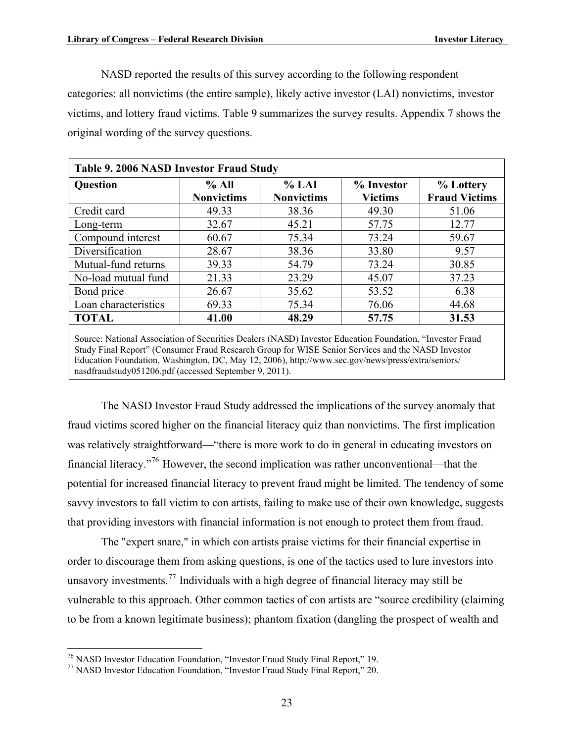NASD reported the results of this survey according to the following respondent categories: all nonvictims (the entire sample), likely active investor (LAI) nonvictims, investor victims, and lottery fraud victims. Table 9 summarizes the survey results. Appendix 7 shows the original wording of the survey questions.

**Table 9. 2006 NASD Investor Fraud Study**

| Question | % All Nonvictims | % LAI Nonvictims | % Investor Victims | % Lottery Fraud Victims |
|---|---|---|---|---|
| Credit card | 49.33 | 38.36 | 49.30 | 51.06 |
| Long-term | 32.67 | 45.21 | 57.75 | 12.77 |
| Compound interest | 60.67 | 75.34 | 73.24 | 59.67 |
| Diversification | 28.67 | 38.36 | 33.80 | 9.57 |
| Mutual-fund returns | 39.33 | 54.79 | 73.24 | 30.85 |
| No-load mutual fund | 21.33 | 23.29 | 45.07 | 37.23 |
| Bond price | 26.67 | 35.62 | 53.52 | 6.38 |
| Loan characteristics | 69.33 | 75.34 | 76.06 | 44.68 |
| **TOTAL** | **41.00** | **48.29** | **57.75** | **31.53** |

Source: National Association of Securities Dealers (NASD) Investor Education Foundation, "Investor Fraud Study Final Report" (Consumer Fraud Research Group for WISE Senior Services and the NASD Investor Education Foundation, Washington, DC, May 12, 2006), http://www.sec.gov/news/press/extra/seniors/nasdfraudstudy051206.pdf (accessed September 9, 2011).

The NASD Investor Fraud Study addressed the implications of the survey anomaly that fraud victims scored higher on the financial literacy quiz than nonvictims. The first implication was relatively straightforward—"there is more work to do in general in educating investors on financial literacy."[76] However, the second implication was rather unconventional—that the potential for increased financial literacy to prevent fraud might be limited. The tendency of some savvy investors to fall victim to con artists, failing to make use of their own knowledge, suggests that providing investors with financial information is not enough to protect them from fraud.

The "expert snare," in which con artists praise victims for their financial expertise in order to discourage them from asking questions, is one of the tactics used to lure investors into unsavory investments.[77] Individuals with a high degree of financial literacy may still be vulnerable to this approach. Other common tactics of con artists are "source credibility (claiming to be from a known legitimate business); phantom fixation (dangling the prospect of wealth and

[76] NASD Investor Education Foundation, "Investor Fraud Study Final Report," 19.

[77] NASD Investor Education Foundation, "Investor Fraud Study Final Report," 20.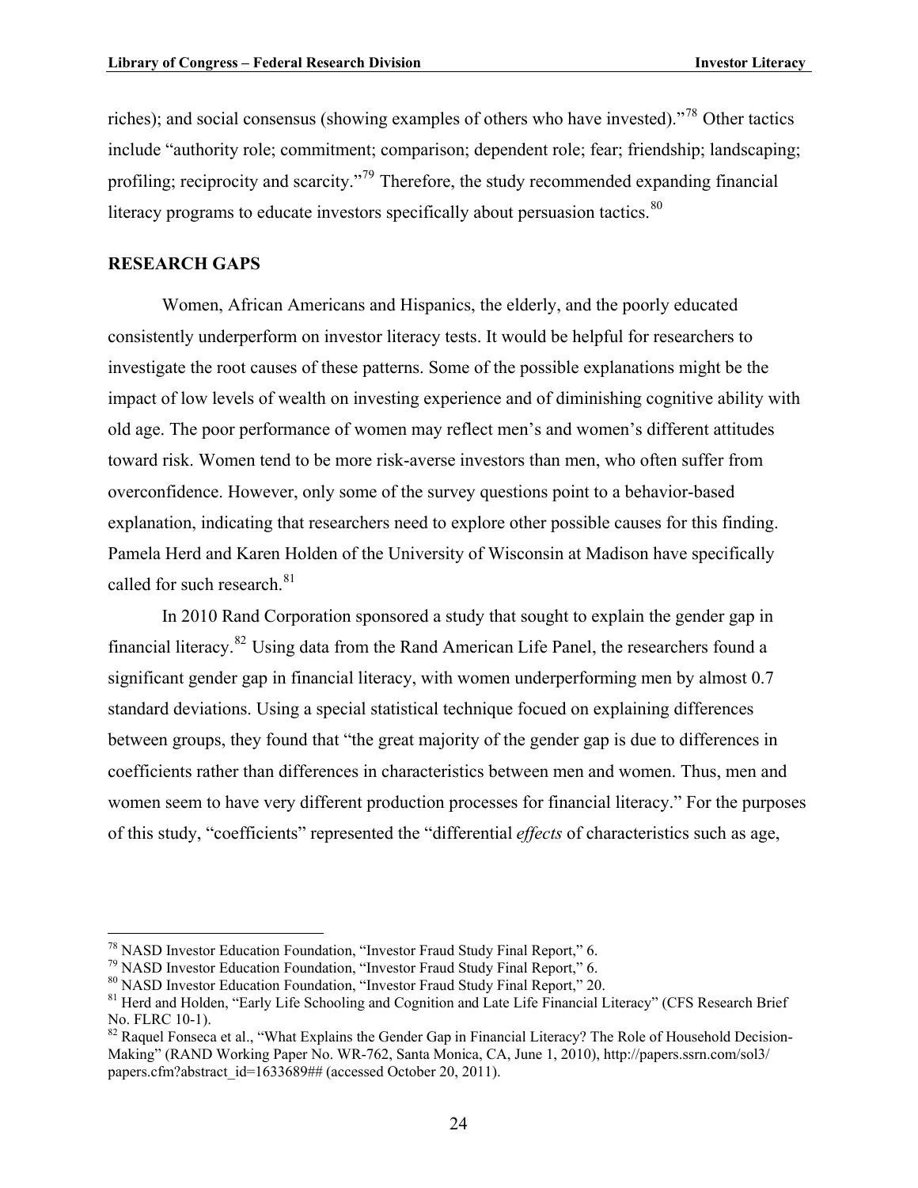riches); and social consensus (showing examples of others who have invested)."[78] Other tactics include "authority role; commitment; comparison; dependent role; fear; friendship; landscaping; profiling; reciprocity and scarcity."[79] Therefore, the study recommended expanding financial literacy programs to educate investors specifically about persuasion tactics.[80]

## RESEARCH GAPS

Women, African Americans and Hispanics, the elderly, and the poorly educated consistently underperform on investor literacy tests. It would be helpful for researchers to investigate the root causes of these patterns. Some of the possible explanations might be the impact of low levels of wealth on investing experience and of diminishing cognitive ability with old age. The poor performance of women may reflect men's and women's different attitudes toward risk. Women tend to be more risk-averse investors than men, who often suffer from overconfidence. However, only some of the survey questions point to a behavior-based explanation, indicating that researchers need to explore other possible causes for this finding. Pamela Herd and Karen Holden of the University of Wisconsin at Madison have specifically called for such research.[81]

In 2010 Rand Corporation sponsored a study that sought to explain the gender gap in financial literacy.[82] Using data from the Rand American Life Panel, the researchers found a significant gender gap in financial literacy, with women underperforming men by almost 0.7 standard deviations. Using a special statistical technique focued on explaining differences between groups, they found that "the great majority of the gender gap is due to differences in coefficients rather than differences in characteristics between men and women. Thus, men and women seem to have very different production processes for financial literacy." For the purposes of this study, "coefficients" represented the "differential *effects* of characteristics such as age,

---

[78] NASD Investor Education Foundation, "Investor Fraud Study Final Report," 6.

[79] NASD Investor Education Foundation, "Investor Fraud Study Final Report," 6.

[80] NASD Investor Education Foundation, "Investor Fraud Study Final Report," 20.

[81] Herd and Holden, "Early Life Schooling and Cognition and Late Life Financial Literacy" (CFS Research Brief No. FLRC 10-1).

[82] Raquel Fonseca et al., "What Explains the Gender Gap in Financial Literacy? The Role of Household Decision-Making" (RAND Working Paper No. WR-762, Santa Monica, CA, June 1, 2010), http://papers.ssrn.com/sol3/papers.cfm?abstract_id=1633689## (accessed October 20, 2011).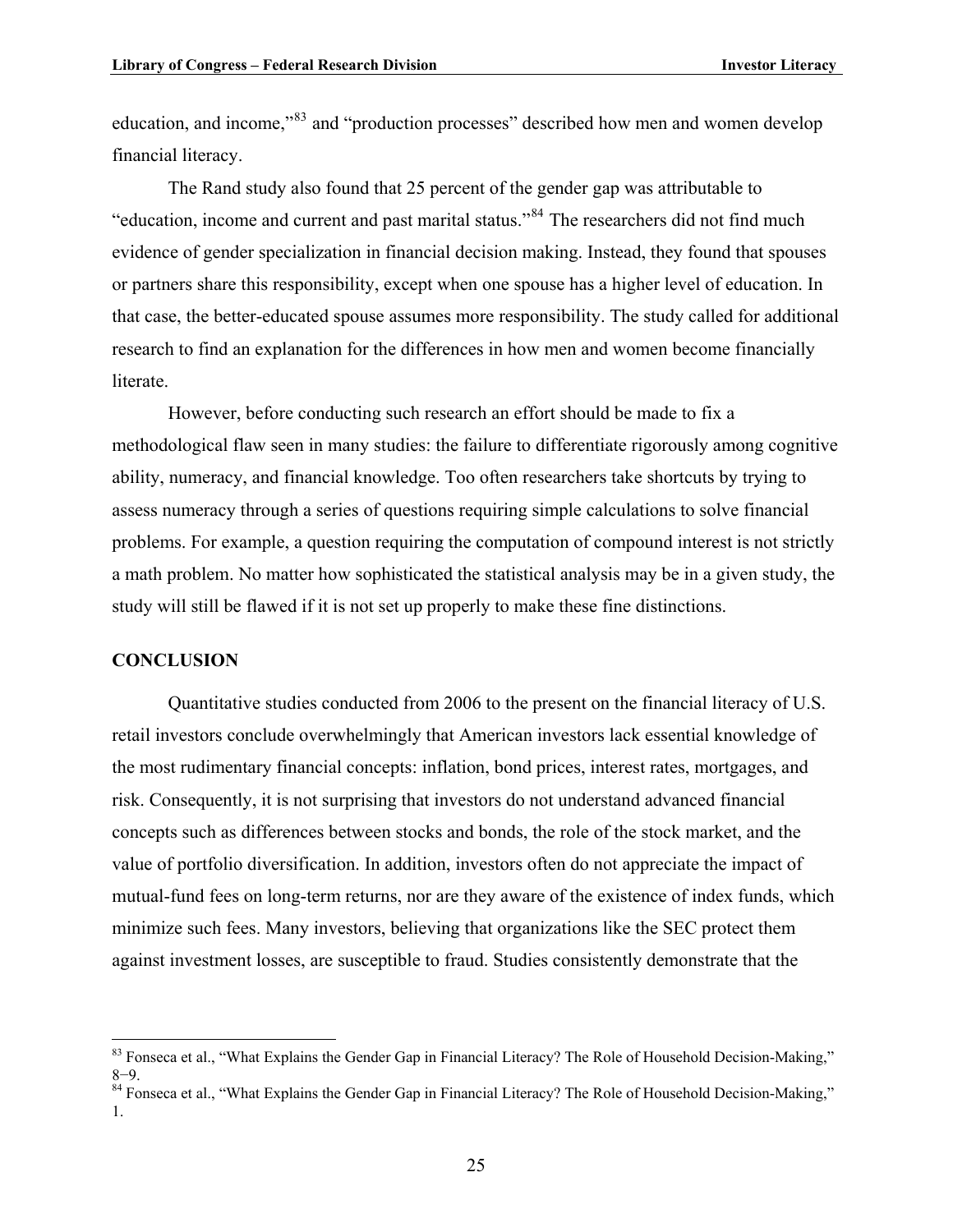education, and income,"[83] and "production processes" described how men and women develop financial literacy.

The Rand study also found that 25 percent of the gender gap was attributable to "education, income and current and past marital status."[84] The researchers did not find much evidence of gender specialization in financial decision making. Instead, they found that spouses or partners share this responsibility, except when one spouse has a higher level of education. In that case, the better-educated spouse assumes more responsibility. The study called for additional research to find an explanation for the differences in how men and women become financially literate.

However, before conducting such research an effort should be made to fix a methodological flaw seen in many studies: the failure to differentiate rigorously among cognitive ability, numeracy, and financial knowledge. Too often researchers take shortcuts by trying to assess numeracy through a series of questions requiring simple calculations to solve financial problems. For example, a question requiring the computation of compound interest is not strictly a math problem. No matter how sophisticated the statistical analysis may be in a given study, the study will still be flawed if it is not set up properly to make these fine distinctions.

## CONCLUSION

Quantitative studies conducted from 2006 to the present on the financial literacy of U.S. retail investors conclude overwhelmingly that American investors lack essential knowledge of the most rudimentary financial concepts: inflation, bond prices, interest rates, mortgages, and risk. Consequently, it is not surprising that investors do not understand advanced financial concepts such as differences between stocks and bonds, the role of the stock market, and the value of portfolio diversification. In addition, investors often do not appreciate the impact of mutual-fund fees on long-term returns, nor are they aware of the existence of index funds, which minimize such fees. Many investors, believing that organizations like the SEC protect them against investment losses, are susceptible to fraud. Studies consistently demonstrate that the

---

[83] Fonseca et al., "What Explains the Gender Gap in Financial Literacy? The Role of Household Decision-Making," 8−9.

[84] Fonseca et al., "What Explains the Gender Gap in Financial Literacy? The Role of Household Decision-Making," 1.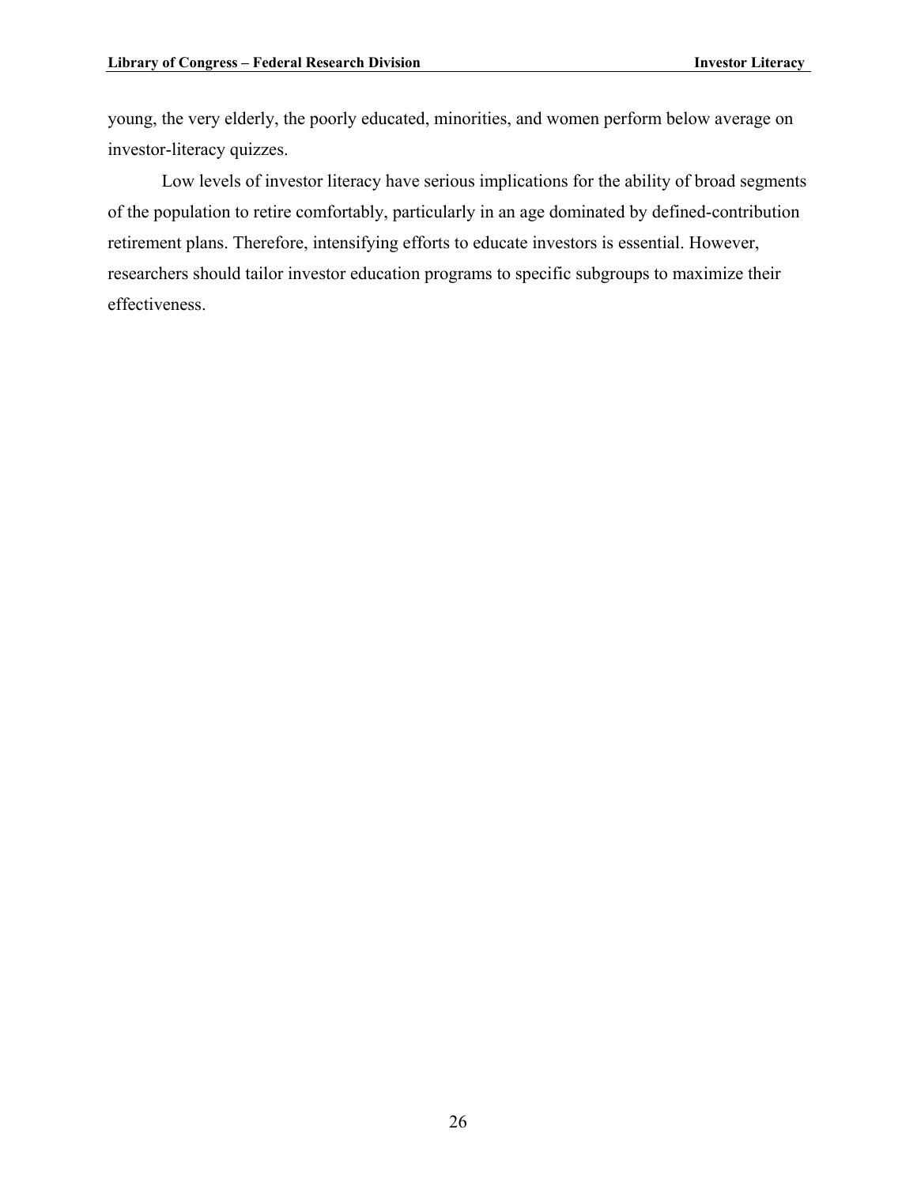young, the very elderly, the poorly educated, minorities, and women perform below average on investor-literacy quizzes.

Low levels of investor literacy have serious implications for the ability of broad segments of the population to retire comfortably, particularly in an age dominated by defined-contribution retirement plans. Therefore, intensifying efforts to educate investors is essential. However, researchers should tailor investor education programs to specific subgroups to maximize their effectiveness.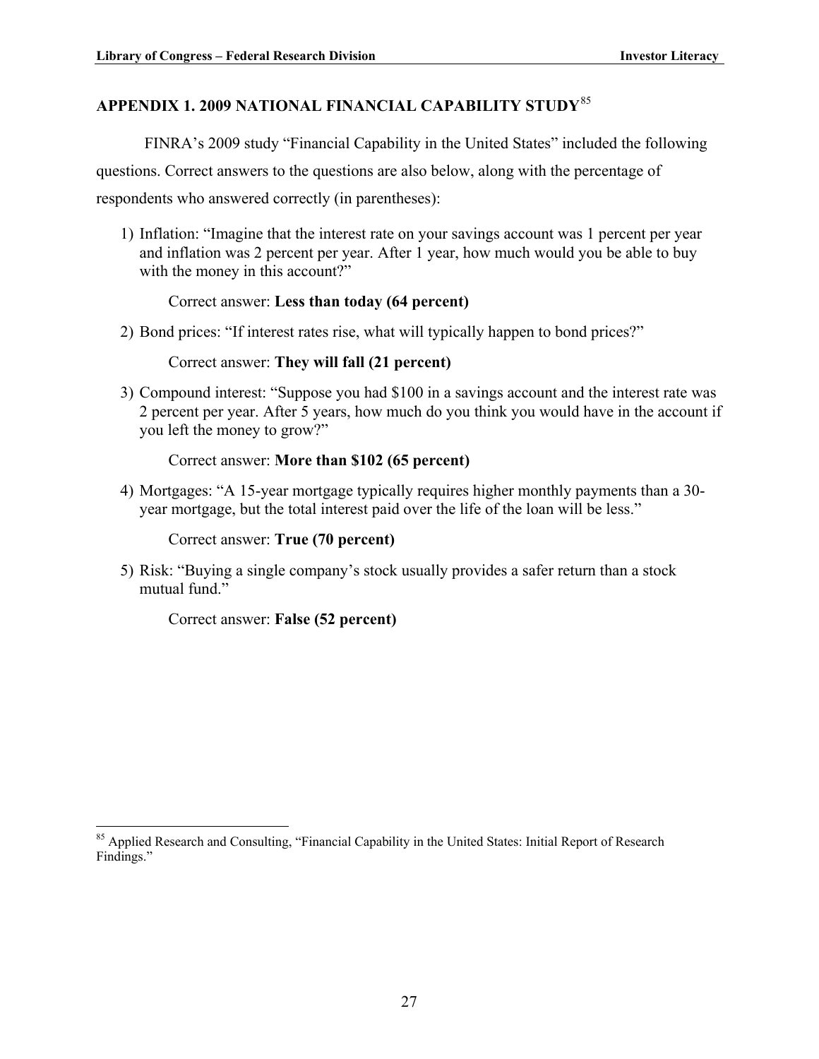## APPENDIX 1. 2009 NATIONAL FINANCIAL CAPABILITY STUDY[85]

FINRA's 2009 study "Financial Capability in the United States" included the following questions. Correct answers to the questions are also below, along with the percentage of respondents who answered correctly (in parentheses):

1) Inflation: "Imagine that the interest rate on your savings account was 1 percent per year and inflation was 2 percent per year. After 1 year, how much would you be able to buy with the money in this account?"

   Correct answer: **Less than today (64 percent)**

2) Bond prices: "If interest rates rise, what will typically happen to bond prices?"

   Correct answer: **They will fall (21 percent)**

3) Compound interest: "Suppose you had $100 in a savings account and the interest rate was 2 percent per year. After 5 years, how much do you think you would have in the account if you left the money to grow?"

   Correct answer: **More than $102 (65 percent)**

4) Mortgages: "A 15-year mortgage typically requires higher monthly payments than a 30-year mortgage, but the total interest paid over the life of the loan will be less."

   Correct answer: **True (70 percent)**

5) Risk: "Buying a single company's stock usually provides a safer return than a stock mutual fund."

   Correct answer: **False (52 percent)**

---

[85] Applied Research and Consulting, "Financial Capability in the United States: Initial Report of Research Findings."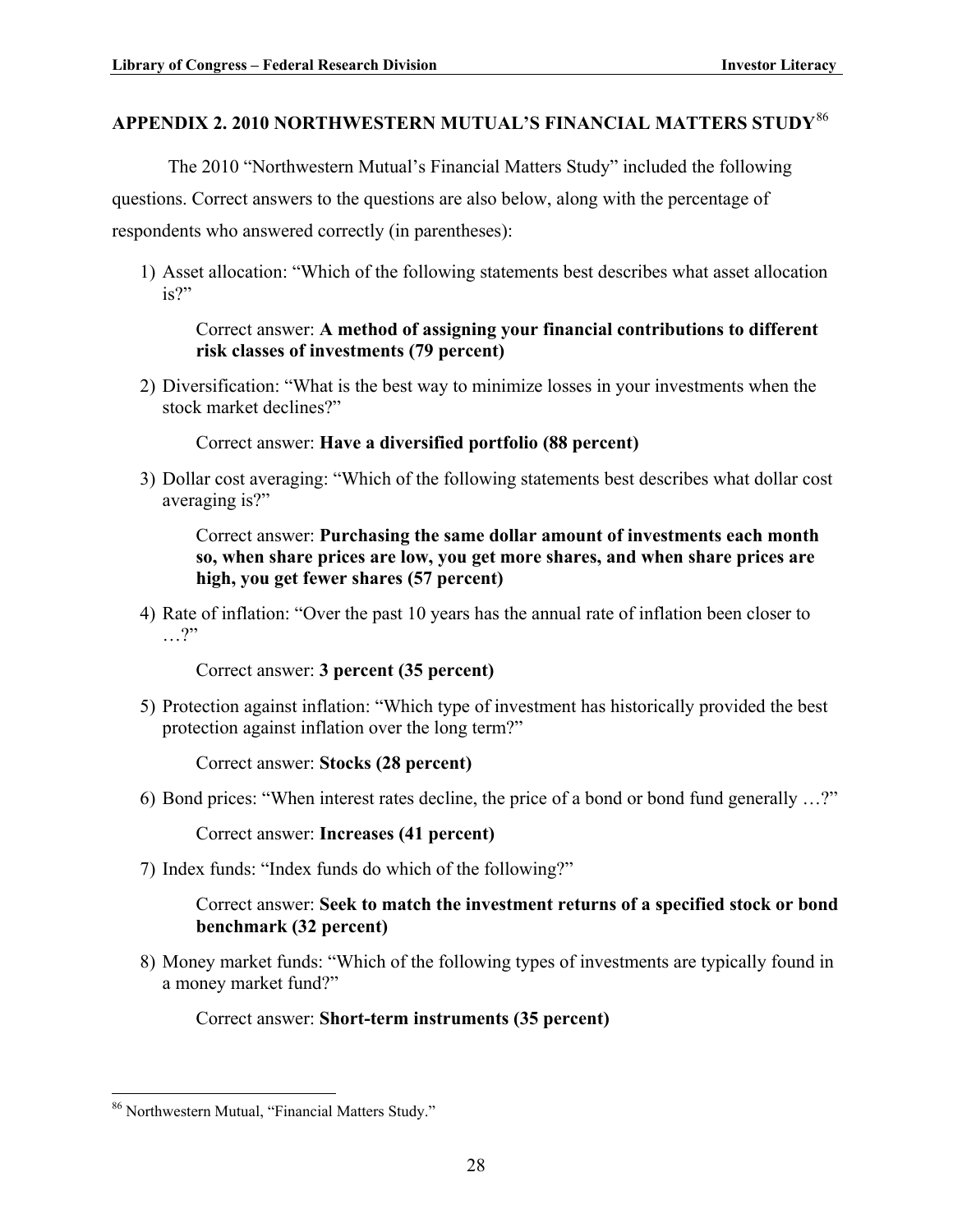## APPENDIX 2. 2010 NORTHWESTERN MUTUAL'S FINANCIAL MATTERS STUDY[86]

The 2010 "Northwestern Mutual's Financial Matters Study" included the following questions. Correct answers to the questions are also below, along with the percentage of respondents who answered correctly (in parentheses):

1) Asset allocation: "Which of the following statements best describes what asset allocation is?"

   Correct answer: **A method of assigning your financial contributions to different risk classes of investments (79 percent)**

2) Diversification: "What is the best way to minimize losses in your investments when the stock market declines?"

   Correct answer: **Have a diversified portfolio (88 percent)**

3) Dollar cost averaging: "Which of the following statements best describes what dollar cost averaging is?"

   Correct answer: **Purchasing the same dollar amount of investments each month so, when share prices are low, you get more shares, and when share prices are high, you get fewer shares (57 percent)**

4) Rate of inflation: "Over the past 10 years has the annual rate of inflation been closer to …?"

   Correct answer: **3 percent (35 percent)**

5) Protection against inflation: "Which type of investment has historically provided the best protection against inflation over the long term?"

   Correct answer: **Stocks (28 percent)**

6) Bond prices: "When interest rates decline, the price of a bond or bond fund generally …?"

   Correct answer: **Increases (41 percent)**

7) Index funds: "Index funds do which of the following?"

   Correct answer: **Seek to match the investment returns of a specified stock or bond benchmark (32 percent)**

8) Money market funds: "Which of the following types of investments are typically found in a money market fund?"

   Correct answer: **Short-term instruments (35 percent)**

---

[86] Northwestern Mutual, "Financial Matters Study."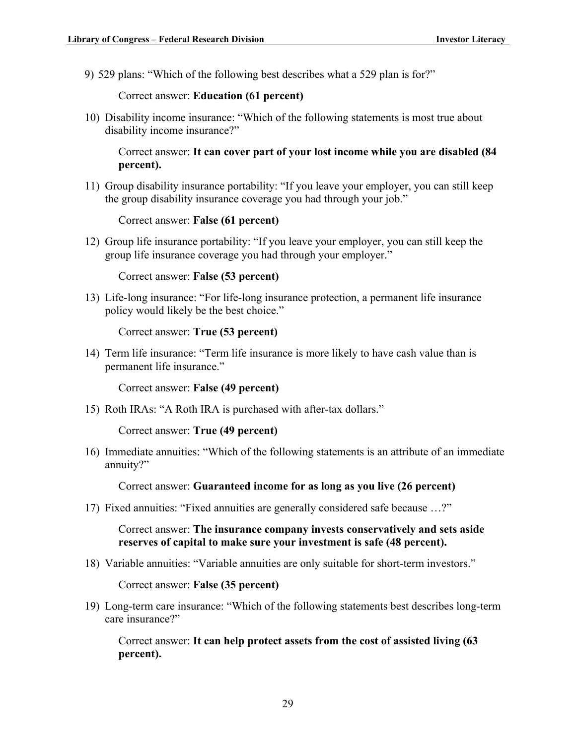9) 529 plans: "Which of the following best describes what a 529 plan is for?"

   Correct answer: **Education (61 percent)**

10) Disability income insurance: "Which of the following statements is most true about disability income insurance?"

    Correct answer: **It can cover part of your lost income while you are disabled (84 percent).**

11) Group disability insurance portability: "If you leave your employer, you can still keep the group disability insurance coverage you had through your job."

    Correct answer: **False (61 percent)**

12) Group life insurance portability: "If you leave your employer, you can still keep the group life insurance coverage you had through your employer."

    Correct answer: **False (53 percent)**

13) Life-long insurance: "For life-long insurance protection, a permanent life insurance policy would likely be the best choice."

    Correct answer: **True (53 percent)**

14) Term life insurance: "Term life insurance is more likely to have cash value than is permanent life insurance."

    Correct answer: **False (49 percent)**

15) Roth IRAs: "A Roth IRA is purchased with after-tax dollars."

    Correct answer: **True (49 percent)**

16) Immediate annuities: "Which of the following statements is an attribute of an immediate annuity?"

    Correct answer: **Guaranteed income for as long as you live (26 percent)**

17) Fixed annuities: "Fixed annuities are generally considered safe because …?"

    Correct answer: **The insurance company invests conservatively and sets aside reserves of capital to make sure your investment is safe (48 percent).**

18) Variable annuities: "Variable annuities are only suitable for short-term investors."

    Correct answer: **False (35 percent)**

19) Long-term care insurance: "Which of the following statements best describes long-term care insurance?"

    Correct answer: **It can help protect assets from the cost of assisted living (63 percent).**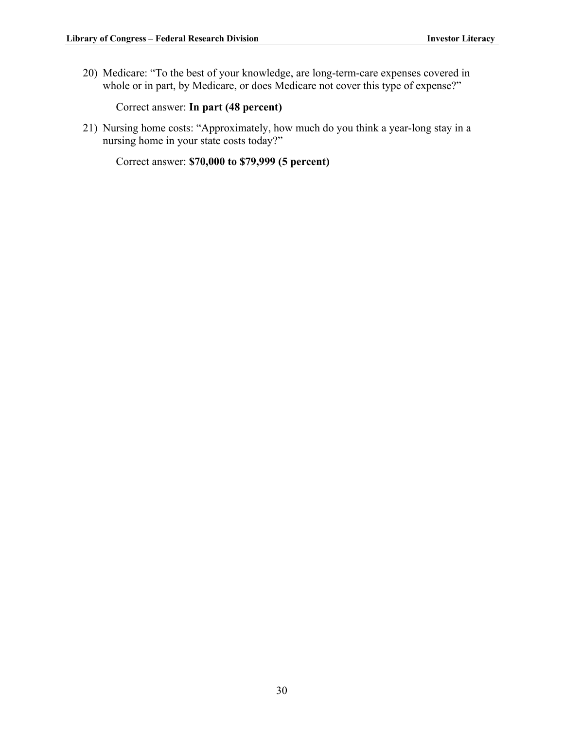20) Medicare: "To the best of your knowledge, are long-term-care expenses covered in whole or in part, by Medicare, or does Medicare not cover this type of expense?"

    Correct answer: **In part (48 percent)**

21) Nursing home costs: "Approximately, how much do you think a year-long stay in a nursing home in your state costs today?"

    Correct answer: **$70,000 to $79,999 (5 percent)**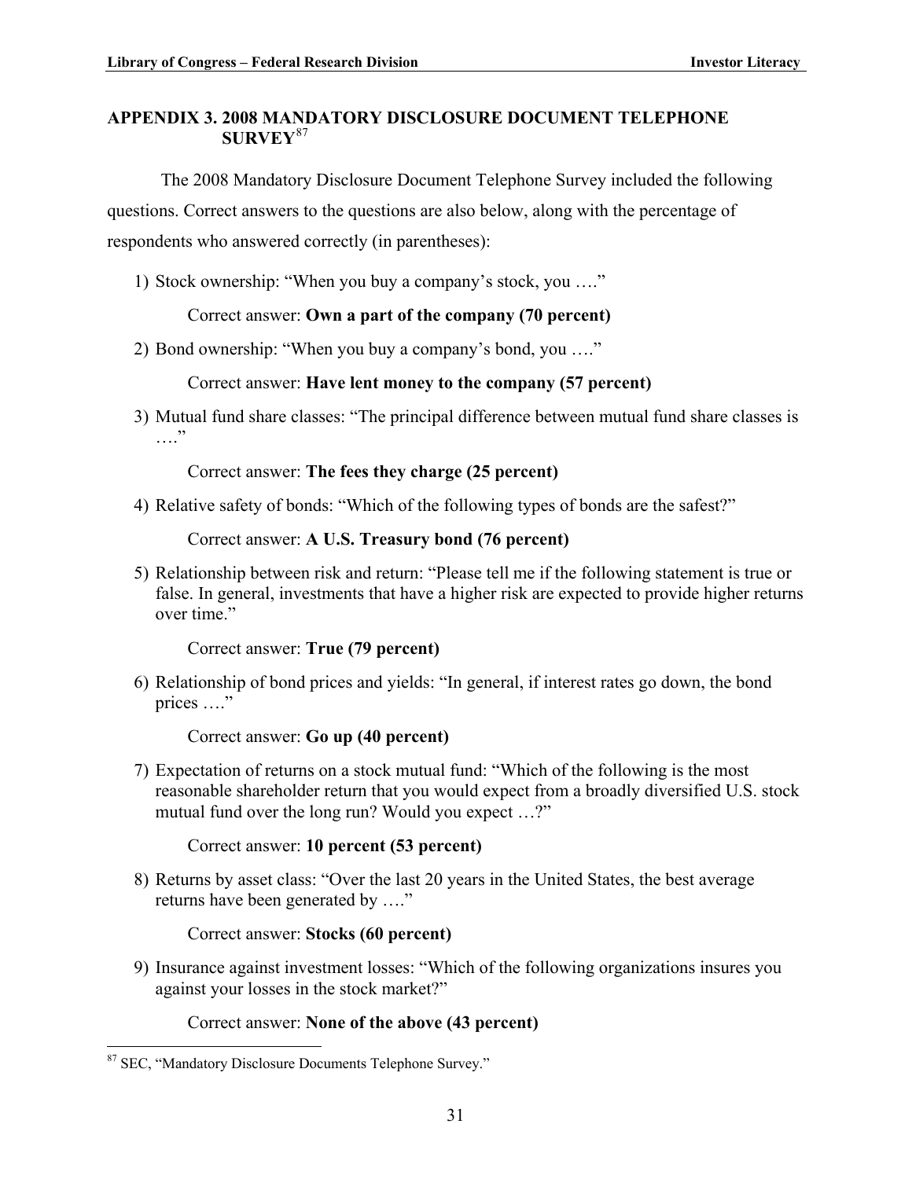## APPENDIX 3. 2008 MANDATORY DISCLOSURE DOCUMENT TELEPHONE SURVEY[87]

The 2008 Mandatory Disclosure Document Telephone Survey included the following questions. Correct answers to the questions are also below, along with the percentage of respondents who answered correctly (in parentheses):

1) Stock ownership: "When you buy a company's stock, you …."

   Correct answer: **Own a part of the company (70 percent)**

2) Bond ownership: "When you buy a company's bond, you …."

   Correct answer: **Have lent money to the company (57 percent)**

3) Mutual fund share classes: "The principal difference between mutual fund share classes is …."

   Correct answer: **The fees they charge (25 percent)**

4) Relative safety of bonds: "Which of the following types of bonds are the safest?"

   Correct answer: **A U.S. Treasury bond (76 percent)**

5) Relationship between risk and return: "Please tell me if the following statement is true or false. In general, investments that have a higher risk are expected to provide higher returns over time."

   Correct answer: **True (79 percent)**

6) Relationship of bond prices and yields: "In general, if interest rates go down, the bond prices …."

   Correct answer: **Go up (40 percent)**

7) Expectation of returns on a stock mutual fund: "Which of the following is the most reasonable shareholder return that you would expect from a broadly diversified U.S. stock mutual fund over the long run? Would you expect …?"

   Correct answer: **10 percent (53 percent)**

8) Returns by asset class: "Over the last 20 years in the United States, the best average returns have been generated by …."

   Correct answer: **Stocks (60 percent)**

9) Insurance against investment losses: "Which of the following organizations insures you against your losses in the stock market?"

   Correct answer: **None of the above (43 percent)**

[87] SEC, "Mandatory Disclosure Documents Telephone Survey."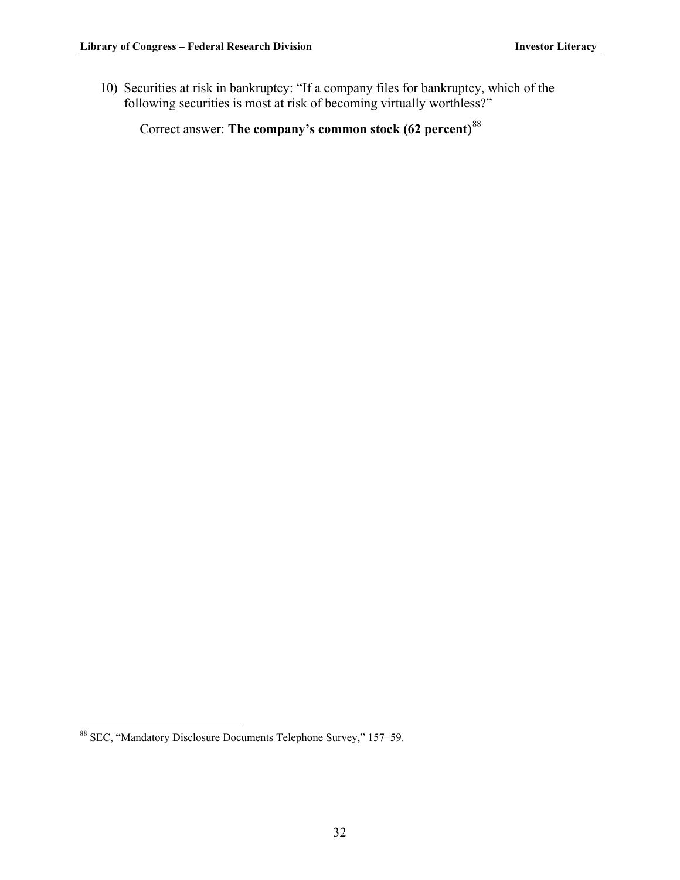10) Securities at risk in bankruptcy: "If a company files for bankruptcy, which of the following securities is most at risk of becoming virtually worthless?"

    Correct answer: **The company's common stock (62 percent)**[88]

[88] SEC, "Mandatory Disclosure Documents Telephone Survey," 157–59.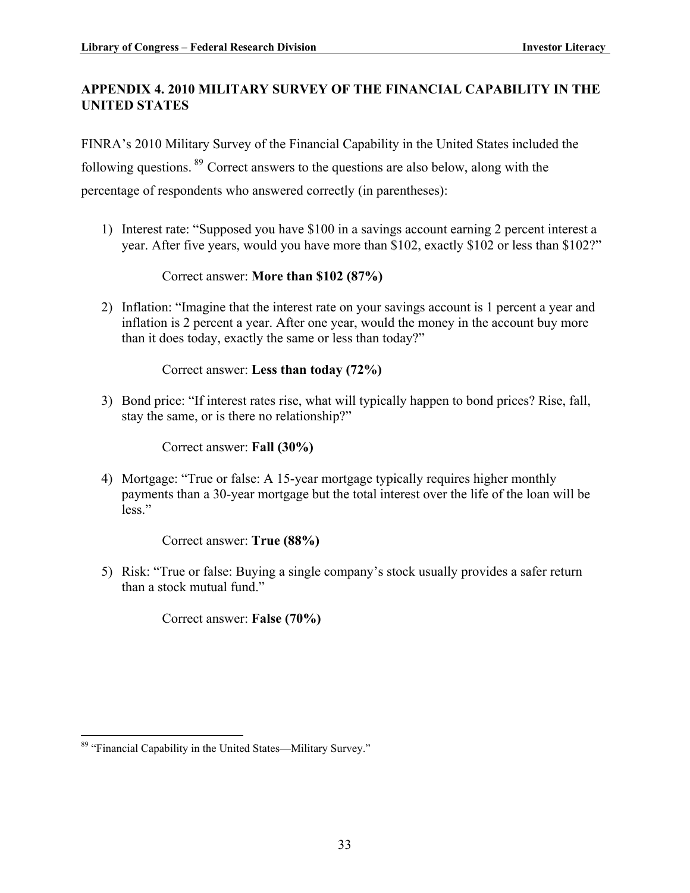## APPENDIX 4. 2010 MILITARY SURVEY OF THE FINANCIAL CAPABILITY IN THE UNITED STATES

FINRA's 2010 Military Survey of the Financial Capability in the United States included the following questions.[89] Correct answers to the questions are also below, along with the percentage of respondents who answered correctly (in parentheses):

1) Interest rate: "Supposed you have $100 in a savings account earning 2 percent interest a year. After five years, would you have more than $102, exactly $102 or less than $102?"

   Correct answer: **More than $102 (87%)**

2) Inflation: "Imagine that the interest rate on your savings account is 1 percent a year and inflation is 2 percent a year. After one year, would the money in the account buy more than it does today, exactly the same or less than today?"

   Correct answer: **Less than today (72%)**

3) Bond price: "If interest rates rise, what will typically happen to bond prices? Rise, fall, stay the same, or is there no relationship?"

   Correct answer: **Fall (30%)**

4) Mortgage: "True or false: A 15-year mortgage typically requires higher monthly payments than a 30-year mortgage but the total interest over the life of the loan will be less."

   Correct answer: **True (88%)**

5) Risk: "True or false: Buying a single company's stock usually provides a safer return than a stock mutual fund."

   Correct answer: **False (70%)**

---

[89] "Financial Capability in the United States—Military Survey."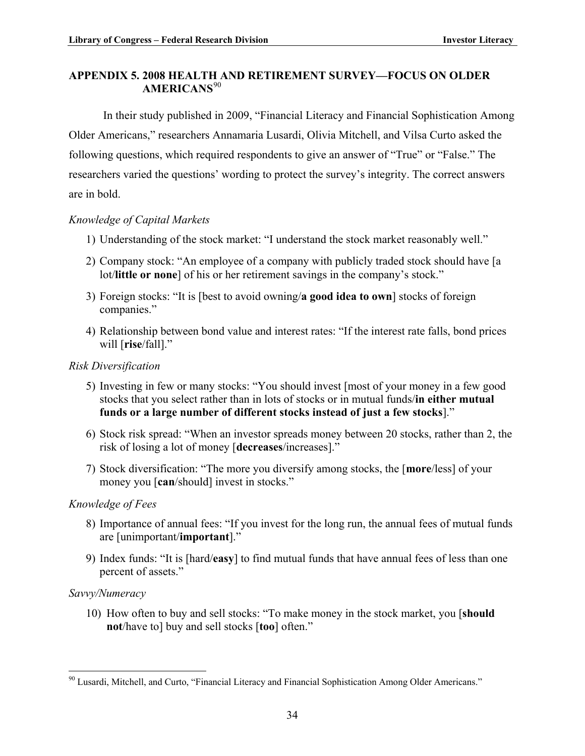## APPENDIX 5. 2008 HEALTH AND RETIREMENT SURVEY—FOCUS ON OLDER AMERICANS[90]

In their study published in 2009, "Financial Literacy and Financial Sophistication Among Older Americans," researchers Annamaria Lusardi, Olivia Mitchell, and Vilsa Curto asked the following questions, which required respondents to give an answer of "True" or "False." The researchers varied the questions' wording to protect the survey's integrity. The correct answers are in bold.

*Knowledge of Capital Markets*

1) Understanding of the stock market: "I understand the stock market reasonably well."
2) Company stock: "An employee of a company with publicly traded stock should have [a lot/**little or none**] of his or her retirement savings in the company's stock."
3) Foreign stocks: "It is [best to avoid owning/**a good idea to own**] stocks of foreign companies."
4) Relationship between bond value and interest rates: "If the interest rate falls, bond prices will [**rise**/fall]."

*Risk Diversification*

5) Investing in few or many stocks: "You should invest [most of your money in a few good stocks that you select rather than in lots of stocks or in mutual funds/**in either mutual funds or a large number of different stocks instead of just a few stocks**]."
6) Stock risk spread: "When an investor spreads money between 20 stocks, rather than 2, the risk of losing a lot of money [**decreases**/increases]."
7) Stock diversification: "The more you diversify among stocks, the [**more**/less] of your money you [**can**/should] invest in stocks."

*Knowledge of Fees*

8) Importance of annual fees: "If you invest for the long run, the annual fees of mutual funds are [unimportant/**important**]."
9) Index funds: "It is [hard/**easy**] to find mutual funds that have annual fees of less than one percent of assets."

*Savvy/Numeracy*

10) How often to buy and sell stocks: "To make money in the stock market, you [**should not**/have to] buy and sell stocks [**too**] often."

---

[90] Lusardi, Mitchell, and Curto, "Financial Literacy and Financial Sophistication Among Older Americans."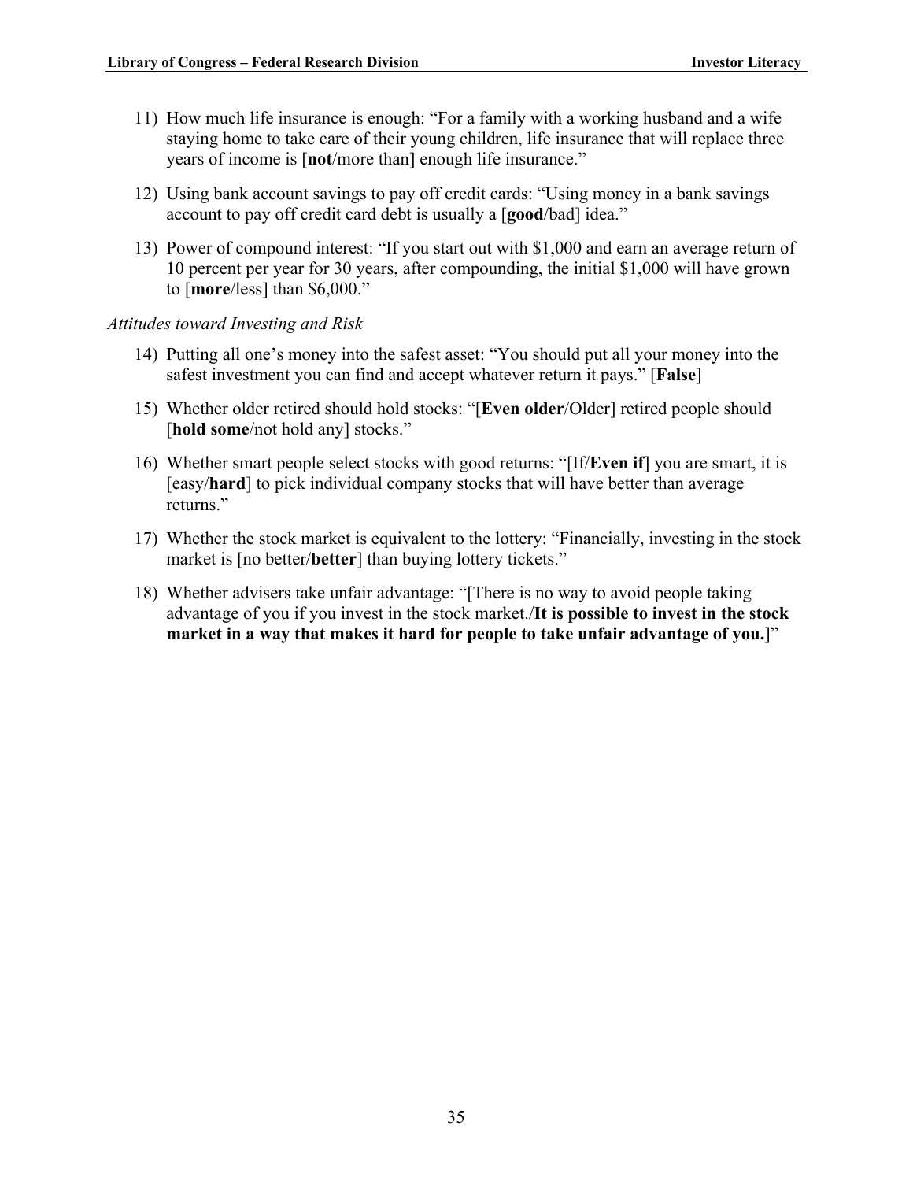11) How much life insurance is enough: "For a family with a working husband and a wife staying home to take care of their young children, life insurance that will replace three years of income is [**not**/more than] enough life insurance."

12) Using bank account savings to pay off credit cards: "Using money in a bank savings account to pay off credit card debt is usually a [**good**/bad] idea."

13) Power of compound interest: "If you start out with $1,000 and earn an average return of 10 percent per year for 30 years, after compounding, the initial $1,000 will have grown to [**more**/less] than $6,000."

*Attitudes toward Investing and Risk*

14) Putting all one's money into the safest asset: "You should put all your money into the safest investment you can find and accept whatever return it pays." [**False**]

15) Whether older retired should hold stocks: "[**Even older**/Older] retired people should [**hold some**/not hold any] stocks."

16) Whether smart people select stocks with good returns: "[If/**Even if**] you are smart, it is [easy/**hard**] to pick individual company stocks that will have better than average returns."

17) Whether the stock market is equivalent to the lottery: "Financially, investing in the stock market is [no better/**better**] than buying lottery tickets."

18) Whether advisers take unfair advantage: "[There is no way to avoid people taking advantage of you if you invest in the stock market./**It is possible to invest in the stock market in a way that makes it hard for people to take unfair advantage of you.**]"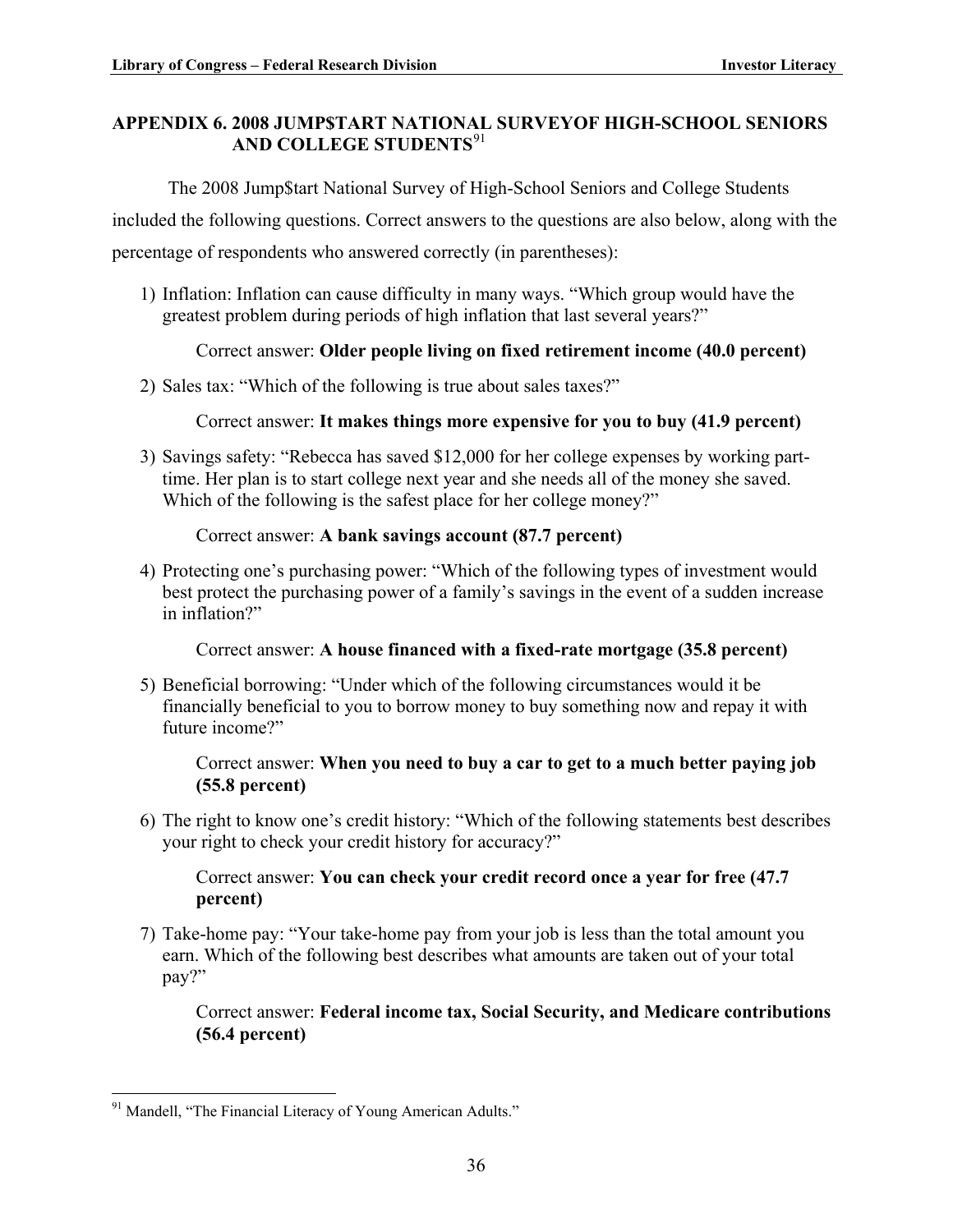## APPENDIX 6. 2008 JUMP$TART NATIONAL SURVEYOF HIGH-SCHOOL SENIORS AND COLLEGE STUDENTS[91]

The 2008 Jump$tart National Survey of High-School Seniors and College Students included the following questions. Correct answers to the questions are also below, along with the percentage of respondents who answered correctly (in parentheses):

1) Inflation: Inflation can cause difficulty in many ways. "Which group would have the greatest problem during periods of high inflation that last several years?"

   Correct answer: **Older people living on fixed retirement income (40.0 percent)**

2) Sales tax: "Which of the following is true about sales taxes?"

   Correct answer: **It makes things more expensive for you to buy (41.9 percent)**

3) Savings safety: "Rebecca has saved $12,000 for her college expenses by working part-time. Her plan is to start college next year and she needs all of the money she saved. Which of the following is the safest place for her college money?"

   Correct answer: **A bank savings account (87.7 percent)**

4) Protecting one's purchasing power: "Which of the following types of investment would best protect the purchasing power of a family's savings in the event of a sudden increase in inflation?"

   Correct answer: **A house financed with a fixed-rate mortgage (35.8 percent)**

5) Beneficial borrowing: "Under which of the following circumstances would it be financially beneficial to you to borrow money to buy something now and repay it with future income?"

   Correct answer: **When you need to buy a car to get to a much better paying job (55.8 percent)**

6) The right to know one's credit history: "Which of the following statements best describes your right to check your credit history for accuracy?"

   Correct answer: **You can check your credit record once a year for free (47.7 percent)**

7) Take-home pay: "Your take-home pay from your job is less than the total amount you earn. Which of the following best describes what amounts are taken out of your total pay?"

   Correct answer: **Federal income tax, Social Security, and Medicare contributions (56.4 percent)**

---

[91] Mandell, "The Financial Literacy of Young American Adults."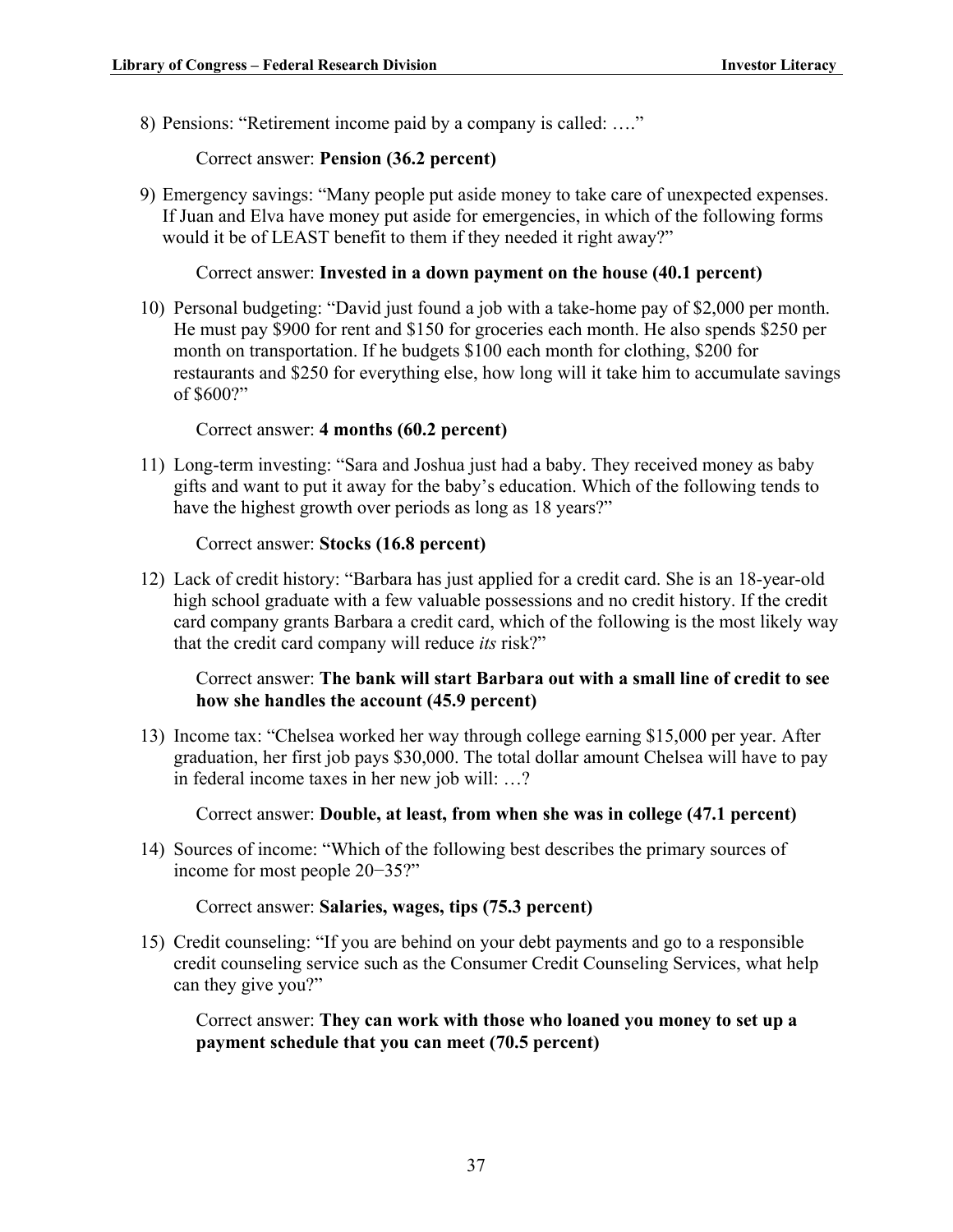8) Pensions: "Retirement income paid by a company is called: …."

   Correct answer: **Pension (36.2 percent)**

9) Emergency savings: "Many people put aside money to take care of unexpected expenses. If Juan and Elva have money put aside for emergencies, in which of the following forms would it be of LEAST benefit to them if they needed it right away?"

   Correct answer: **Invested in a down payment on the house (40.1 percent)**

10) Personal budgeting: "David just found a job with a take-home pay of $2,000 per month. He must pay $900 for rent and $150 for groceries each month. He also spends $250 per month on transportation. If he budgets $100 each month for clothing, $200 for restaurants and $250 for everything else, how long will it take him to accumulate savings of $600?"

    Correct answer: **4 months (60.2 percent)**

11) Long-term investing: "Sara and Joshua just had a baby. They received money as baby gifts and want to put it away for the baby's education. Which of the following tends to have the highest growth over periods as long as 18 years?"

    Correct answer: **Stocks (16.8 percent)**

12) Lack of credit history: "Barbara has just applied for a credit card. She is an 18-year-old high school graduate with a few valuable possessions and no credit history. If the credit card company grants Barbara a credit card, which of the following is the most likely way that the credit card company will reduce *its* risk?"

    Correct answer: **The bank will start Barbara out with a small line of credit to see how she handles the account (45.9 percent)**

13) Income tax: "Chelsea worked her way through college earning $15,000 per year. After graduation, her first job pays $30,000. The total dollar amount Chelsea will have to pay in federal income taxes in her new job will: …?

    Correct answer: **Double, at least, from when she was in college (47.1 percent)**

14) Sources of income: "Which of the following best describes the primary sources of income for most people 20−35?"

    Correct answer: **Salaries, wages, tips (75.3 percent)**

15) Credit counseling: "If you are behind on your debt payments and go to a responsible credit counseling service such as the Consumer Credit Counseling Services, what help can they give you?"

    Correct answer: **They can work with those who loaned you money to set up a payment schedule that you can meet (70.5 percent)**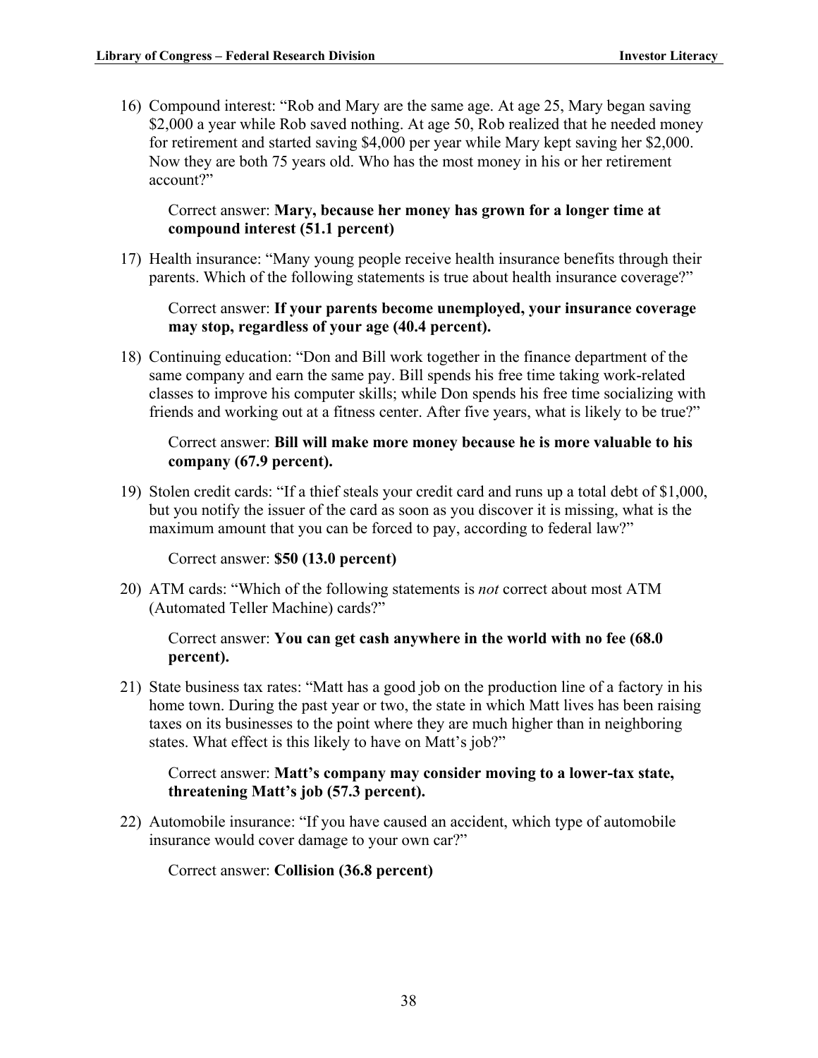16) Compound interest: "Rob and Mary are the same age. At age 25, Mary began saving $2,000 a year while Rob saved nothing. At age 50, Rob realized that he needed money for retirement and started saving $4,000 per year while Mary kept saving her $2,000. Now they are both 75 years old. Who has the most money in his or her retirement account?"

    Correct answer: **Mary, because her money has grown for a longer time at compound interest (51.1 percent)**

17) Health insurance: "Many young people receive health insurance benefits through their parents. Which of the following statements is true about health insurance coverage?"

    Correct answer: **If your parents become unemployed, your insurance coverage may stop, regardless of your age (40.4 percent).**

18) Continuing education: "Don and Bill work together in the finance department of the same company and earn the same pay. Bill spends his free time taking work-related classes to improve his computer skills; while Don spends his free time socializing with friends and working out at a fitness center. After five years, what is likely to be true?"

    Correct answer: **Bill will make more money because he is more valuable to his company (67.9 percent).**

19) Stolen credit cards: "If a thief steals your credit card and runs up a total debt of $1,000, but you notify the issuer of the card as soon as you discover it is missing, what is the maximum amount that you can be forced to pay, according to federal law?"

    Correct answer: **$50 (13.0 percent)**

20) ATM cards: "Which of the following statements is *not* correct about most ATM (Automated Teller Machine) cards?"

    Correct answer: **You can get cash anywhere in the world with no fee (68.0 percent).**

21) State business tax rates: "Matt has a good job on the production line of a factory in his home town. During the past year or two, the state in which Matt lives has been raising taxes on its businesses to the point where they are much higher than in neighboring states. What effect is this likely to have on Matt's job?"

    Correct answer: **Matt's company may consider moving to a lower-tax state, threatening Matt's job (57.3 percent).**

22) Automobile insurance: "If you have caused an accident, which type of automobile insurance would cover damage to your own car?"

    Correct answer: **Collision (36.8 percent)**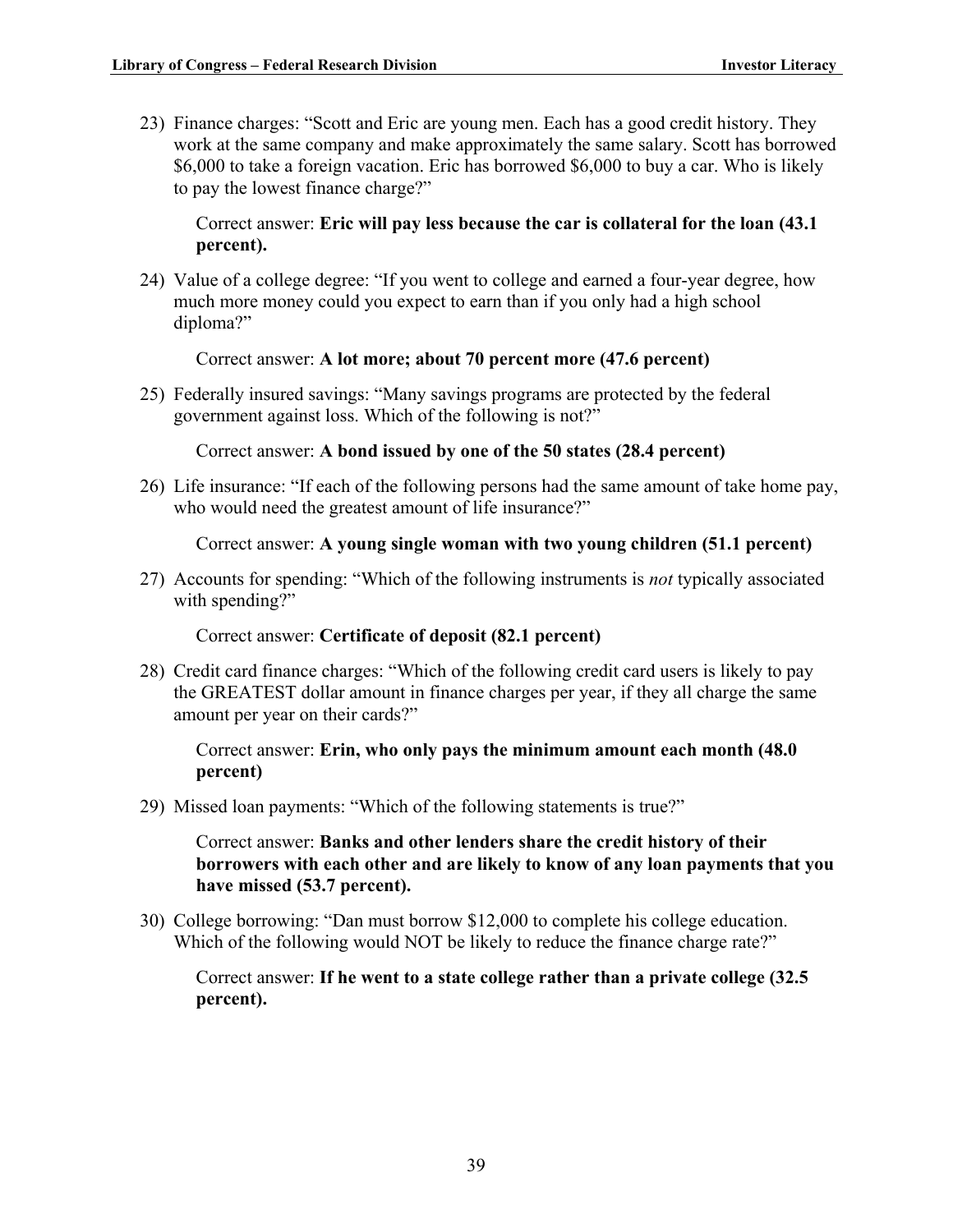23) Finance charges: "Scott and Eric are young men. Each has a good credit history. They work at the same company and make approximately the same salary. Scott has borrowed $6,000 to take a foreign vacation. Eric has borrowed $6,000 to buy a car. Who is likely to pay the lowest finance charge?"

    Correct answer: **Eric will pay less because the car is collateral for the loan (43.1 percent).**

24) Value of a college degree: "If you went to college and earned a four-year degree, how much more money could you expect to earn than if you only had a high school diploma?"

    Correct answer: **A lot more; about 70 percent more (47.6 percent)**

25) Federally insured savings: "Many savings programs are protected by the federal government against loss. Which of the following is not?"

    Correct answer: **A bond issued by one of the 50 states (28.4 percent)**

26) Life insurance: "If each of the following persons had the same amount of take home pay, who would need the greatest amount of life insurance?"

    Correct answer: **A young single woman with two young children (51.1 percent)**

27) Accounts for spending: "Which of the following instruments is *not* typically associated with spending?"

    Correct answer: **Certificate of deposit (82.1 percent)**

28) Credit card finance charges: "Which of the following credit card users is likely to pay the GREATEST dollar amount in finance charges per year, if they all charge the same amount per year on their cards?"

    Correct answer: **Erin, who only pays the minimum amount each month (48.0 percent)**

29) Missed loan payments: "Which of the following statements is true?"

    Correct answer: **Banks and other lenders share the credit history of their borrowers with each other and are likely to know of any loan payments that you have missed (53.7 percent).**

30) College borrowing: "Dan must borrow $12,000 to complete his college education. Which of the following would NOT be likely to reduce the finance charge rate?"

    Correct answer: **If he went to a state college rather than a private college (32.5 percent).**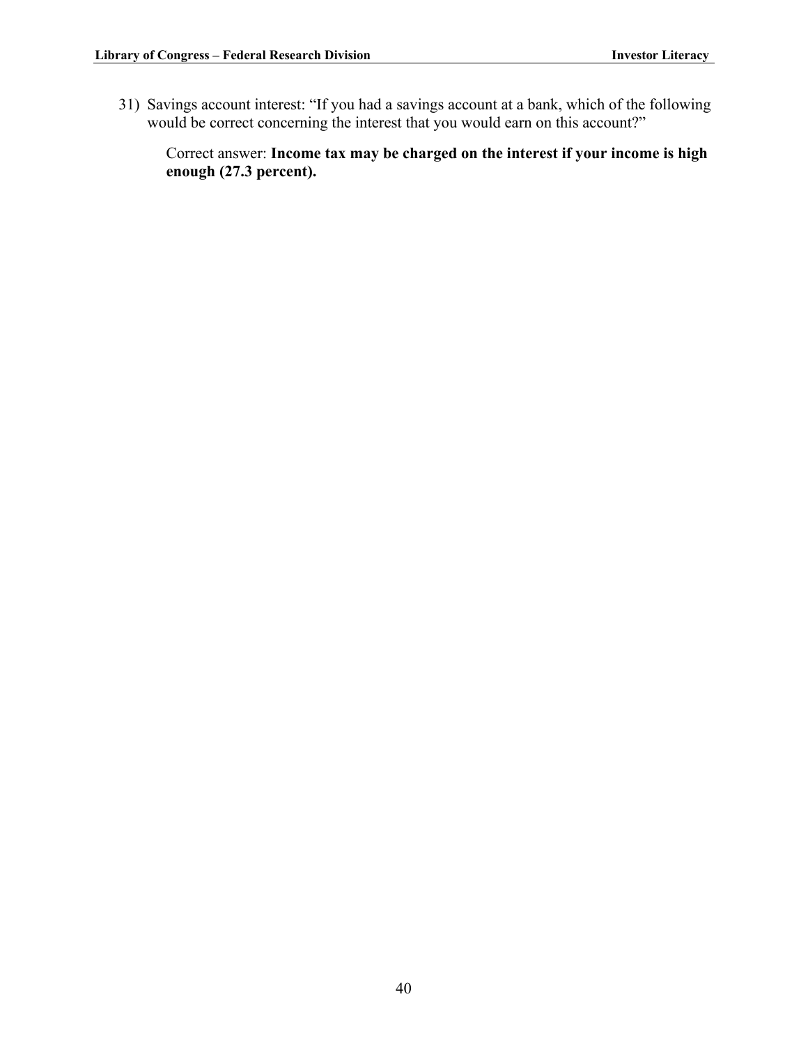31) Savings account interest: "If you had a savings account at a bank, which of the following would be correct concerning the interest that you would earn on this account?"

    Correct answer: **Income tax may be charged on the interest if your income is high enough (27.3 percent).**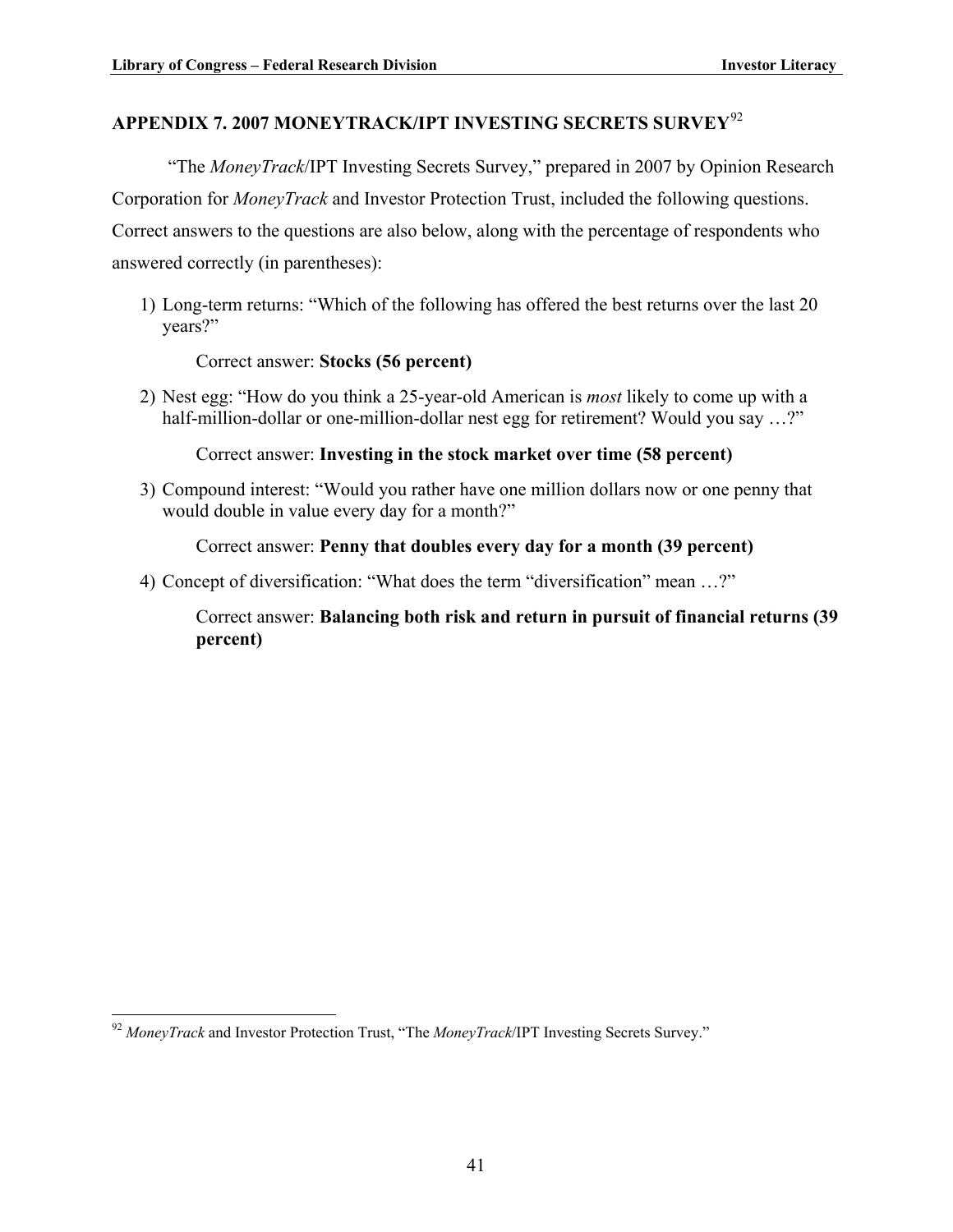## APPENDIX 7. 2007 MONEYTRACK/IPT INVESTING SECRETS SURVEY[92]

"The *MoneyTrack*/IPT Investing Secrets Survey," prepared in 2007 by Opinion Research Corporation for *MoneyTrack* and Investor Protection Trust, included the following questions. Correct answers to the questions are also below, along with the percentage of respondents who answered correctly (in parentheses):

1) Long-term returns: "Which of the following has offered the best returns over the last 20 years?"

   Correct answer: **Stocks (56 percent)**

2) Nest egg: "How do you think a 25-year-old American is *most* likely to come up with a half-million-dollar or one-million-dollar nest egg for retirement? Would you say …?"

   Correct answer: **Investing in the stock market over time (58 percent)**

3) Compound interest: "Would you rather have one million dollars now or one penny that would double in value every day for a month?"

   Correct answer: **Penny that doubles every day for a month (39 percent)**

4) Concept of diversification: "What does the term "diversification" mean …?"

   Correct answer: **Balancing both risk and return in pursuit of financial returns (39 percent)**

---

[92] *MoneyTrack* and Investor Protection Trust, "The *MoneyTrack*/IPT Investing Secrets Survey."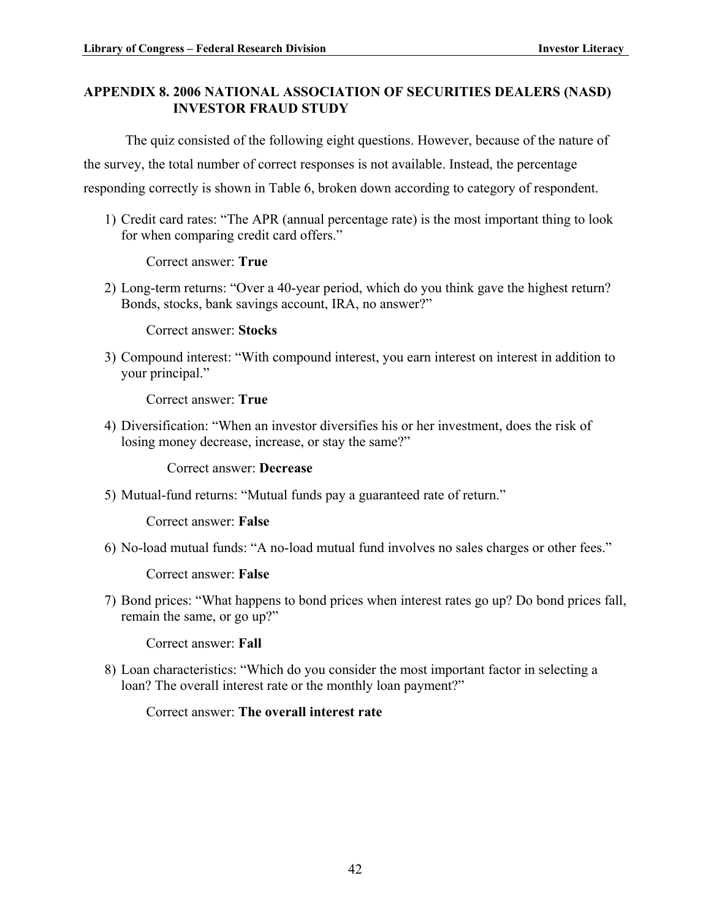## APPENDIX 8. 2006 NATIONAL ASSOCIATION OF SECURITIES DEALERS (NASD) INVESTOR FRAUD STUDY

The quiz consisted of the following eight questions. However, because of the nature of the survey, the total number of correct responses is not available. Instead, the percentage responding correctly is shown in Table 6, broken down according to category of respondent.

1) Credit card rates: "The APR (annual percentage rate) is the most important thing to look for when comparing credit card offers."

   Correct answer: **True**

2) Long-term returns: "Over a 40-year period, which do you think gave the highest return? Bonds, stocks, bank savings account, IRA, no answer?"

   Correct answer: **Stocks**

3) Compound interest: "With compound interest, you earn interest on interest in addition to your principal."

   Correct answer: **True**

4) Diversification: "When an investor diversifies his or her investment, does the risk of losing money decrease, increase, or stay the same?"

   Correct answer: **Decrease**

5) Mutual-fund returns: "Mutual funds pay a guaranteed rate of return."

   Correct answer: **False**

6) No-load mutual funds: "A no-load mutual fund involves no sales charges or other fees."

   Correct answer: **False**

7) Bond prices: "What happens to bond prices when interest rates go up? Do bond prices fall, remain the same, or go up?"

   Correct answer: **Fall**

8) Loan characteristics: "Which do you consider the most important factor in selecting a loan? The overall interest rate or the monthly loan payment?"

   Correct answer: **The overall interest rate**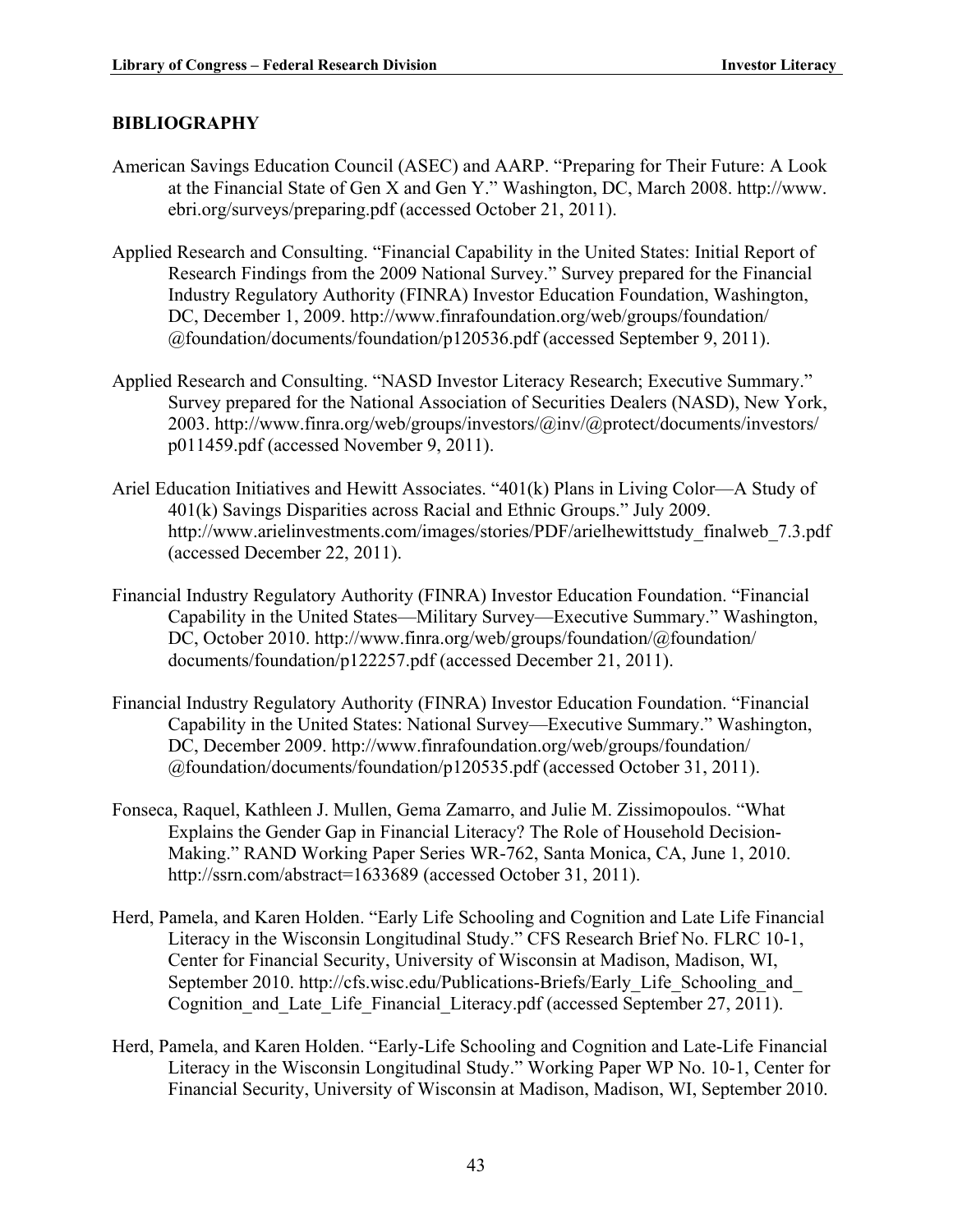## BIBLIOGRAPHY

American Savings Education Council (ASEC) and AARP. "Preparing for Their Future: A Look at the Financial State of Gen X and Gen Y." Washington, DC, March 2008. http://www.ebri.org/surveys/preparing.pdf (accessed October 21, 2011).

Applied Research and Consulting. "Financial Capability in the United States: Initial Report of Research Findings from the 2009 National Survey." Survey prepared for the Financial Industry Regulatory Authority (FINRA) Investor Education Foundation, Washington, DC, December 1, 2009. http://www.finrafoundation.org/web/groups/foundation/@foundation/documents/foundation/p120536.pdf (accessed September 9, 2011).

Applied Research and Consulting. "NASD Investor Literacy Research; Executive Summary." Survey prepared for the National Association of Securities Dealers (NASD), New York, 2003. http://www.finra.org/web/groups/investors/@inv/@protect/documents/investors/p011459.pdf (accessed November 9, 2011).

Ariel Education Initiatives and Hewitt Associates. "401(k) Plans in Living Color—A Study of 401(k) Savings Disparities across Racial and Ethnic Groups." July 2009. http://www.arielinvestments.com/images/stories/PDF/arielhewittstudy_finalweb_7.3.pdf (accessed December 22, 2011).

Financial Industry Regulatory Authority (FINRA) Investor Education Foundation. "Financial Capability in the United States—Military Survey—Executive Summary." Washington, DC, October 2010. http://www.finra.org/web/groups/foundation/@foundation/documents/foundation/p122257.pdf (accessed December 21, 2011).

Financial Industry Regulatory Authority (FINRA) Investor Education Foundation. "Financial Capability in the United States: National Survey—Executive Summary." Washington, DC, December 2009. http://www.finrafoundation.org/web/groups/foundation/@foundation/documents/foundation/p120535.pdf (accessed October 31, 2011).

Fonseca, Raquel, Kathleen J. Mullen, Gema Zamarro, and Julie M. Zissimopoulos. "What Explains the Gender Gap in Financial Literacy? The Role of Household Decision-Making." RAND Working Paper Series WR-762, Santa Monica, CA, June 1, 2010. http://ssrn.com/abstract=1633689 (accessed October 31, 2011).

Herd, Pamela, and Karen Holden. "Early Life Schooling and Cognition and Late Life Financial Literacy in the Wisconsin Longitudinal Study." CFS Research Brief No. FLRC 10-1, Center for Financial Security, University of Wisconsin at Madison, Madison, WI, September 2010. http://cfs.wisc.edu/Publications-Briefs/Early_Life_Schooling_and_Cognition_and_Late_Life_Financial_Literacy.pdf (accessed September 27, 2011).

Herd, Pamela, and Karen Holden. "Early-Life Schooling and Cognition and Late-Life Financial Literacy in the Wisconsin Longitudinal Study." Working Paper WP No. 10-1, Center for Financial Security, University of Wisconsin at Madison, Madison, WI, September 2010.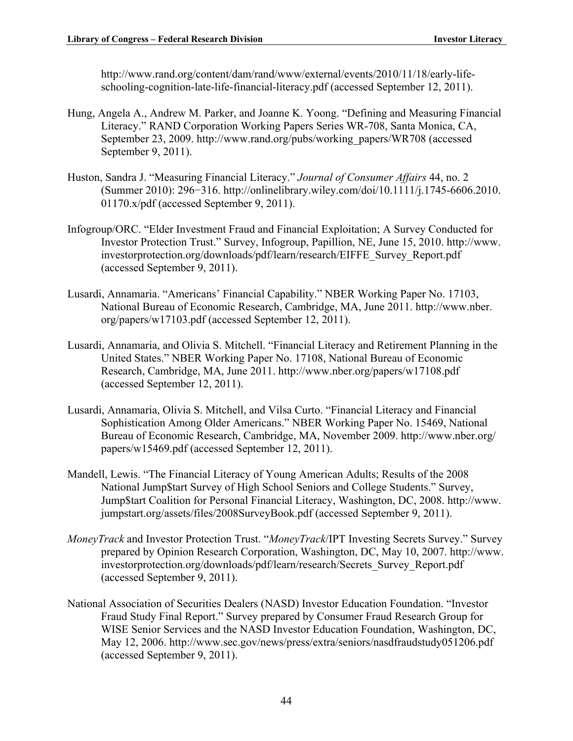http://www.rand.org/content/dam/rand/www/external/events/2010/11/18/early-life-schooling-cognition-late-life-financial-literacy.pdf (accessed September 12, 2011).

Hung, Angela A., Andrew M. Parker, and Joanne K. Yoong. "Defining and Measuring Financial Literacy." RAND Corporation Working Papers Series WR-708, Santa Monica, CA, September 23, 2009. http://www.rand.org/pubs/working_papers/WR708 (accessed September 9, 2011).

Huston, Sandra J. "Measuring Financial Literacy." *Journal of Consumer Affairs* 44, no. 2 (Summer 2010): 296−316. http://onlinelibrary.wiley.com/doi/10.1111/j.1745-6606.2010.01170.x/pdf (accessed September 9, 2011).

Infogroup/ORC. "Elder Investment Fraud and Financial Exploitation; A Survey Conducted for Investor Protection Trust." Survey, Infogroup, Papillion, NE, June 15, 2010. http://www.investorprotection.org/downloads/pdf/learn/research/EIFFE_Survey_Report.pdf (accessed September 9, 2011).

Lusardi, Annamaria. "Americans' Financial Capability." NBER Working Paper No. 17103, National Bureau of Economic Research, Cambridge, MA, June 2011. http://www.nber.org/papers/w17103.pdf (accessed September 12, 2011).

Lusardi, Annamaria, and Olivia S. Mitchell. "Financial Literacy and Retirement Planning in the United States." NBER Working Paper No. 17108, National Bureau of Economic Research, Cambridge, MA, June 2011. http://www.nber.org/papers/w17108.pdf (accessed September 12, 2011).

Lusardi, Annamaria, Olivia S. Mitchell, and Vilsa Curto. "Financial Literacy and Financial Sophistication Among Older Americans." NBER Working Paper No. 15469, National Bureau of Economic Research, Cambridge, MA, November 2009. http://www.nber.org/papers/w15469.pdf (accessed September 12, 2011).

Mandell, Lewis. "The Financial Literacy of Young American Adults; Results of the 2008 National Jump$tart Survey of High School Seniors and College Students." Survey, Jump$tart Coalition for Personal Financial Literacy, Washington, DC, 2008. http://www.jumpstart.org/assets/files/2008SurveyBook.pdf (accessed September 9, 2011).

*MoneyTrack* and Investor Protection Trust. "*MoneyTrack*/IPT Investing Secrets Survey." Survey prepared by Opinion Research Corporation, Washington, DC, May 10, 2007. http://www.investorprotection.org/downloads/pdf/learn/research/Secrets_Survey_Report.pdf (accessed September 9, 2011).

National Association of Securities Dealers (NASD) Investor Education Foundation. "Investor Fraud Study Final Report." Survey prepared by Consumer Fraud Research Group for WISE Senior Services and the NASD Investor Education Foundation, Washington, DC, May 12, 2006. http://www.sec.gov/news/press/extra/seniors/nasdfraudstudy051206.pdf (accessed September 9, 2011).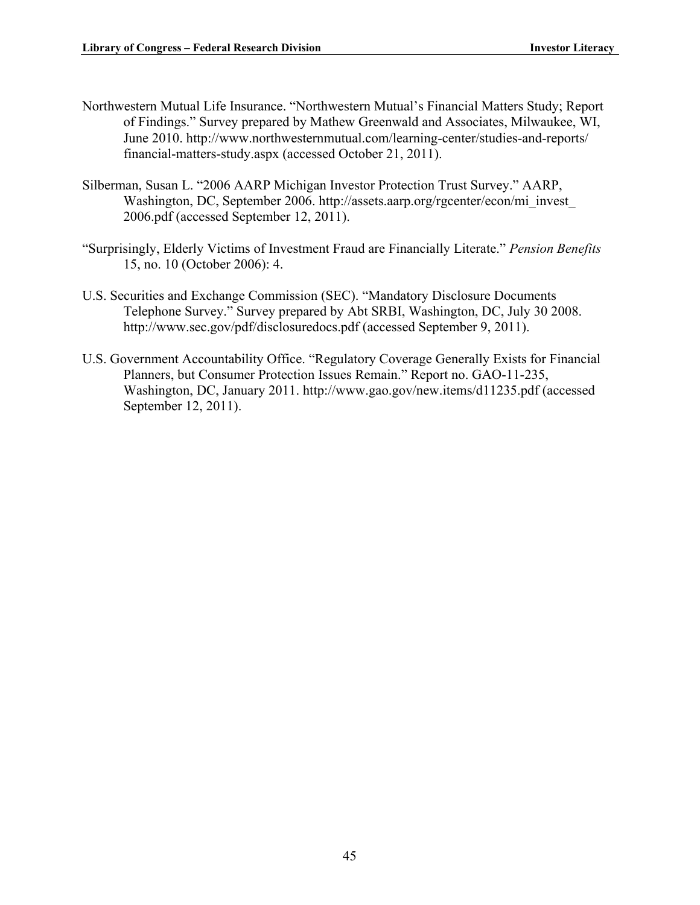Northwestern Mutual Life Insurance. "Northwestern Mutual's Financial Matters Study; Report of Findings." Survey prepared by Mathew Greenwald and Associates, Milwaukee, WI, June 2010. http://www.northwesternmutual.com/learning-center/studies-and-reports/financial-matters-study.aspx (accessed October 21, 2011).

Silberman, Susan L. "2006 AARP Michigan Investor Protection Trust Survey." AARP, Washington, DC, September 2006. http://assets.aarp.org/rgcenter/econ/mi_invest_2006.pdf (accessed September 12, 2011).

"Surprisingly, Elderly Victims of Investment Fraud are Financially Literate." *Pension Benefits* 15, no. 10 (October 2006): 4.

U.S. Securities and Exchange Commission (SEC). "Mandatory Disclosure Documents Telephone Survey." Survey prepared by Abt SRBI, Washington, DC, July 30 2008. http://www.sec.gov/pdf/disclosuredocs.pdf (accessed September 9, 2011).

U.S. Government Accountability Office. "Regulatory Coverage Generally Exists for Financial Planners, but Consumer Protection Issues Remain." Report no. GAO-11-235, Washington, DC, January 2011. http://www.gao.gov/new.items/d11235.pdf (accessed September 12, 2011).